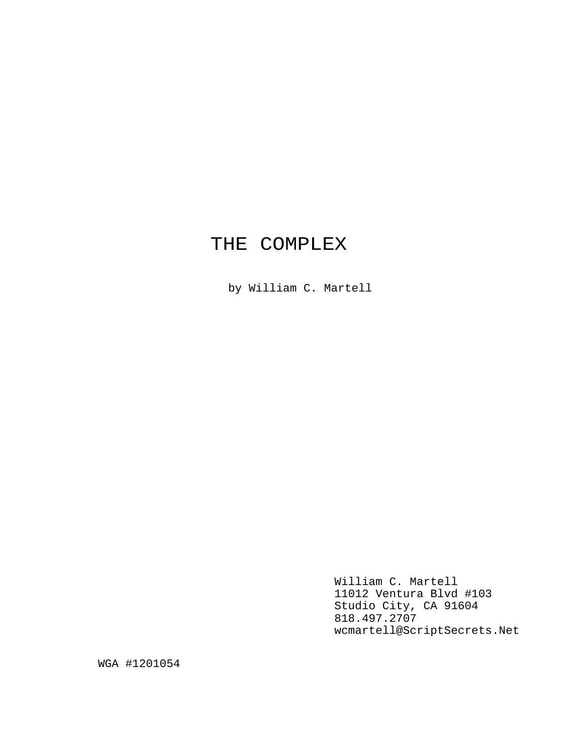# THE COMPLEX

by William C. Martell

William C. Martell
11012 Ventura Blvd #103
Studio City, CA 91604
818.497.2707
wcmartell@ScriptSecrets.Net

WGA #1201054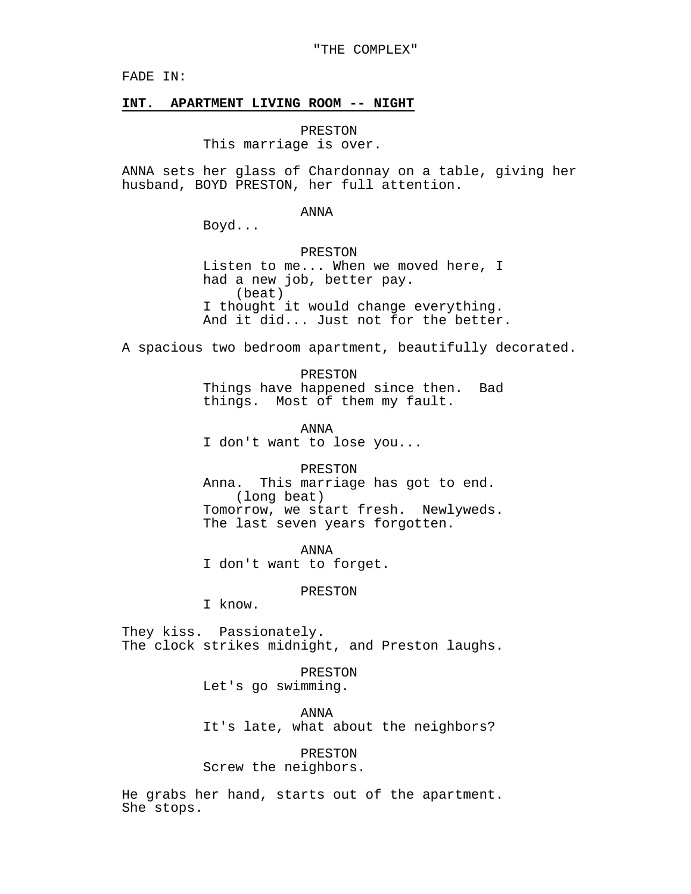"THE COMPLEX"

FADE IN:

**INT. APARTMENT LIVING ROOM -- NIGHT**

PRESTON
This marriage is over.

ANNA sets her glass of Chardonnay on a table, giving her husband, BOYD PRESTON, her full attention.

ANNA
Boyd...

PRESTON
Listen to me... When we moved here, I had a new job, better pay.
(beat)
I thought it would change everything. And it did... Just not for the better.

A spacious two bedroom apartment, beautifully decorated.

PRESTON
Things have happened since then. Bad things. Most of them my fault.

ANNA
I don't want to lose you...

PRESTON
Anna. This marriage has got to end.
(long beat)
Tomorrow, we start fresh. Newlyweds. The last seven years forgotten.

ANNA
I don't want to forget.

PRESTON
I know.

They kiss. Passionately.
The clock strikes midnight, and Preston laughs.

PRESTON
Let's go swimming.

ANNA
It's late, what about the neighbors?

PRESTON
Screw the neighbors.

He grabs her hand, starts out of the apartment.
She stops.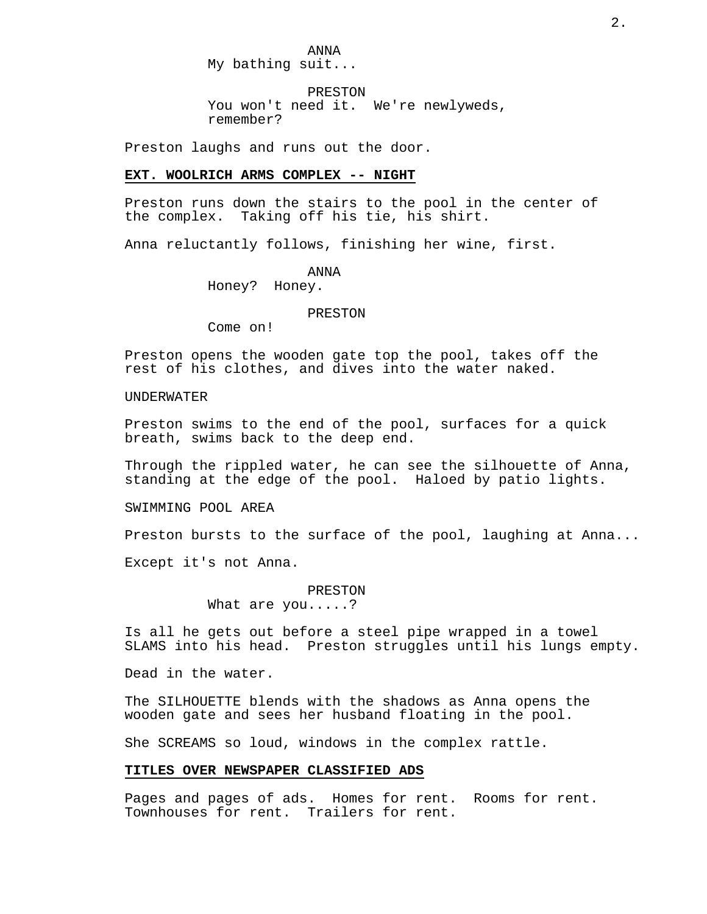ANNA
My bathing suit...

PRESTON
You won't need it.  We're newlyweds, remember?

Preston laughs and runs out the door.

**EXT. WOOLRICH ARMS COMPLEX -- NIGHT**

Preston runs down the stairs to the pool in the center of the complex.  Taking off his tie, his shirt.

Anna reluctantly follows, finishing her wine, first.

ANNA
Honey?  Honey.

PRESTON
Come on!

Preston opens the wooden gate top the pool, takes off the rest of his clothes, and dives into the water naked.

UNDERWATER

Preston swims to the end of the pool, surfaces for a quick breath, swims back to the deep end.

Through the rippled water, he can see the silhouette of Anna, standing at the edge of the pool.  Haloed by patio lights.

SWIMMING POOL AREA

Preston bursts to the surface of the pool, laughing at Anna...

Except it's not Anna.

PRESTON
What are you.....?

Is all he gets out before a steel pipe wrapped in a towel SLAMS into his head.  Preston struggles until his lungs empty.

Dead in the water.

The SILHOUETTE blends with the shadows as Anna opens the wooden gate and sees her husband floating in the pool.

She SCREAMS so loud, windows in the complex rattle.

**TITLES OVER NEWSPAPER CLASSIFIED ADS**

Pages and pages of ads.  Homes for rent.  Rooms for rent. Townhouses for rent.  Trailers for rent.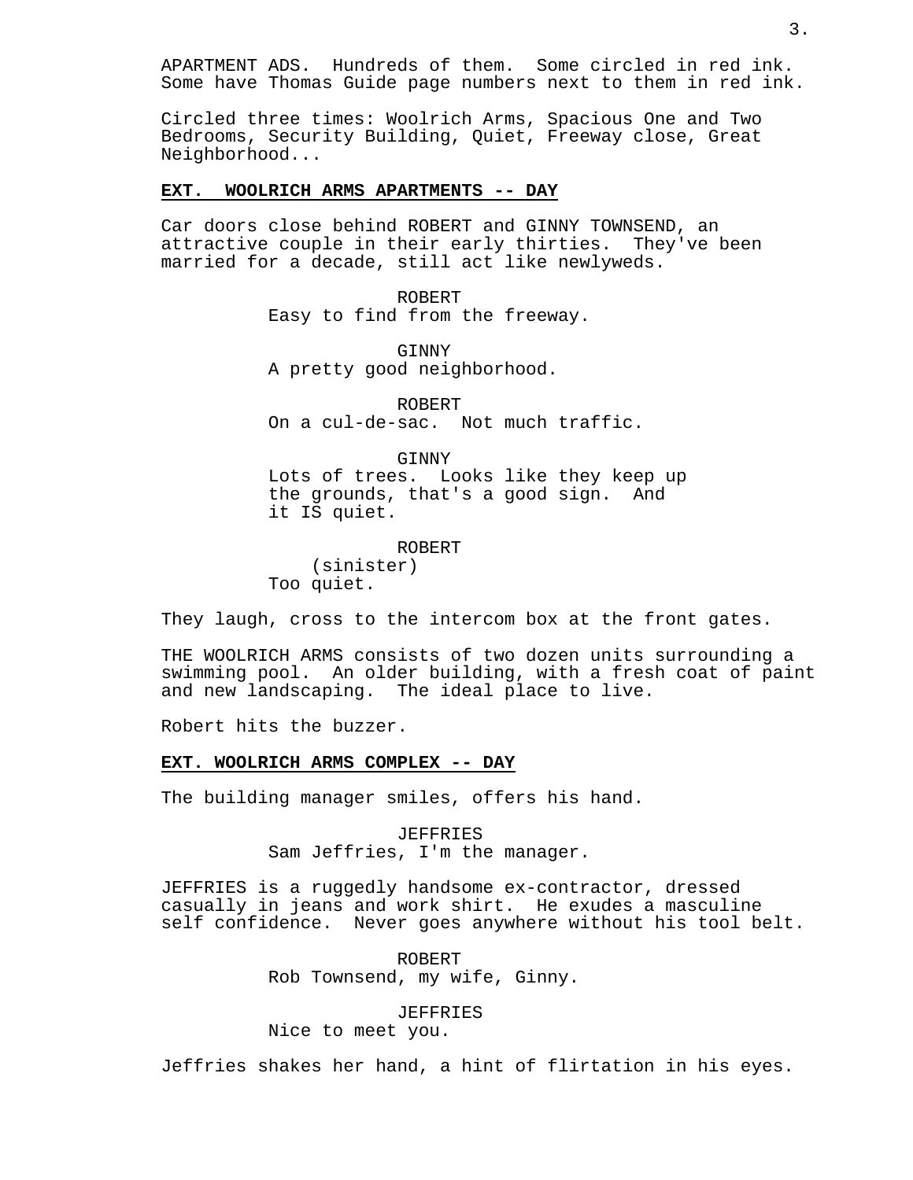APARTMENT ADS. Hundreds of them. Some circled in red ink. Some have Thomas Guide page numbers next to them in red ink.

Circled three times: Woolrich Arms, Spacious One and Two Bedrooms, Security Building, Quiet, Freeway close, Great Neighborhood...

**EXT. WOOLRICH ARMS APARTMENTS -- DAY**

Car doors close behind ROBERT and GINNY TOWNSEND, an attractive couple in their early thirties. They've been married for a decade, still act like newlyweds.

ROBERT
Easy to find from the freeway.

GINNY
A pretty good neighborhood.

ROBERT
On a cul-de-sac. Not much traffic.

GINNY
Lots of trees. Looks like they keep up the grounds, that's a good sign. And it IS quiet.

ROBERT
(sinister)
Too quiet.

They laugh, cross to the intercom box at the front gates.

THE WOOLRICH ARMS consists of two dozen units surrounding a swimming pool. An older building, with a fresh coat of paint and new landscaping. The ideal place to live.

Robert hits the buzzer.

**EXT. WOOLRICH ARMS COMPLEX -- DAY**

The building manager smiles, offers his hand.

JEFFRIES
Sam Jeffries, I'm the manager.

JEFFRIES is a ruggedly handsome ex-contractor, dressed casually in jeans and work shirt. He exudes a masculine self confidence. Never goes anywhere without his tool belt.

ROBERT
Rob Townsend, my wife, Ginny.

JEFFRIES
Nice to meet you.

Jeffries shakes her hand, a hint of flirtation in his eyes.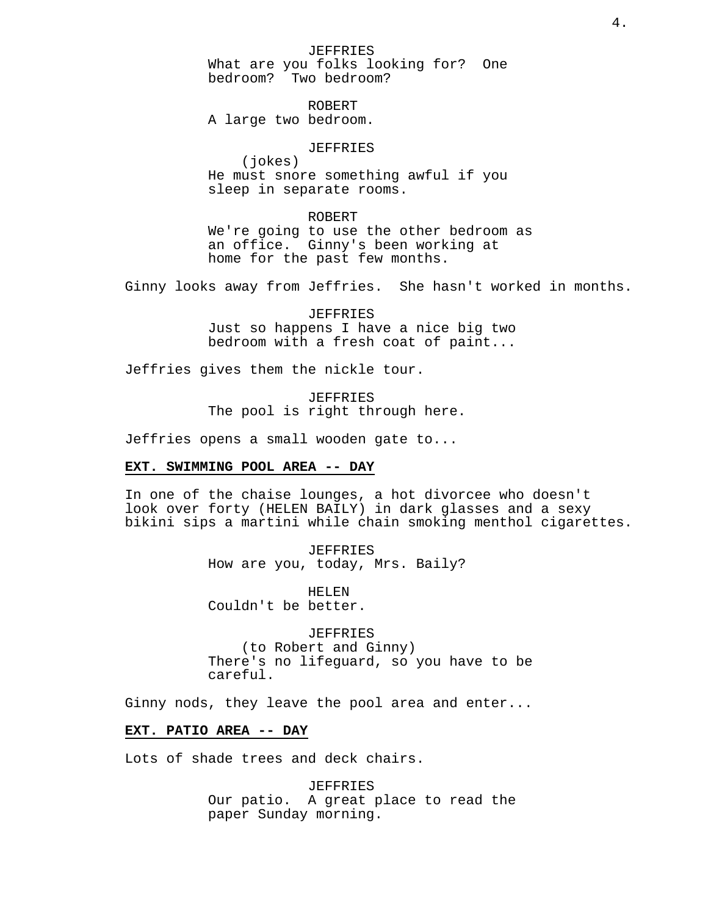JEFFRIES
What are you folks looking for? One bedroom? Two bedroom?

ROBERT
A large two bedroom.

JEFFRIES
(jokes)
He must snore something awful if you sleep in separate rooms.

ROBERT
We're going to use the other bedroom as an office. Ginny's been working at home for the past few months.

Ginny looks away from Jeffries. She hasn't worked in months.

JEFFRIES
Just so happens I have a nice big two bedroom with a fresh coat of paint...

Jeffries gives them the nickle tour.

JEFFRIES
The pool is right through here.

Jeffries opens a small wooden gate to...

**EXT. SWIMMING POOL AREA -- DAY**

In one of the chaise lounges, a hot divorcee who doesn't look over forty (HELEN BAILY) in dark glasses and a sexy bikini sips a martini while chain smoking menthol cigarettes.

JEFFRIES
How are you, today, Mrs. Baily?

HELEN
Couldn't be better.

JEFFRIES
(to Robert and Ginny)
There's no lifeguard, so you have to be careful.

Ginny nods, they leave the pool area and enter...

**EXT. PATIO AREA -- DAY**

Lots of shade trees and deck chairs.

JEFFRIES
Our patio. A great place to read the paper Sunday morning.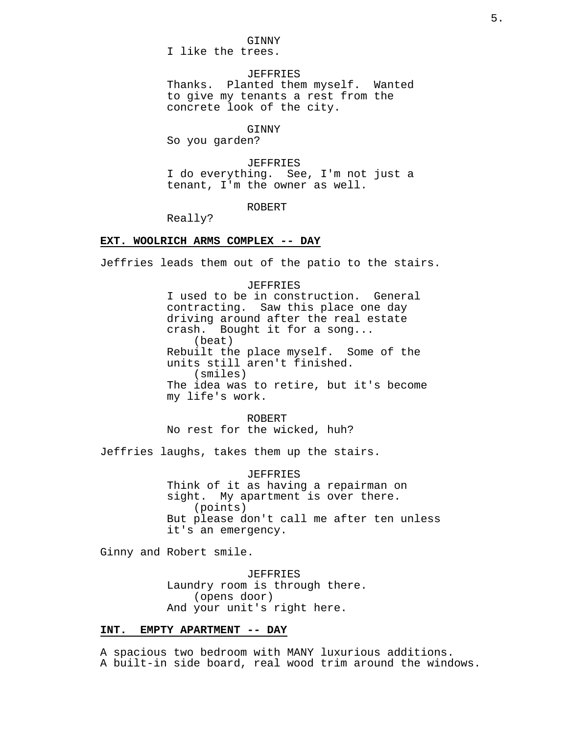GINNY

I like the trees.

JEFFRIES

Thanks. Planted them myself. Wanted to give my tenants a rest from the concrete look of the city.

GINNY

So you garden?

JEFFRIES

I do everything. See, I'm not just a tenant, I'm the owner as well.

ROBERT

Really?

**EXT. WOOLRICH ARMS COMPLEX -- DAY**

Jeffries leads them out of the patio to the stairs.

JEFFRIES

I used to be in construction. General contracting. Saw this place one day driving around after the real estate crash. Bought it for a song...

(beat)

Rebuilt the place myself. Some of the units still aren't finished.

(smiles)

The idea was to retire, but it's become my life's work.

ROBERT

No rest for the wicked, huh?

Jeffries laughs, takes them up the stairs.

JEFFRIES

Think of it as having a repairman on sight. My apartment is over there.

(points)

But please don't call me after ten unless it's an emergency.

Ginny and Robert smile.

JEFFRIES

Laundry room is through there.

(opens door)

And your unit's right here.

**INT. EMPTY APARTMENT -- DAY**

A spacious two bedroom with MANY luxurious additions. A built-in side board, real wood trim around the windows.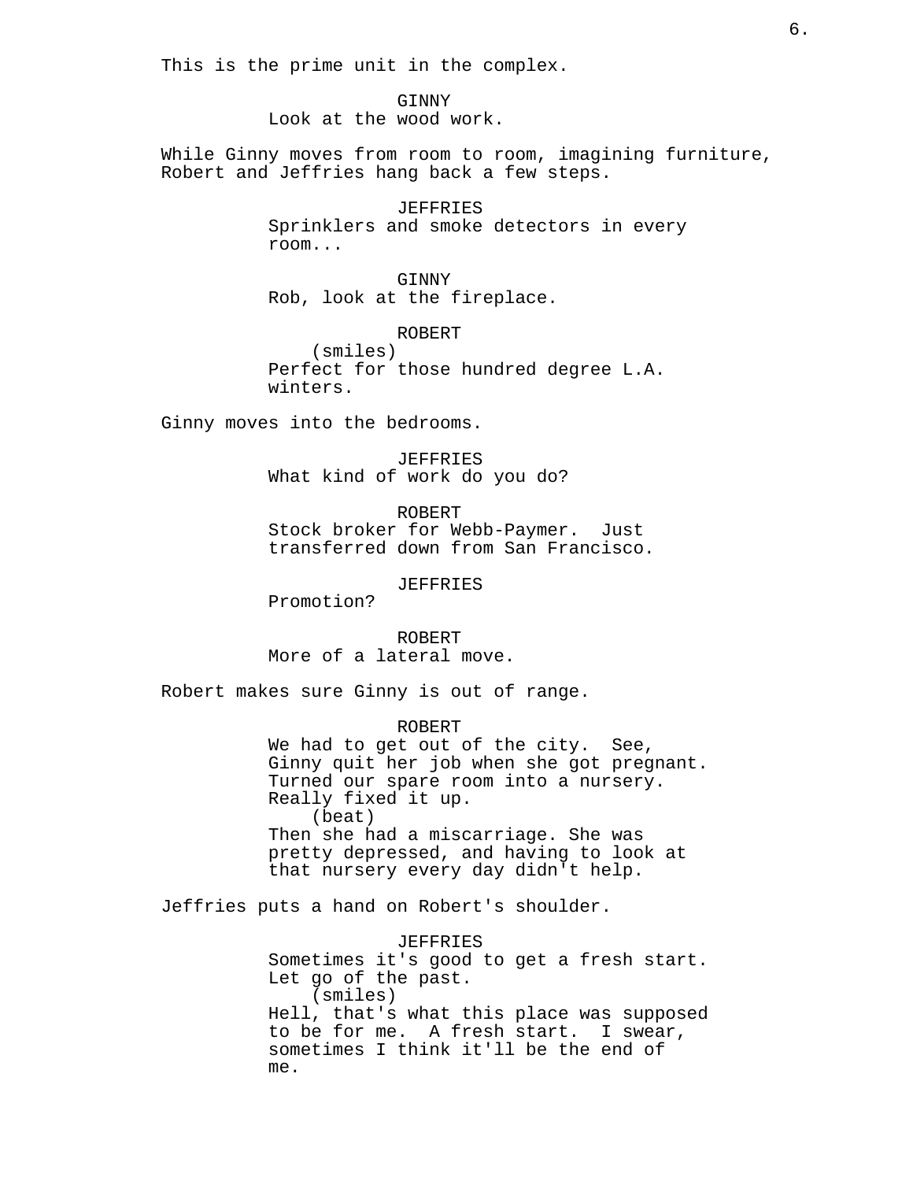This is the prime unit in the complex.

GINNY
Look at the wood work.

While Ginny moves from room to room, imagining furniture, Robert and Jeffries hang back a few steps.

JEFFRIES
Sprinklers and smoke detectors in every room...

GINNY
Rob, look at the fireplace.

ROBERT
(smiles)
Perfect for those hundred degree L.A. winters.

Ginny moves into the bedrooms.

JEFFRIES
What kind of work do you do?

ROBERT
Stock broker for Webb-Paymer. Just transferred down from San Francisco.

JEFFRIES
Promotion?

ROBERT
More of a lateral move.

Robert makes sure Ginny is out of range.

ROBERT
We had to get out of the city. See, Ginny quit her job when she got pregnant. Turned our spare room into a nursery. Really fixed it up.
(beat)
Then she had a miscarriage. She was pretty depressed, and having to look at that nursery every day didn't help.

Jeffries puts a hand on Robert's shoulder.

JEFFRIES
Sometimes it's good to get a fresh start. Let go of the past.
(smiles)
Hell, that's what this place was supposed to be for me. A fresh start. I swear, sometimes I think it'll be the end of me.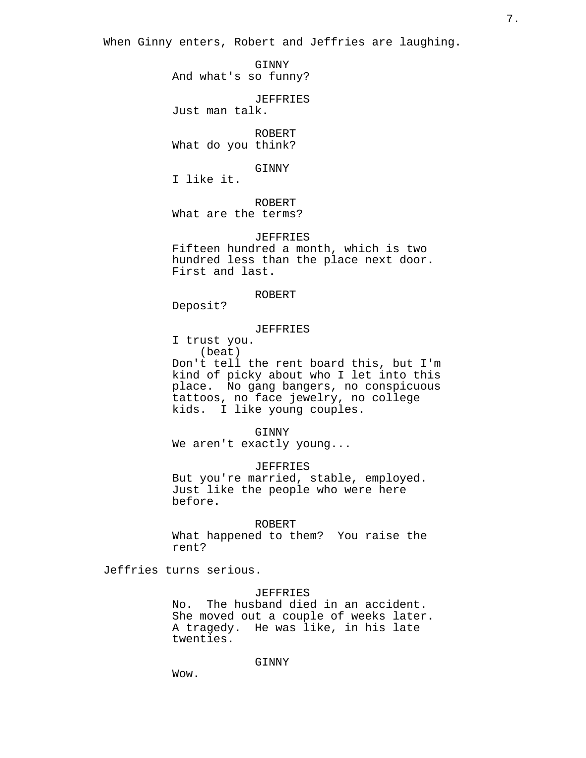When Ginny enters, Robert and Jeffries are laughing.

GINNY
And what's so funny?

JEFFRIES
Just man talk.

ROBERT
What do you think?

GINNY
I like it.

ROBERT
What are the terms?

JEFFRIES
Fifteen hundred a month, which is two hundred less than the place next door. First and last.

ROBERT
Deposit?

JEFFRIES
I trust you.
(beat)
Don't tell the rent board this, but I'm kind of picky about who I let into this place. No gang bangers, no conspicuous tattoos, no face jewelry, no college kids. I like young couples.

GINNY
We aren't exactly young...

JEFFRIES
But you're married, stable, employed. Just like the people who were here before.

ROBERT
What happened to them? You raise the rent?

Jeffries turns serious.

JEFFRIES
No. The husband died in an accident. She moved out a couple of weeks later. A tragedy. He was like, in his late twenties.

GINNY
Wow.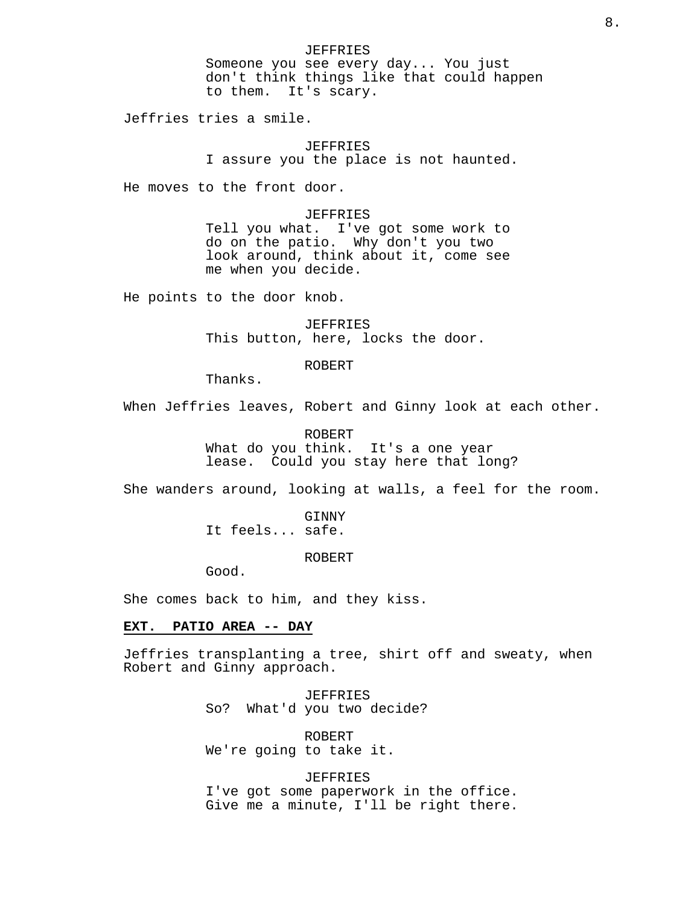JEFFRIES
Someone you see every day... You just don't think things like that could happen to them.  It's scary.

Jeffries tries a smile.

JEFFRIES
I assure you the place is not haunted.

He moves to the front door.

JEFFRIES
Tell you what.  I've got some work to do on the patio.  Why don't you two look around, think about it, come see me when you decide.

He points to the door knob.

JEFFRIES
This button, here, locks the door.

ROBERT
Thanks.

When Jeffries leaves, Robert and Ginny look at each other.

ROBERT
What do you think.  It's a one year lease.  Could you stay here that long?

She wanders around, looking at walls, a feel for the room.

GINNY
It feels... safe.

ROBERT
Good.

She comes back to him, and they kiss.

**EXT.  PATIO AREA -- DAY**

Jeffries transplanting a tree, shirt off and sweaty, when Robert and Ginny approach.

JEFFRIES
So?  What'd you two decide?

ROBERT
We're going to take it.

JEFFRIES
I've got some paperwork in the office. Give me a minute, I'll be right there.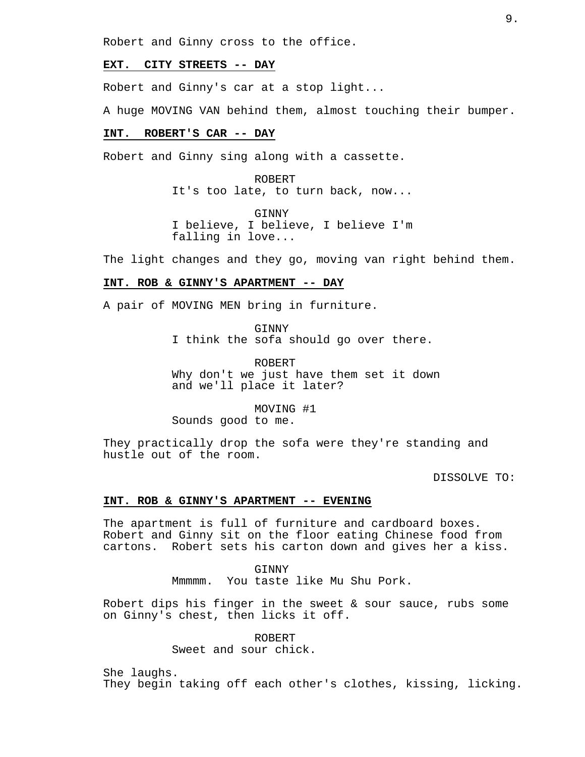Robert and Ginny cross to the office.

**EXT. CITY STREETS -- DAY**

Robert and Ginny's car at a stop light...

A huge MOVING VAN behind them, almost touching their bumper.

**INT. ROBERT'S CAR -- DAY**

Robert and Ginny sing along with a cassette.

ROBERT
It's too late, to turn back, now...

GINNY
I believe, I believe, I believe I'm falling in love...

The light changes and they go, moving van right behind them.

**INT. ROB & GINNY'S APARTMENT -- DAY**

A pair of MOVING MEN bring in furniture.

GINNY
I think the sofa should go over there.

ROBERT
Why don't we just have them set it down and we'll place it later?

MOVING #1
Sounds good to me.

They practically drop the sofa were they're standing and hustle out of the room.

DISSOLVE TO:

**INT. ROB & GINNY'S APARTMENT -- EVENING**

The apartment is full of furniture and cardboard boxes. Robert and Ginny sit on the floor eating Chinese food from cartons. Robert sets his carton down and gives her a kiss.

GINNY
Mmmmm. You taste like Mu Shu Pork.

Robert dips his finger in the sweet & sour sauce, rubs some on Ginny's chest, then licks it off.

ROBERT
Sweet and sour chick.

She laughs.
They begin taking off each other's clothes, kissing, licking.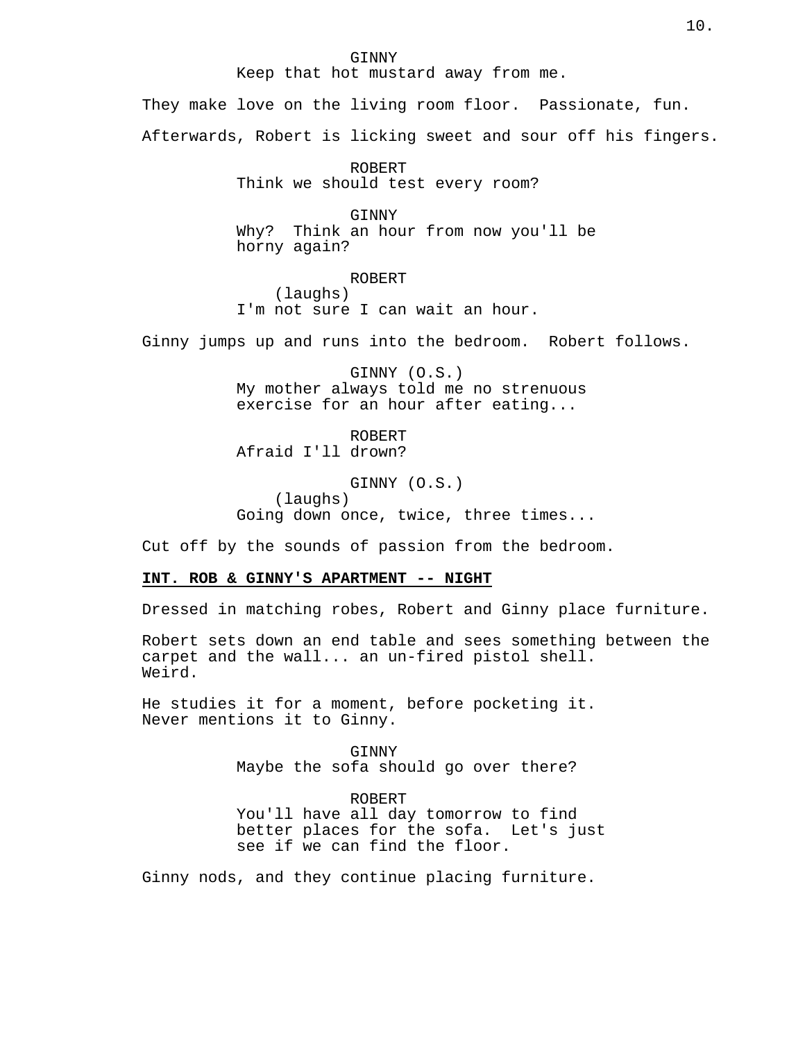GINNY
Keep that hot mustard away from me.

They make love on the living room floor. Passionate, fun.

Afterwards, Robert is licking sweet and sour off his fingers.

ROBERT
Think we should test every room?

GINNY
Why? Think an hour from now you'll be horny again?

ROBERT
(laughs)
I'm not sure I can wait an hour.

Ginny jumps up and runs into the bedroom. Robert follows.

GINNY (O.S.)
My mother always told me no strenuous exercise for an hour after eating...

ROBERT
Afraid I'll drown?

GINNY (O.S.)
(laughs)
Going down once, twice, three times...

Cut off by the sounds of passion from the bedroom.

**INT. ROB & GINNY'S APARTMENT -- NIGHT**

Dressed in matching robes, Robert and Ginny place furniture.

Robert sets down an end table and sees something between the carpet and the wall... an un-fired pistol shell. Weird.

He studies it for a moment, before pocketing it. Never mentions it to Ginny.

GINNY
Maybe the sofa should go over there?

ROBERT
You'll have all day tomorrow to find better places for the sofa. Let's just see if we can find the floor.

Ginny nods, and they continue placing furniture.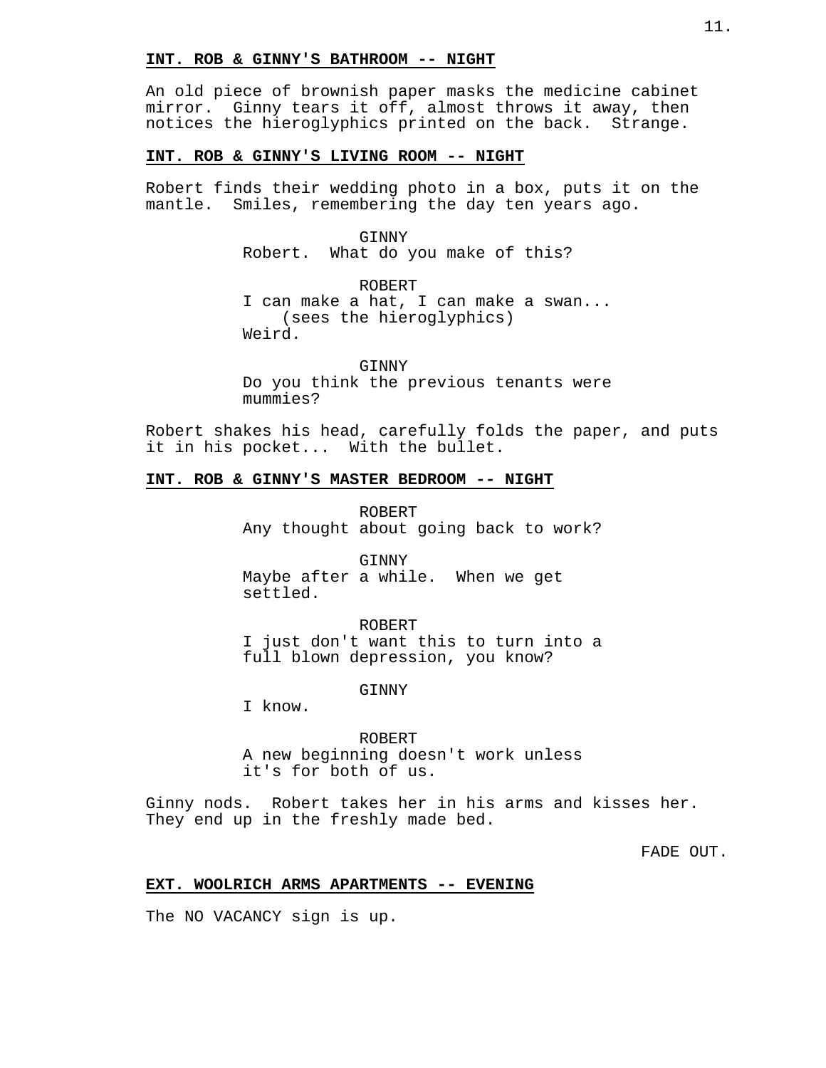**INT. ROB & GINNY'S BATHROOM -- NIGHT**

An old piece of brownish paper masks the medicine cabinet mirror. Ginny tears it off, almost throws it away, then notices the hieroglyphics printed on the back. Strange.

**INT. ROB & GINNY'S LIVING ROOM -- NIGHT**

Robert finds their wedding photo in a box, puts it on the mantle. Smiles, remembering the day ten years ago.

GINNY
Robert. What do you make of this?

ROBERT
I can make a hat, I can make a swan...
(sees the hieroglyphics)
Weird.

GINNY
Do you think the previous tenants were mummies?

Robert shakes his head, carefully folds the paper, and puts it in his pocket... With the bullet.

**INT. ROB & GINNY'S MASTER BEDROOM -- NIGHT**

ROBERT
Any thought about going back to work?

GINNY
Maybe after a while. When we get settled.

ROBERT
I just don't want this to turn into a full blown depression, you know?

GINNY
I know.

ROBERT
A new beginning doesn't work unless it's for both of us.

Ginny nods. Robert takes her in his arms and kisses her. They end up in the freshly made bed.

FADE OUT.

**EXT. WOOLRICH ARMS APARTMENTS -- EVENING**

The NO VACANCY sign is up.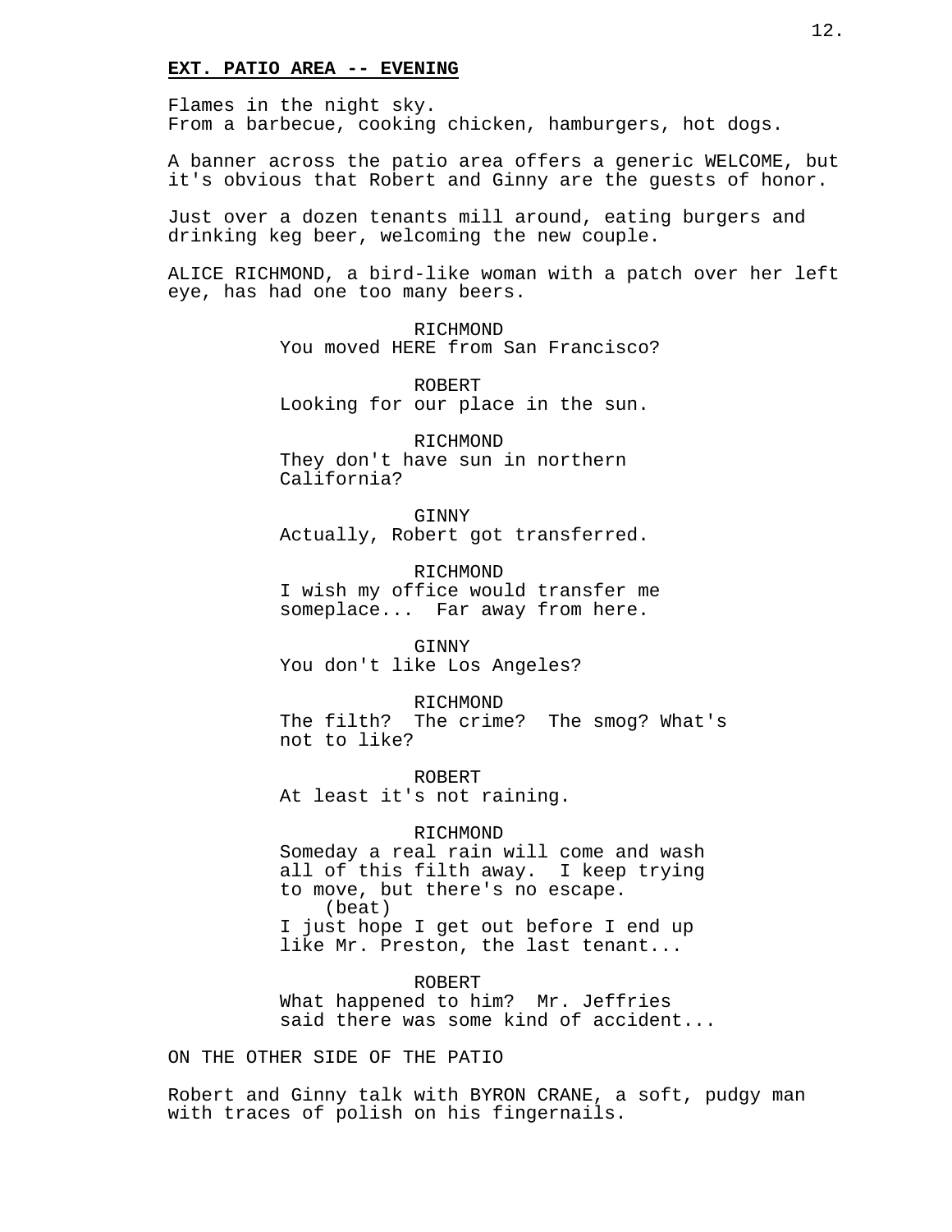**EXT. PATIO AREA -- EVENING**

Flames in the night sky.
From a barbecue, cooking chicken, hamburgers, hot dogs.

A banner across the patio area offers a generic WELCOME, but it's obvious that Robert and Ginny are the guests of honor.

Just over a dozen tenants mill around, eating burgers and drinking keg beer, welcoming the new couple.

ALICE RICHMOND, a bird-like woman with a patch over her left eye, has had one too many beers.

RICHMOND
You moved HERE from San Francisco?

ROBERT
Looking for our place in the sun.

RICHMOND
They don't have sun in northern California?

GINNY
Actually, Robert got transferred.

RICHMOND
I wish my office would transfer me someplace... Far away from here.

GINNY
You don't like Los Angeles?

RICHMOND
The filth? The crime? The smog? What's not to like?

ROBERT
At least it's not raining.

RICHMOND
Someday a real rain will come and wash all of this filth away. I keep trying to move, but there's no escape.
(beat)
I just hope I get out before I end up like Mr. Preston, the last tenant...

ROBERT
What happened to him? Mr. Jeffries said there was some kind of accident...

ON THE OTHER SIDE OF THE PATIO

Robert and Ginny talk with BYRON CRANE, a soft, pudgy man with traces of polish on his fingernails.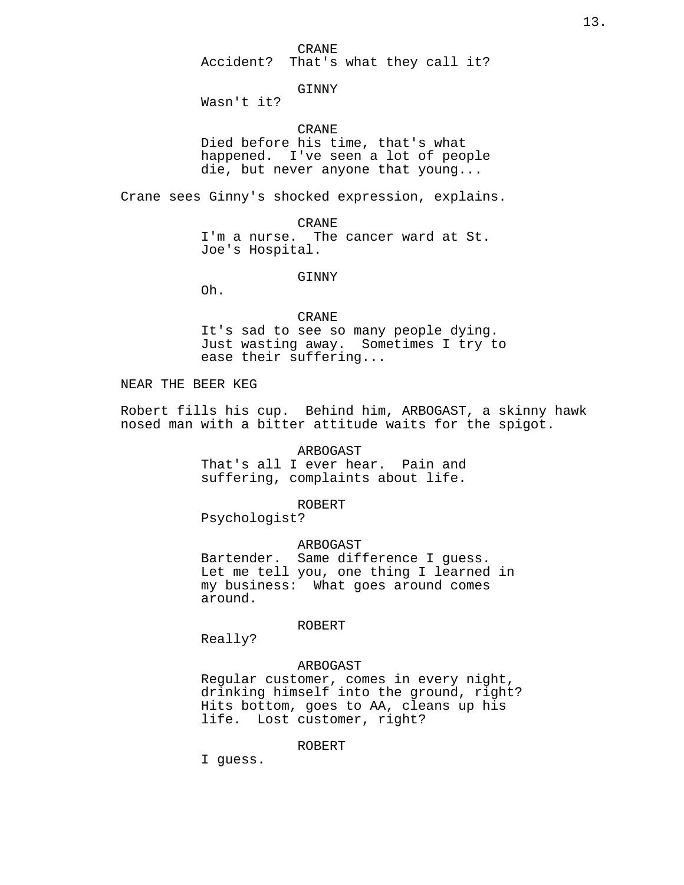CRANE
Accident? That's what they call it?

GINNY
Wasn't it?

CRANE
Died before his time, that's what happened. I've seen a lot of people die, but never anyone that young...

Crane sees Ginny's shocked expression, explains.

CRANE
I'm a nurse. The cancer ward at St. Joe's Hospital.

GINNY
Oh.

CRANE
It's sad to see so many people dying. Just wasting away. Sometimes I try to ease their suffering...

NEAR THE BEER KEG

Robert fills his cup. Behind him, ARBOGAST, a skinny hawk nosed man with a bitter attitude waits for the spigot.

ARBOGAST
That's all I ever hear. Pain and suffering, complaints about life.

ROBERT
Psychologist?

ARBOGAST
Bartender. Same difference I guess. Let me tell you, one thing I learned in my business: What goes around comes around.

ROBERT
Really?

ARBOGAST
Regular customer, comes in every night, drinking himself into the ground, right? Hits bottom, goes to AA, cleans up his life. Lost customer, right?

ROBERT
I guess.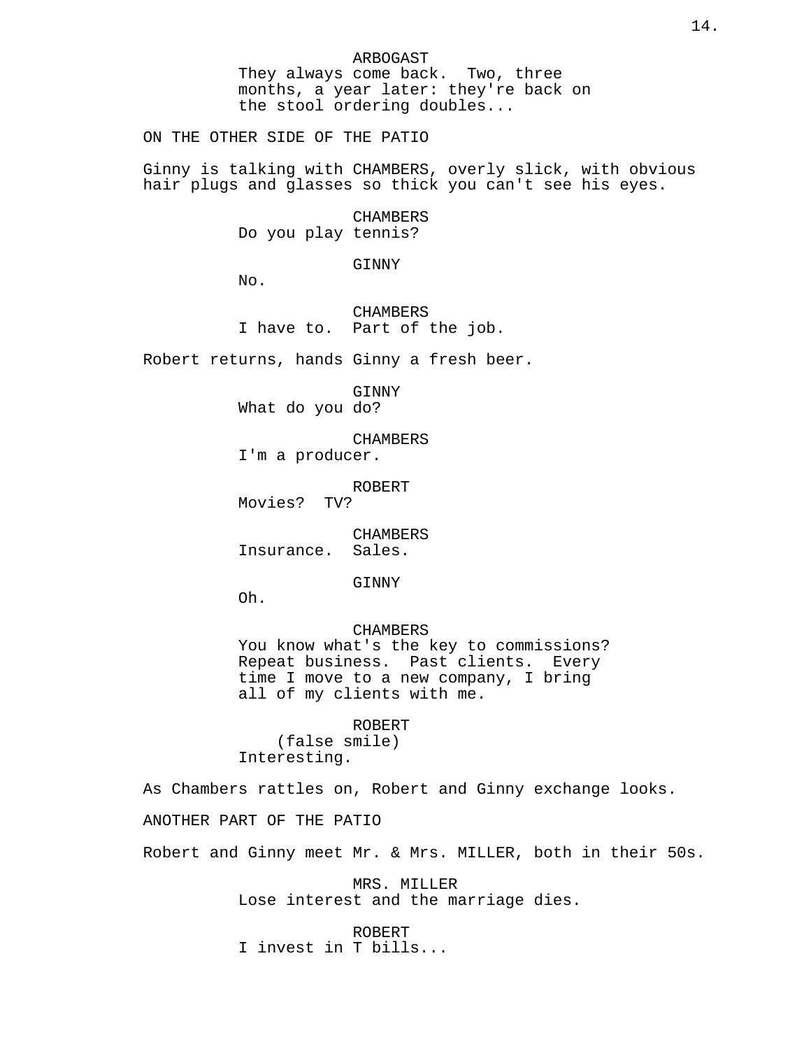ARBOGAST
They always come back. Two, three months, a year later: they're back on the stool ordering doubles...

ON THE OTHER SIDE OF THE PATIO

Ginny is talking with CHAMBERS, overly slick, with obvious hair plugs and glasses so thick you can't see his eyes.

CHAMBERS
Do you play tennis?

GINNY
No.

CHAMBERS
I have to. Part of the job.

Robert returns, hands Ginny a fresh beer.

GINNY
What do you do?

CHAMBERS
I'm a producer.

ROBERT
Movies? TV?

CHAMBERS
Insurance. Sales.

GINNY
Oh.

CHAMBERS
You know what's the key to commissions? Repeat business. Past clients. Every time I move to a new company, I bring all of my clients with me.

ROBERT
(false smile)
Interesting.

As Chambers rattles on, Robert and Ginny exchange looks.

ANOTHER PART OF THE PATIO

Robert and Ginny meet Mr. & Mrs. MILLER, both in their 50s.

MRS. MILLER
Lose interest and the marriage dies.

ROBERT
I invest in T bills...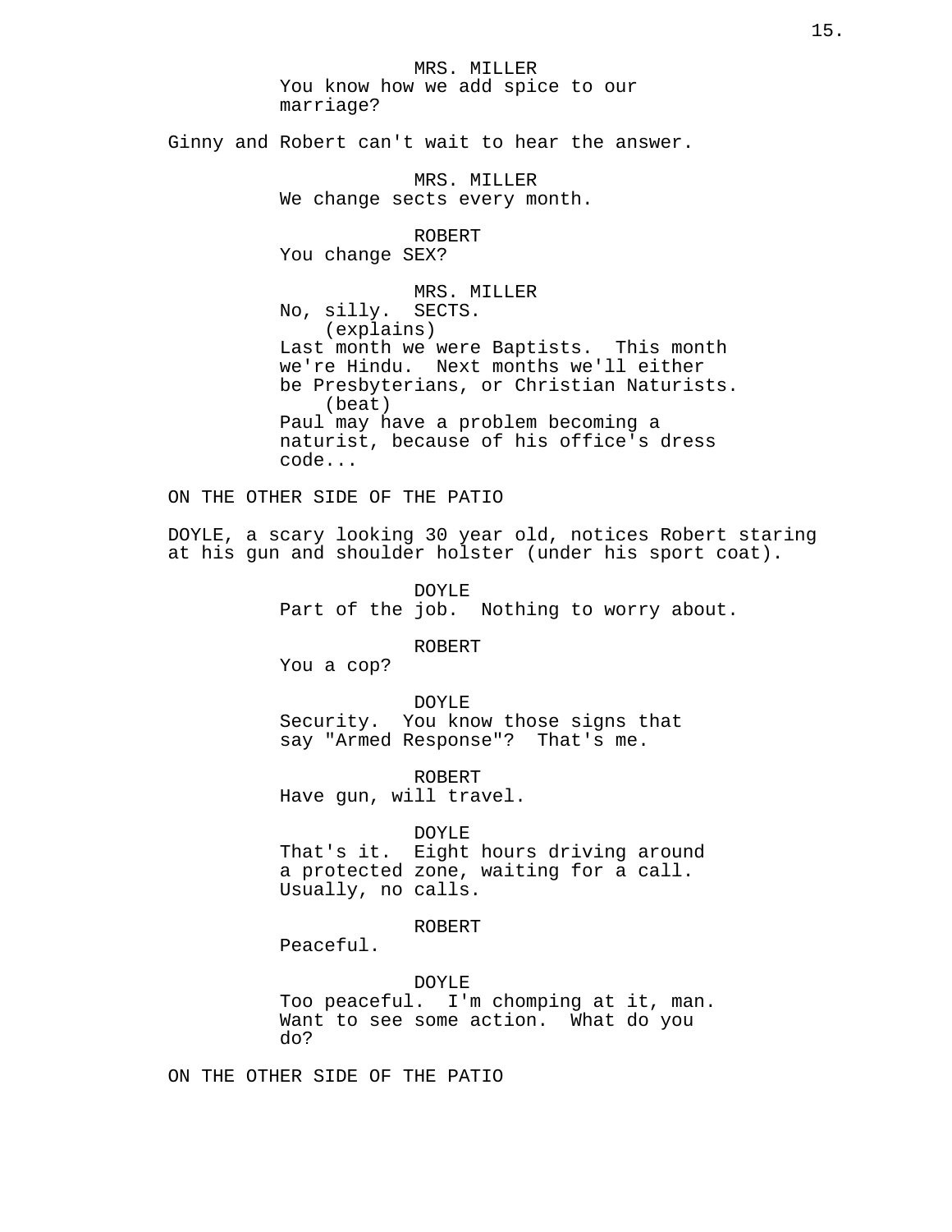MRS. MILLER
You know how we add spice to our marriage?

Ginny and Robert can't wait to hear the answer.

MRS. MILLER
We change sects every month.

ROBERT
You change SEX?

MRS. MILLER
No, silly. SECTS.
(explains)
Last month we were Baptists. This month we're Hindu. Next months we'll either be Presbyterians, or Christian Naturists.
(beat)
Paul may have a problem becoming a naturist, because of his office's dress code...

ON THE OTHER SIDE OF THE PATIO

DOYLE, a scary looking 30 year old, notices Robert staring at his gun and shoulder holster (under his sport coat).

DOYLE
Part of the job. Nothing to worry about.

ROBERT
You a cop?

DOYLE
Security. You know those signs that say "Armed Response"? That's me.

ROBERT
Have gun, will travel.

DOYLE
That's it. Eight hours driving around a protected zone, waiting for a call. Usually, no calls.

ROBERT
Peaceful.

DOYLE
Too peaceful. I'm chomping at it, man. Want to see some action. What do you do?

ON THE OTHER SIDE OF THE PATIO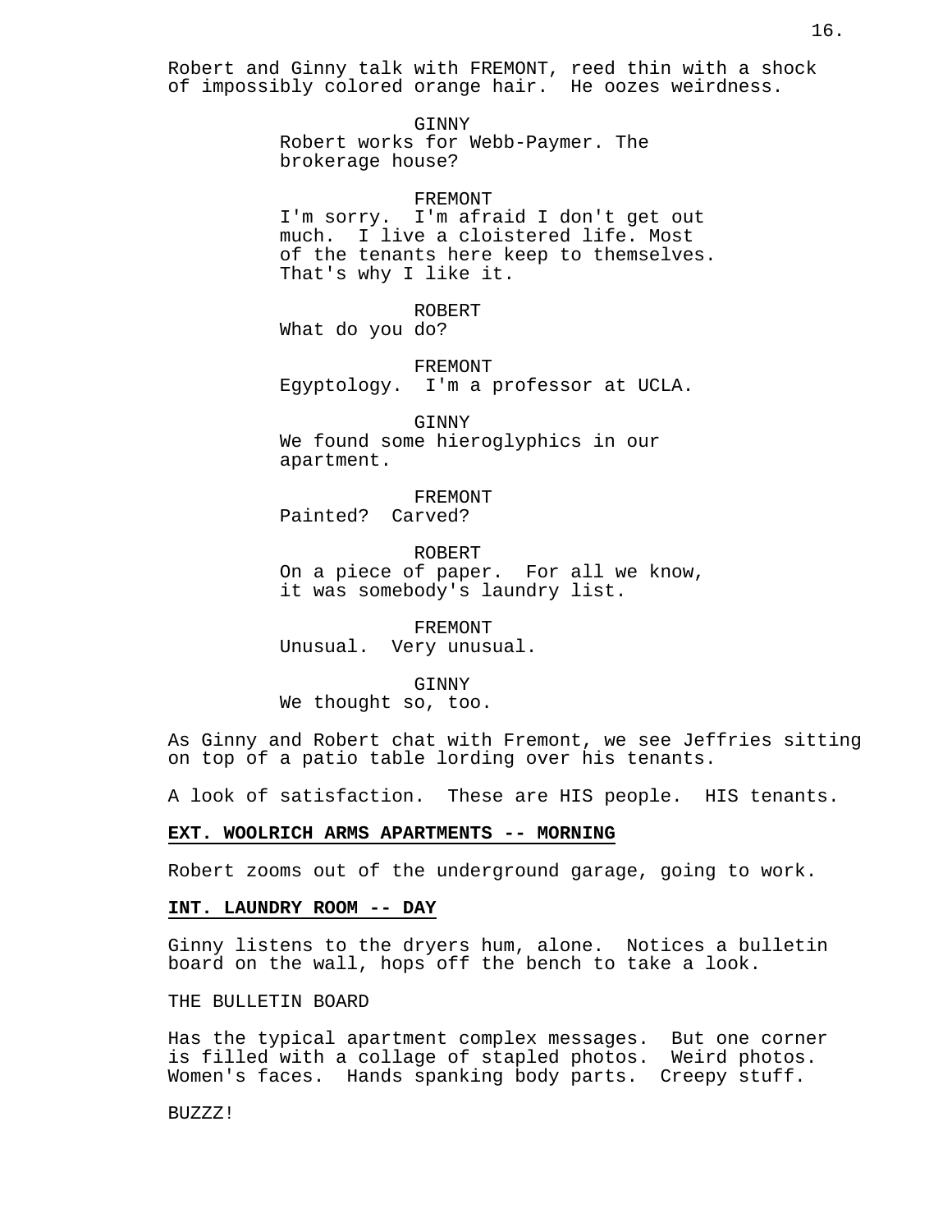Robert and Ginny talk with FREMONT, reed thin with a shock of impossibly colored orange hair. He oozes weirdness.

GINNY
Robert works for Webb-Paymer. The brokerage house?

FREMONT
I'm sorry. I'm afraid I don't get out much. I live a cloistered life. Most of the tenants here keep to themselves. That's why I like it.

ROBERT
What do you do?

FREMONT
Egyptology. I'm a professor at UCLA.

GINNY
We found some hieroglyphics in our apartment.

FREMONT
Painted? Carved?

ROBERT
On a piece of paper. For all we know, it was somebody's laundry list.

FREMONT
Unusual. Very unusual.

GINNY
We thought so, too.

As Ginny and Robert chat with Fremont, we see Jeffries sitting on top of a patio table lording over his tenants.

A look of satisfaction. These are HIS people. HIS tenants.

**EXT. WOOLRICH ARMS APARTMENTS -- MORNING**

Robert zooms out of the underground garage, going to work.

**INT. LAUNDRY ROOM -- DAY**

Ginny listens to the dryers hum, alone. Notices a bulletin board on the wall, hops off the bench to take a look.

THE BULLETIN BOARD

Has the typical apartment complex messages. But one corner is filled with a collage of stapled photos. Weird photos. Women's faces. Hands spanking body parts. Creepy stuff.

BUZZZ!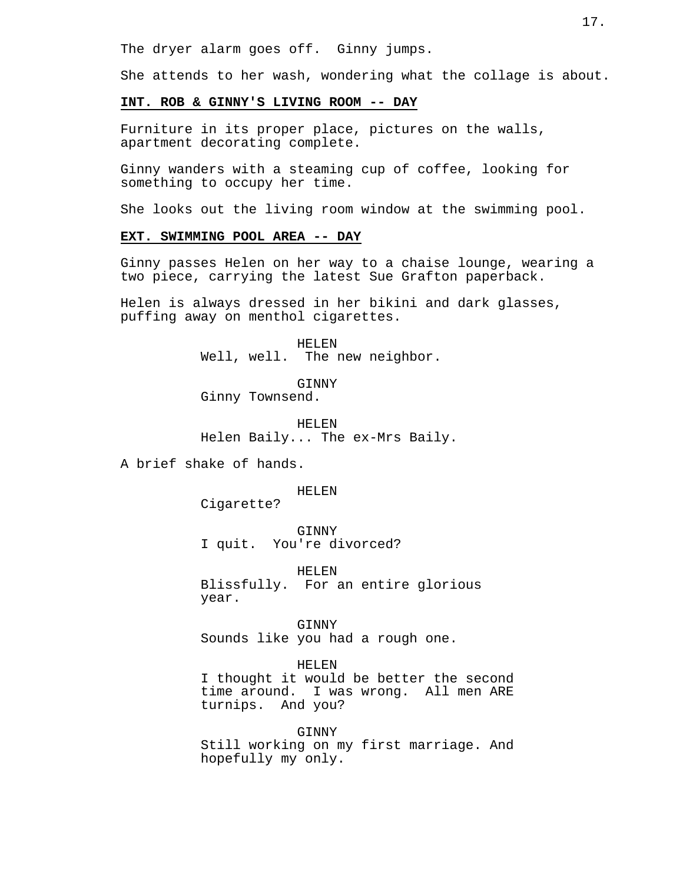The dryer alarm goes off.  Ginny jumps.

She attends to her wash, wondering what the collage is about.

**INT. ROB & GINNY'S LIVING ROOM -- DAY**

Furniture in its proper place, pictures on the walls, apartment decorating complete.

Ginny wanders with a steaming cup of coffee, looking for something to occupy her time.

She looks out the living room window at the swimming pool.

**EXT. SWIMMING POOL AREA -- DAY**

Ginny passes Helen on her way to a chaise lounge, wearing a two piece, carrying the latest Sue Grafton paperback.

Helen is always dressed in her bikini and dark glasses, puffing away on menthol cigarettes.

HELEN
Well, well.  The new neighbor.

GINNY
Ginny Townsend.

HELEN
Helen Baily... The ex-Mrs Baily.

A brief shake of hands.

HELEN
Cigarette?

GINNY
I quit.  You're divorced?

HELEN
Blissfully.  For an entire glorious year.

GINNY
Sounds like you had a rough one.

HELEN
I thought it would be better the second time around.  I was wrong.  All men ARE turnips.  And you?

GINNY
Still working on my first marriage. And hopefully my only.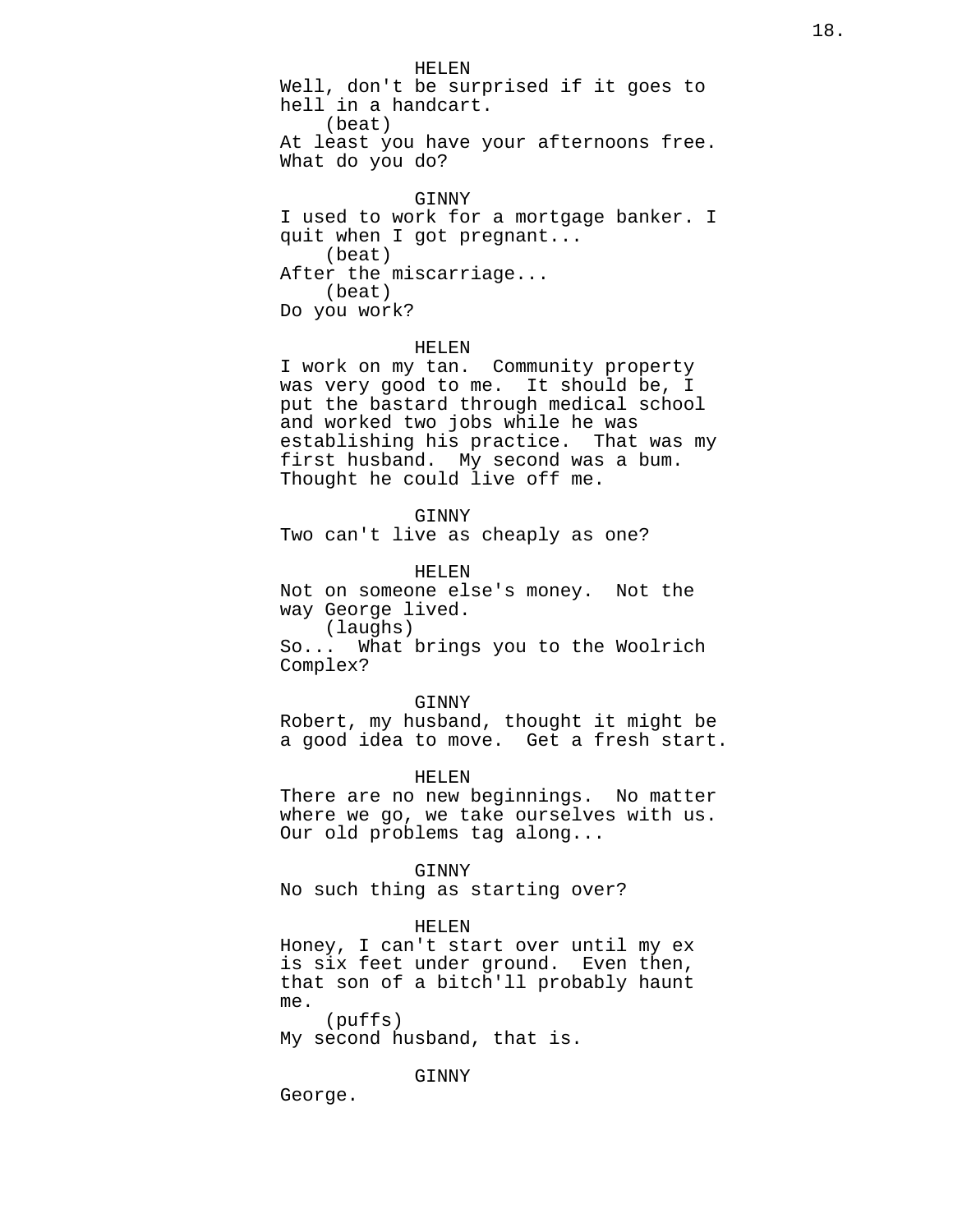HELEN

Well, don't be surprised if it goes to hell in a handcart.

(beat)

At least you have your afternoons free. What do you do?

GINNY

I used to work for a mortgage banker. I quit when I got pregnant...

(beat)

After the miscarriage...

(beat)

Do you work?

HELEN

I work on my tan. Community property was very good to me. It should be, I put the bastard through medical school and worked two jobs while he was establishing his practice. That was my first husband. My second was a bum. Thought he could live off me.

GINNY

Two can't live as cheaply as one?

HELEN

Not on someone else's money. Not the way George lived.

(laughs)

So... What brings you to the Woolrich Complex?

GINNY

Robert, my husband, thought it might be a good idea to move. Get a fresh start.

HELEN

There are no new beginnings. No matter where we go, we take ourselves with us. Our old problems tag along...

GINNY

No such thing as starting over?

HELEN

Honey, I can't start over until my ex is six feet under ground. Even then, that son of a bitch'll probably haunt me.

(puffs)

My second husband, that is.

GINNY

George.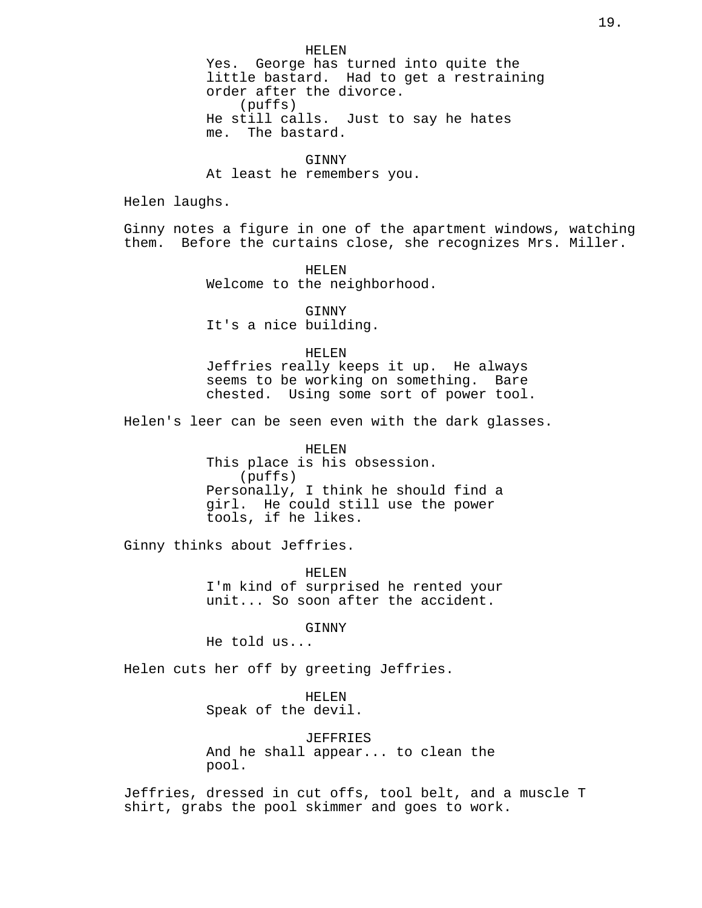HELEN
Yes. George has turned into quite the little bastard. Had to get a restraining order after the divorce.
(puffs)
He still calls. Just to say he hates me. The bastard.

GINNY
At least he remembers you.

Helen laughs.

Ginny notes a figure in one of the apartment windows, watching them. Before the curtains close, she recognizes Mrs. Miller.

HELEN
Welcome to the neighborhood.

GINNY
It's a nice building.

HELEN
Jeffries really keeps it up. He always seems to be working on something. Bare chested. Using some sort of power tool.

Helen's leer can be seen even with the dark glasses.

HELEN
This place is his obsession.
(puffs)
Personally, I think he should find a girl. He could still use the power tools, if he likes.

Ginny thinks about Jeffries.

HELEN
I'm kind of surprised he rented your unit... So soon after the accident.

GINNY
He told us...

Helen cuts her off by greeting Jeffries.

HELEN
Speak of the devil.

JEFFRIES
And he shall appear... to clean the pool.

Jeffries, dressed in cut offs, tool belt, and a muscle T shirt, grabs the pool skimmer and goes to work.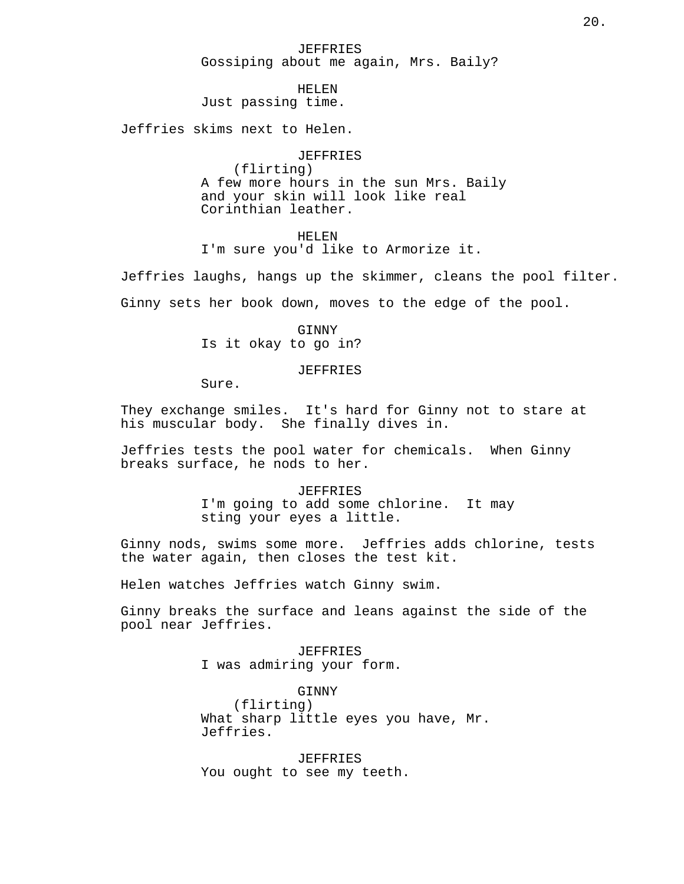JEFFRIES
Gossiping about me again, Mrs. Baily?

HELEN
Just passing time.

Jeffries skims next to Helen.

JEFFRIES
(flirting)
A few more hours in the sun Mrs. Baily and your skin will look like real Corinthian leather.

HELEN
I'm sure you'd like to Armorize it.

Jeffries laughs, hangs up the skimmer, cleans the pool filter.

Ginny sets her book down, moves to the edge of the pool.

GINNY
Is it okay to go in?

JEFFRIES
Sure.

They exchange smiles. It's hard for Ginny not to stare at his muscular body. She finally dives in.

Jeffries tests the pool water for chemicals. When Ginny breaks surface, he nods to her.

JEFFRIES
I'm going to add some chlorine. It may sting your eyes a little.

Ginny nods, swims some more. Jeffries adds chlorine, tests the water again, then closes the test kit.

Helen watches Jeffries watch Ginny swim.

Ginny breaks the surface and leans against the side of the pool near Jeffries.

JEFFRIES
I was admiring your form.

GINNY
(flirting)
What sharp little eyes you have, Mr. Jeffries.

JEFFRIES
You ought to see my teeth.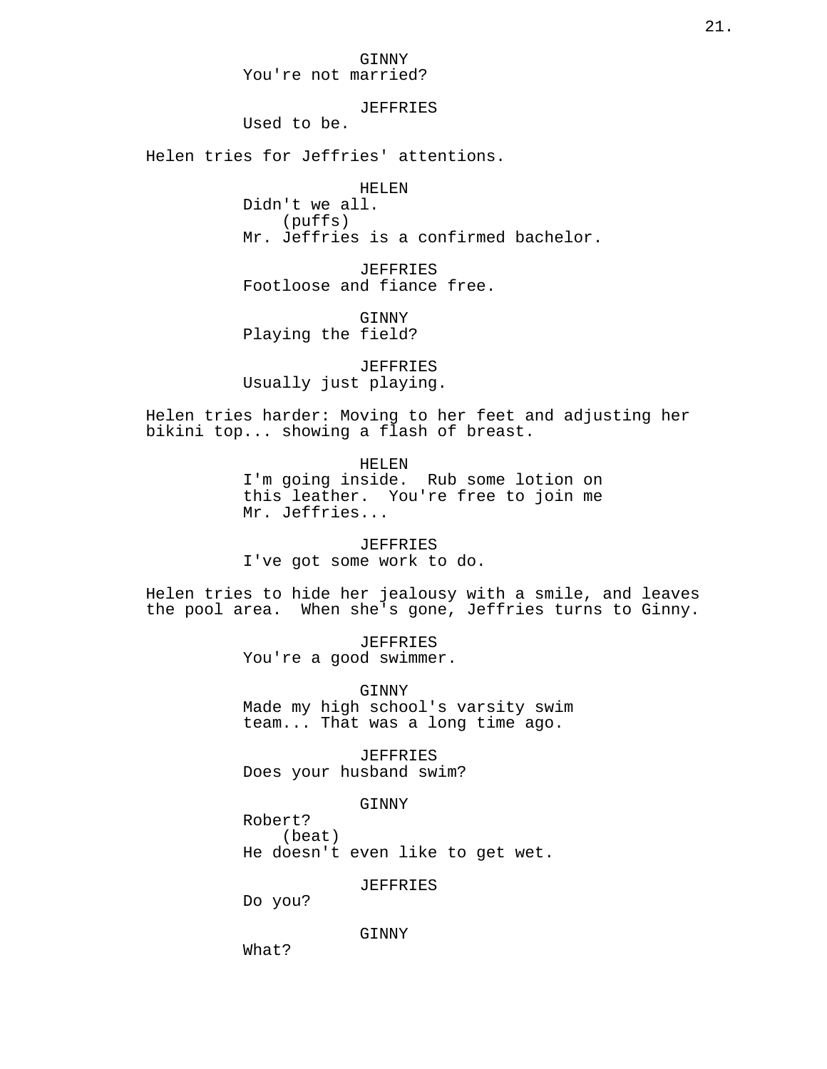GINNY
You're not married?

JEFFRIES
Used to be.

Helen tries for Jeffries' attentions.

HELEN
Didn't we all.
(puffs)
Mr. Jeffries is a confirmed bachelor.

JEFFRIES
Footloose and fiance free.

GINNY
Playing the field?

JEFFRIES
Usually just playing.

Helen tries harder: Moving to her feet and adjusting her bikini top... showing a flash of breast.

HELEN
I'm going inside. Rub some lotion on this leather. You're free to join me Mr. Jeffries...

JEFFRIES
I've got some work to do.

Helen tries to hide her jealousy with a smile, and leaves the pool area. When she's gone, Jeffries turns to Ginny.

JEFFRIES
You're a good swimmer.

GINNY
Made my high school's varsity swim team... That was a long time ago.

JEFFRIES
Does your husband swim?

GINNY
Robert?
(beat)
He doesn't even like to get wet.

JEFFRIES
Do you?

GINNY
What?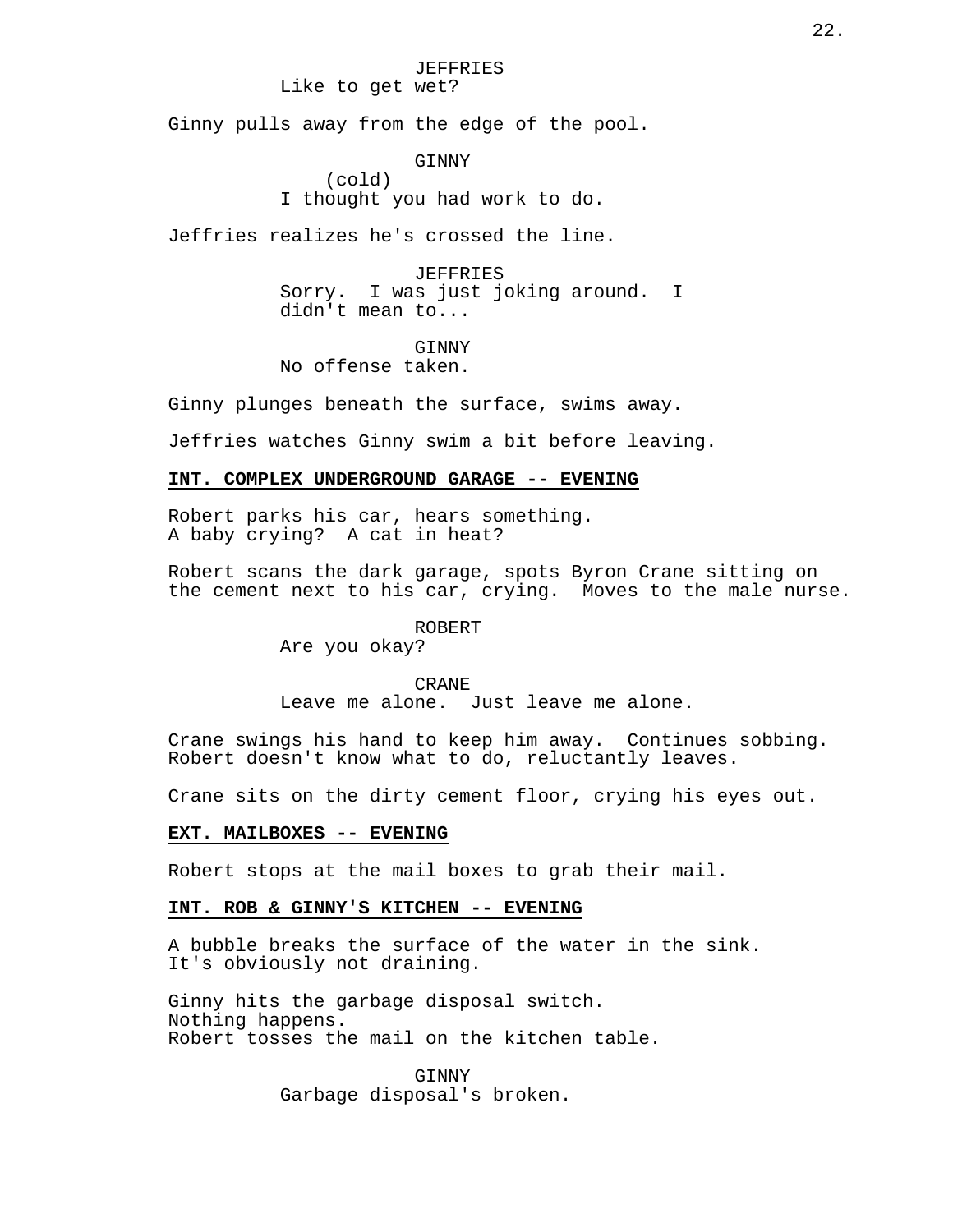JEFFRIES
Like to get wet?

Ginny pulls away from the edge of the pool.

GINNY
(cold)
I thought you had work to do.

Jeffries realizes he's crossed the line.

JEFFRIES
Sorry. I was just joking around. I didn't mean to...

GINNY
No offense taken.

Ginny plunges beneath the surface, swims away.

Jeffries watches Ginny swim a bit before leaving.

**INT. COMPLEX UNDERGROUND GARAGE -- EVENING**

Robert parks his car, hears something.
A baby crying? A cat in heat?

Robert scans the dark garage, spots Byron Crane sitting on the cement next to his car, crying. Moves to the male nurse.

ROBERT
Are you okay?

CRANE
Leave me alone. Just leave me alone.

Crane swings his hand to keep him away. Continues sobbing.
Robert doesn't know what to do, reluctantly leaves.

Crane sits on the dirty cement floor, crying his eyes out.

**EXT. MAILBOXES -- EVENING**

Robert stops at the mail boxes to grab their mail.

**INT. ROB & GINNY'S KITCHEN -- EVENING**

A bubble breaks the surface of the water in the sink.
It's obviously not draining.

Ginny hits the garbage disposal switch.
Nothing happens.
Robert tosses the mail on the kitchen table.

GINNY
Garbage disposal's broken.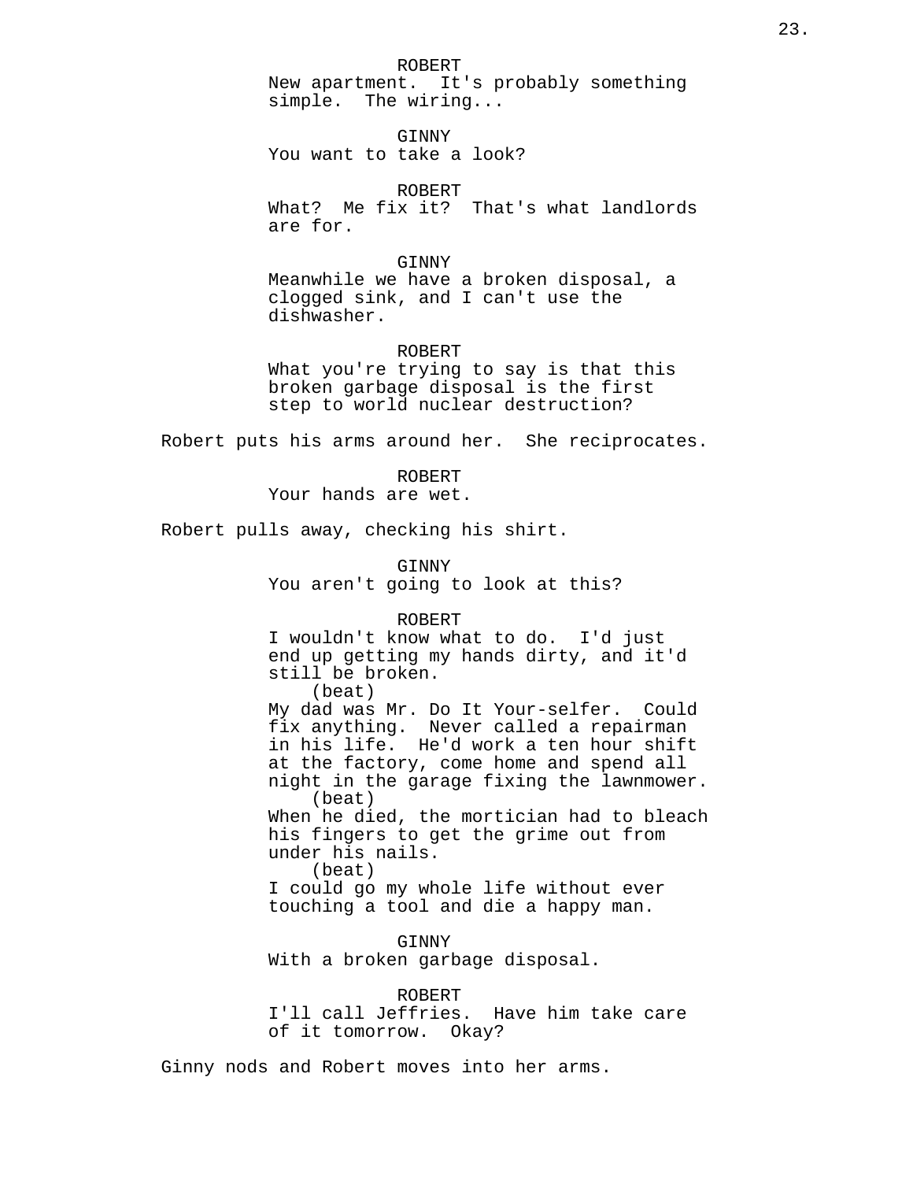ROBERT
New apartment. It's probably something simple. The wiring...

GINNY
You want to take a look?

ROBERT
What? Me fix it? That's what landlords are for.

GINNY
Meanwhile we have a broken disposal, a clogged sink, and I can't use the dishwasher.

ROBERT
What you're trying to say is that this broken garbage disposal is the first step to world nuclear destruction?

Robert puts his arms around her. She reciprocates.

ROBERT
Your hands are wet.

Robert pulls away, checking his shirt.

GINNY
You aren't going to look at this?

ROBERT
I wouldn't know what to do. I'd just end up getting my hands dirty, and it'd still be broken.
(beat)
My dad was Mr. Do It Your-selfer. Could fix anything. Never called a repairman in his life. He'd work a ten hour shift at the factory, come home and spend all night in the garage fixing the lawnmower.
(beat)
When he died, the mortician had to bleach his fingers to get the grime out from under his nails.
(beat)
I could go my whole life without ever touching a tool and die a happy man.

GINNY
With a broken garbage disposal.

ROBERT
I'll call Jeffries. Have him take care of it tomorrow. Okay?

Ginny nods and Robert moves into her arms.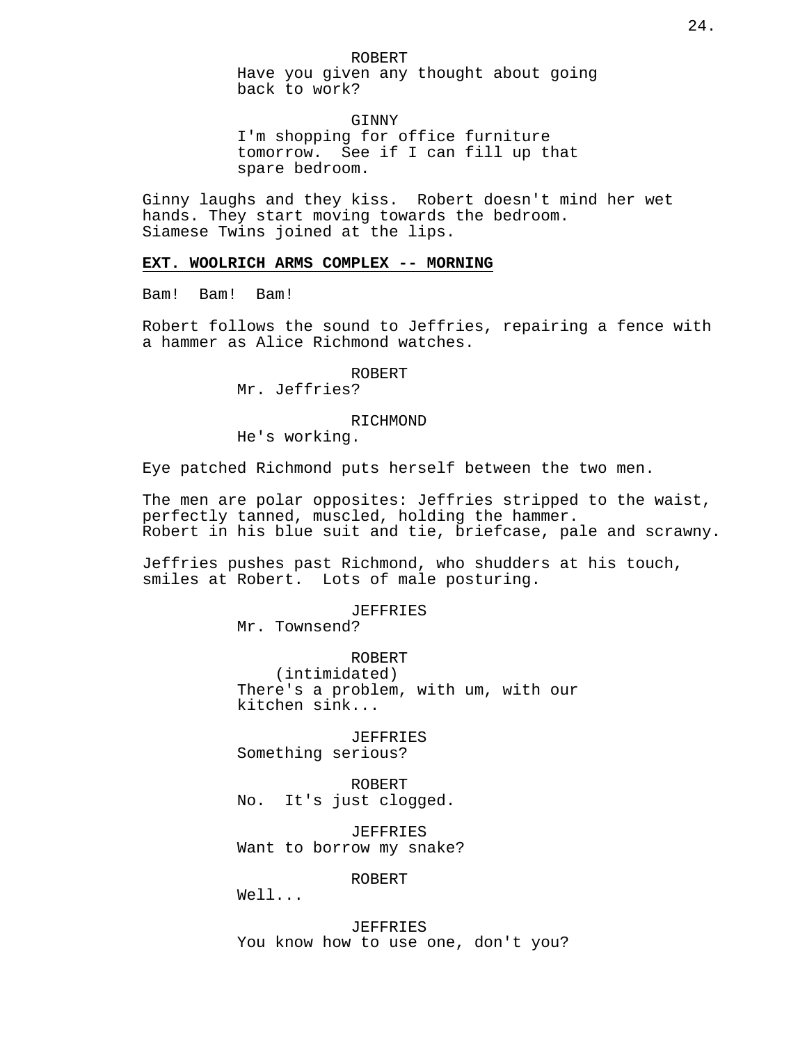ROBERT
Have you given any thought about going back to work?

GINNY
I'm shopping for office furniture tomorrow. See if I can fill up that spare bedroom.

Ginny laughs and they kiss. Robert doesn't mind her wet hands. They start moving towards the bedroom. Siamese Twins joined at the lips.

**EXT. WOOLRICH ARMS COMPLEX -- MORNING**

Bam! Bam! Bam!

Robert follows the sound to Jeffries, repairing a fence with a hammer as Alice Richmond watches.

ROBERT
Mr. Jeffries?

RICHMOND
He's working.

Eye patched Richmond puts herself between the two men.

The men are polar opposites: Jeffries stripped to the waist, perfectly tanned, muscled, holding the hammer.
Robert in his blue suit and tie, briefcase, pale and scrawny.

Jeffries pushes past Richmond, who shudders at his touch, smiles at Robert. Lots of male posturing.

JEFFRIES
Mr. Townsend?

ROBERT
(intimidated)
There's a problem, with um, with our kitchen sink...

JEFFRIES
Something serious?

ROBERT
No. It's just clogged.

JEFFRIES
Want to borrow my snake?

ROBERT
Well...

JEFFRIES
You know how to use one, don't you?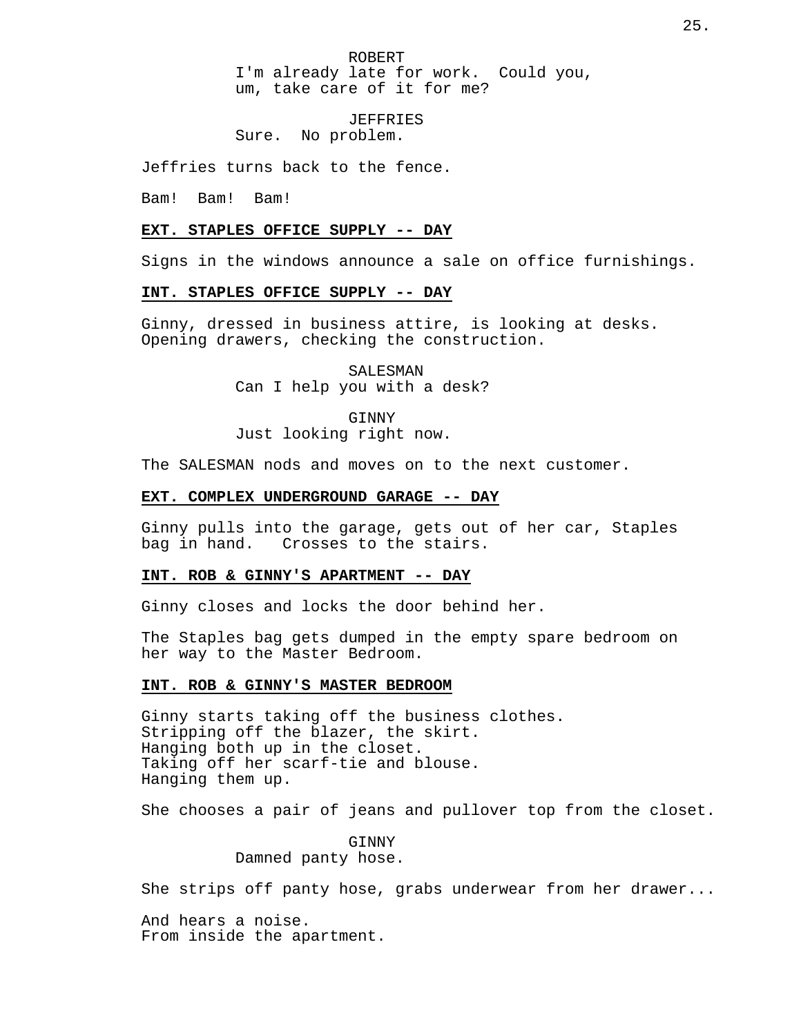ROBERT
I'm already late for work. Could you, um, take care of it for me?

JEFFRIES
Sure. No problem.

Jeffries turns back to the fence.

Bam! Bam! Bam!

**EXT. STAPLES OFFICE SUPPLY -- DAY**

Signs in the windows announce a sale on office furnishings.

**INT. STAPLES OFFICE SUPPLY -- DAY**

Ginny, dressed in business attire, is looking at desks. Opening drawers, checking the construction.

SALESMAN
Can I help you with a desk?

GINNY
Just looking right now.

The SALESMAN nods and moves on to the next customer.

**EXT. COMPLEX UNDERGROUND GARAGE -- DAY**

Ginny pulls into the garage, gets out of her car, Staples bag in hand. Crosses to the stairs.

**INT. ROB & GINNY'S APARTMENT -- DAY**

Ginny closes and locks the door behind her.

The Staples bag gets dumped in the empty spare bedroom on her way to the Master Bedroom.

**INT. ROB & GINNY'S MASTER BEDROOM**

Ginny starts taking off the business clothes.
Stripping off the blazer, the skirt.
Hanging both up in the closet.
Taking off her scarf-tie and blouse.
Hanging them up.

She chooses a pair of jeans and pullover top from the closet.

GINNY
Damned panty hose.

She strips off panty hose, grabs underwear from her drawer...

And hears a noise.
From inside the apartment.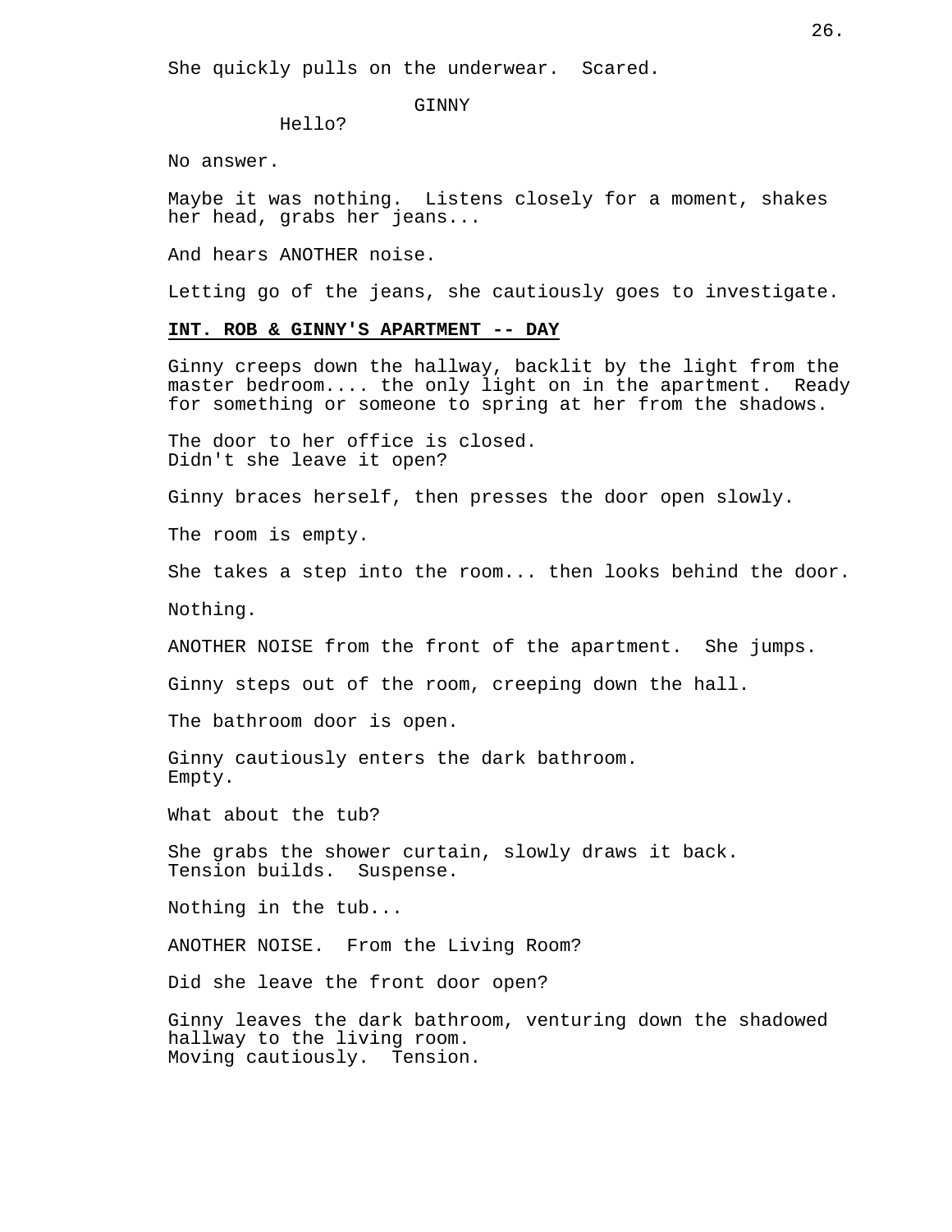She quickly pulls on the underwear. Scared.

GINNY

Hello?

No answer.

Maybe it was nothing. Listens closely for a moment, shakes her head, grabs her jeans...

And hears ANOTHER noise.

Letting go of the jeans, she cautiously goes to investigate.

**INT. ROB & GINNY'S APARTMENT -- DAY**

Ginny creeps down the hallway, backlit by the light from the master bedroom.... the only light on in the apartment. Ready for something or someone to spring at her from the shadows.

The door to her office is closed.
Didn't she leave it open?

Ginny braces herself, then presses the door open slowly.

The room is empty.

She takes a step into the room... then looks behind the door.

Nothing.

ANOTHER NOISE from the front of the apartment. She jumps.

Ginny steps out of the room, creeping down the hall.

The bathroom door is open.

Ginny cautiously enters the dark bathroom.
Empty.

What about the tub?

She grabs the shower curtain, slowly draws it back.
Tension builds. Suspense.

Nothing in the tub...

ANOTHER NOISE. From the Living Room?

Did she leave the front door open?

Ginny leaves the dark bathroom, venturing down the shadowed hallway to the living room.
Moving cautiously. Tension.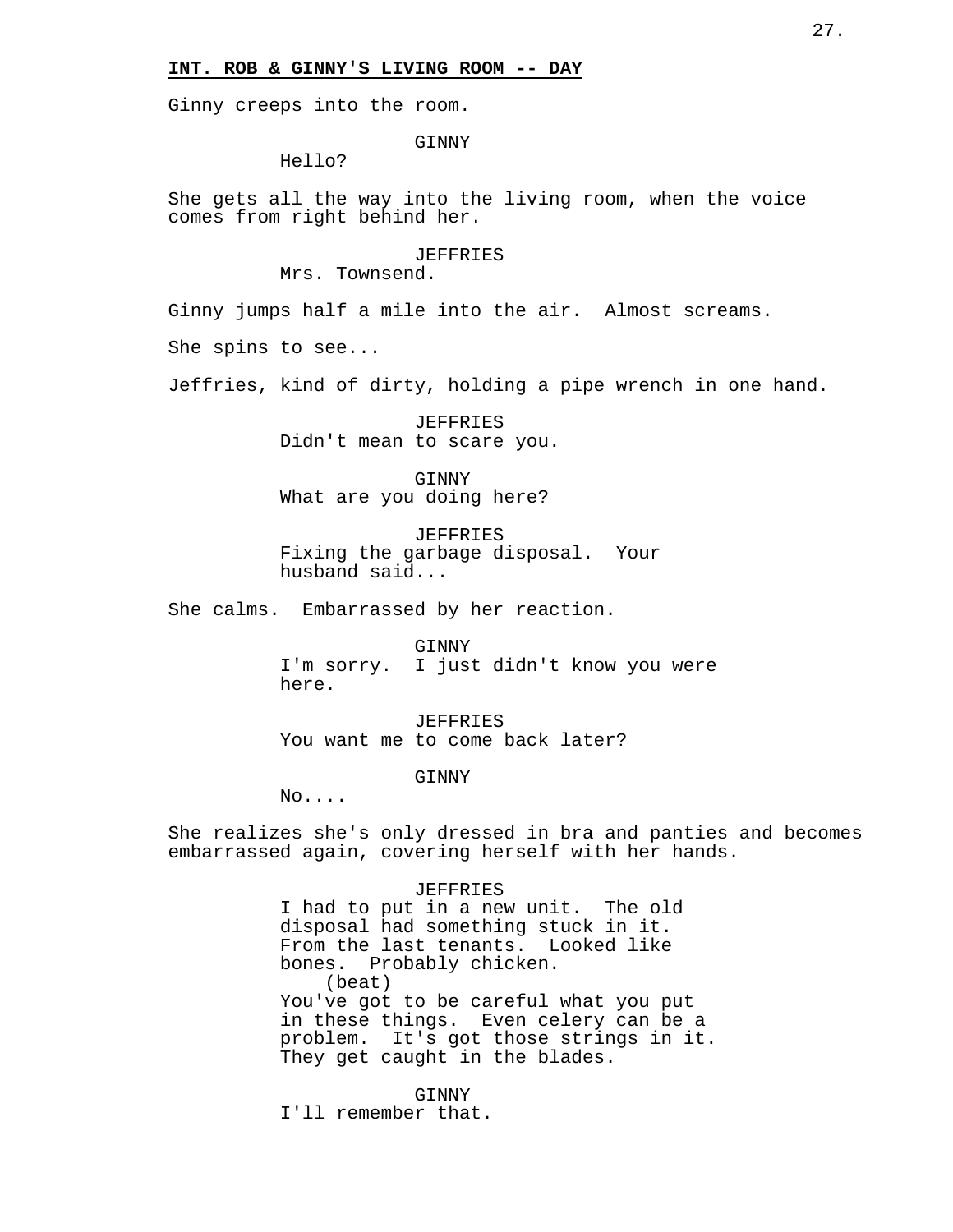**INT. ROB & GINNY'S LIVING ROOM -- DAY**

Ginny creeps into the room.

GINNY
Hello?

She gets all the way into the living room, when the voice comes from right behind her.

JEFFRIES
Mrs. Townsend.

Ginny jumps half a mile into the air. Almost screams.

She spins to see...

Jeffries, kind of dirty, holding a pipe wrench in one hand.

JEFFRIES
Didn't mean to scare you.

GINNY
What are you doing here?

JEFFRIES
Fixing the garbage disposal. Your husband said...

She calms. Embarrassed by her reaction.

GINNY
I'm sorry. I just didn't know you were here.

JEFFRIES
You want me to come back later?

GINNY
No....

She realizes she's only dressed in bra and panties and becomes embarrassed again, covering herself with her hands.

JEFFRIES
I had to put in a new unit. The old disposal had something stuck in it. From the last tenants. Looked like bones. Probably chicken.
(beat)
You've got to be careful what you put in these things. Even celery can be a problem. It's got those strings in it. They get caught in the blades.

GINNY
I'll remember that.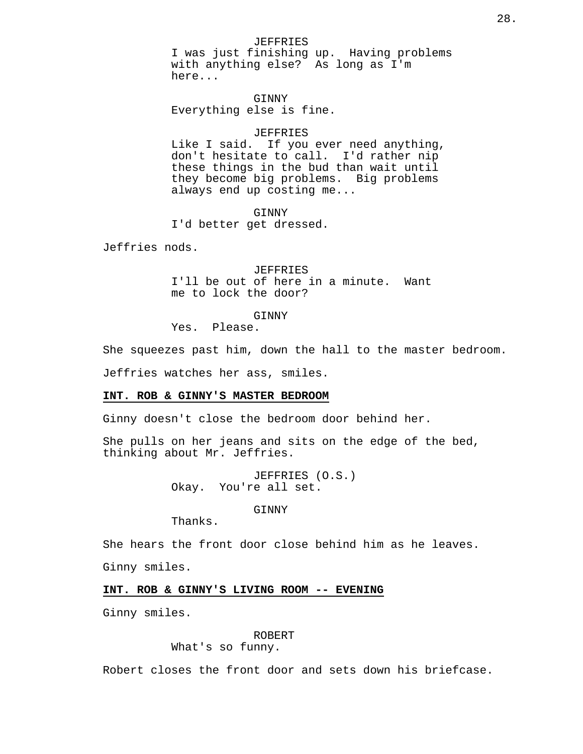JEFFRIES
I was just finishing up. Having problems with anything else? As long as I'm here...

GINNY
Everything else is fine.

JEFFRIES
Like I said. If you ever need anything, don't hesitate to call. I'd rather nip these things in the bud than wait until they become big problems. Big problems always end up costing me...

GINNY
I'd better get dressed.

Jeffries nods.

JEFFRIES
I'll be out of here in a minute. Want me to lock the door?

GINNY
Yes. Please.

She squeezes past him, down the hall to the master bedroom.

Jeffries watches her ass, smiles.

**INT. ROB & GINNY'S MASTER BEDROOM**

Ginny doesn't close the bedroom door behind her.

She pulls on her jeans and sits on the edge of the bed, thinking about Mr. Jeffries.

JEFFRIES (O.S.)
Okay. You're all set.

GINNY
Thanks.

She hears the front door close behind him as he leaves.

Ginny smiles.

**INT. ROB & GINNY'S LIVING ROOM -- EVENING**

Ginny smiles.

ROBERT
What's so funny.

Robert closes the front door and sets down his briefcase.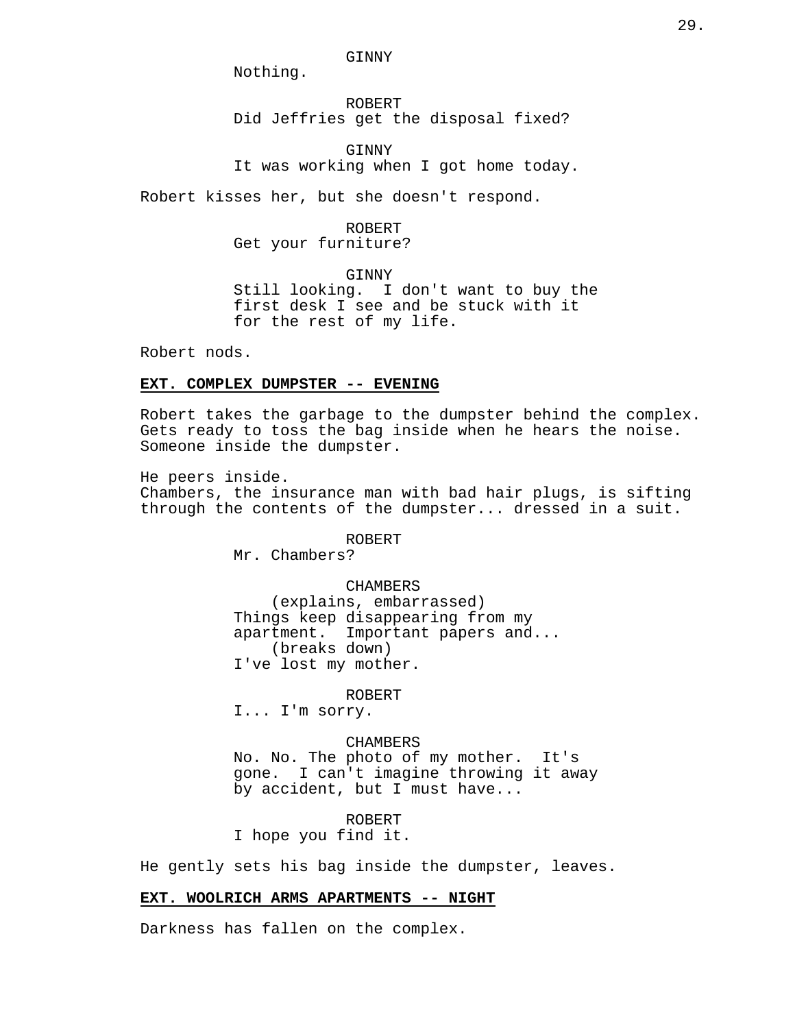GINNY
Nothing.

ROBERT
Did Jeffries get the disposal fixed?

GINNY
It was working when I got home today.

Robert kisses her, but she doesn't respond.

ROBERT
Get your furniture?

GINNY
Still looking. I don't want to buy the first desk I see and be stuck with it for the rest of my life.

Robert nods.

**EXT. COMPLEX DUMPSTER -- EVENING**

Robert takes the garbage to the dumpster behind the complex. Gets ready to toss the bag inside when he hears the noise. Someone inside the dumpster.

He peers inside.
Chambers, the insurance man with bad hair plugs, is sifting through the contents of the dumpster... dressed in a suit.

ROBERT
Mr. Chambers?

CHAMBERS
(explains, embarrassed)
Things keep disappearing from my apartment. Important papers and...
(breaks down)
I've lost my mother.

ROBERT
I... I'm sorry.

CHAMBERS
No. No. The photo of my mother. It's gone. I can't imagine throwing it away by accident, but I must have...

ROBERT
I hope you find it.

He gently sets his bag inside the dumpster, leaves.

**EXT. WOOLRICH ARMS APARTMENTS -- NIGHT**

Darkness has fallen on the complex.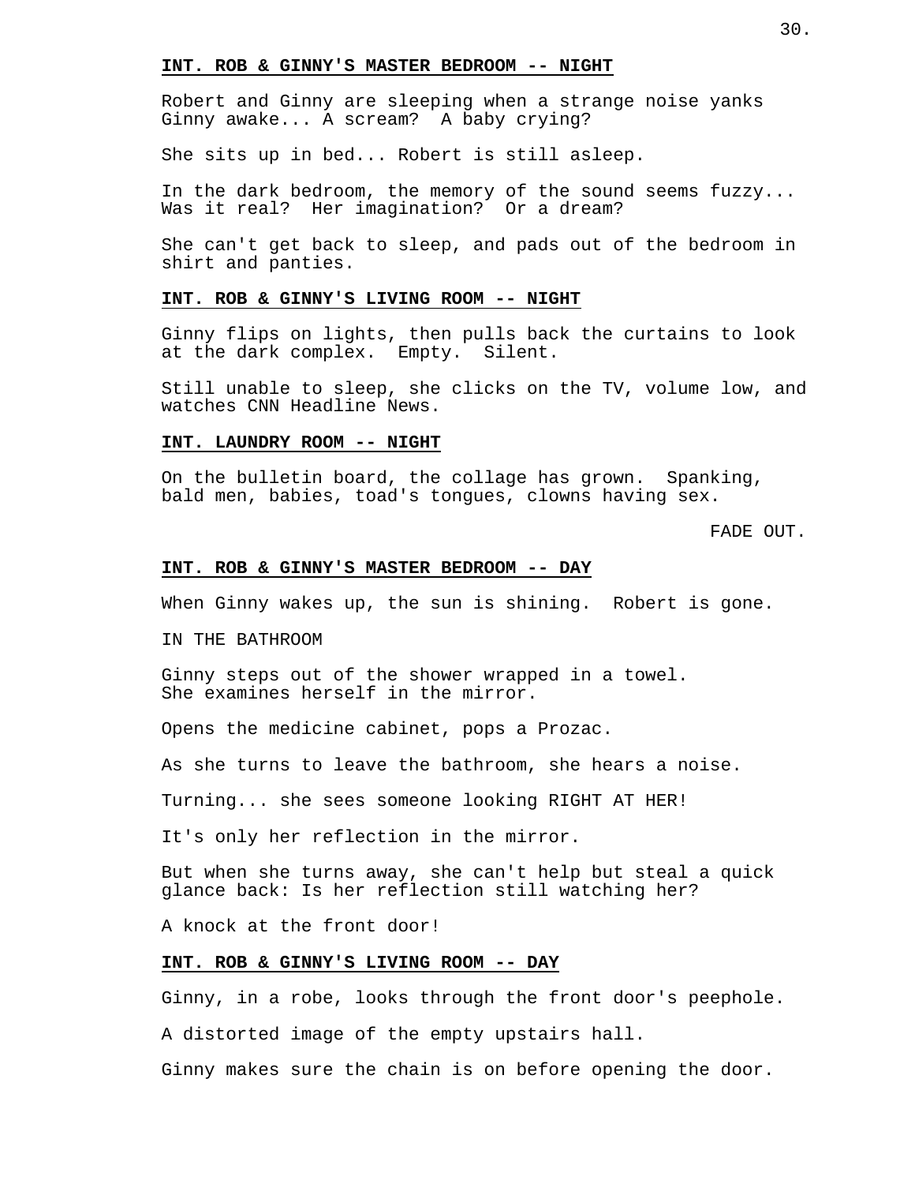**INT. ROB & GINNY'S MASTER BEDROOM -- NIGHT**

Robert and Ginny are sleeping when a strange noise yanks Ginny awake... A scream? A baby crying?

She sits up in bed... Robert is still asleep.

In the dark bedroom, the memory of the sound seems fuzzy... Was it real? Her imagination? Or a dream?

She can't get back to sleep, and pads out of the bedroom in shirt and panties.

**INT. ROB & GINNY'S LIVING ROOM -- NIGHT**

Ginny flips on lights, then pulls back the curtains to look at the dark complex. Empty. Silent.

Still unable to sleep, she clicks on the TV, volume low, and watches CNN Headline News.

**INT. LAUNDRY ROOM -- NIGHT**

On the bulletin board, the collage has grown. Spanking, bald men, babies, toad's tongues, clowns having sex.

FADE OUT.

**INT. ROB & GINNY'S MASTER BEDROOM -- DAY**

When Ginny wakes up, the sun is shining. Robert is gone.

IN THE BATHROOM

Ginny steps out of the shower wrapped in a towel. She examines herself in the mirror.

Opens the medicine cabinet, pops a Prozac.

As she turns to leave the bathroom, she hears a noise.

Turning... she sees someone looking RIGHT AT HER!

It's only her reflection in the mirror.

But when she turns away, she can't help but steal a quick glance back: Is her reflection still watching her?

A knock at the front door!

**INT. ROB & GINNY'S LIVING ROOM -- DAY**

Ginny, in a robe, looks through the front door's peephole.

A distorted image of the empty upstairs hall.

Ginny makes sure the chain is on before opening the door.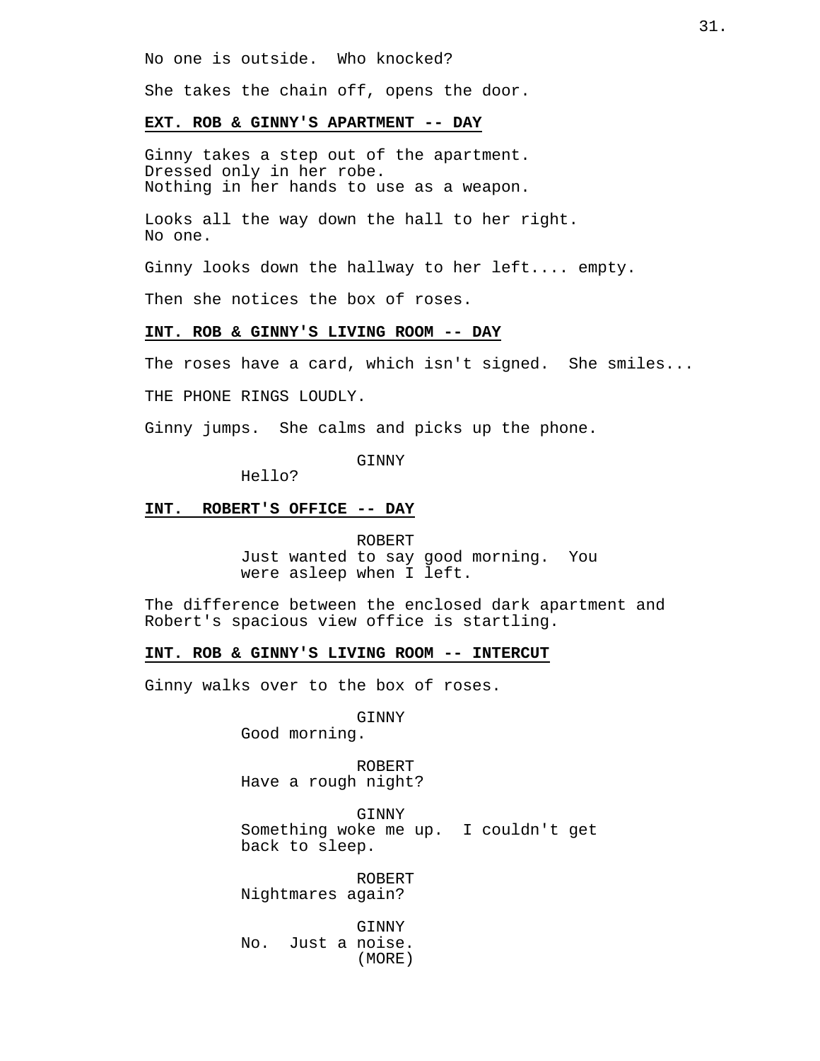No one is outside. Who knocked?

She takes the chain off, opens the door.

**EXT. ROB & GINNY'S APARTMENT -- DAY**

Ginny takes a step out of the apartment.
Dressed only in her robe.
Nothing in her hands to use as a weapon.

Looks all the way down the hall to her right.
No one.

Ginny looks down the hallway to her left.... empty.

Then she notices the box of roses.

**INT. ROB & GINNY'S LIVING ROOM -- DAY**

The roses have a card, which isn't signed. She smiles...

THE PHONE RINGS LOUDLY.

Ginny jumps. She calms and picks up the phone.

GINNY
Hello?

**INT. ROBERT'S OFFICE -- DAY**

ROBERT
Just wanted to say good morning. You were asleep when I left.

The difference between the enclosed dark apartment and Robert's spacious view office is startling.

**INT. ROB & GINNY'S LIVING ROOM -- INTERCUT**

Ginny walks over to the box of roses.

GINNY
Good morning.

ROBERT
Have a rough night?

GINNY
Something woke me up. I couldn't get back to sleep.

ROBERT
Nightmares again?

GINNY
No. Just a noise.
(MORE)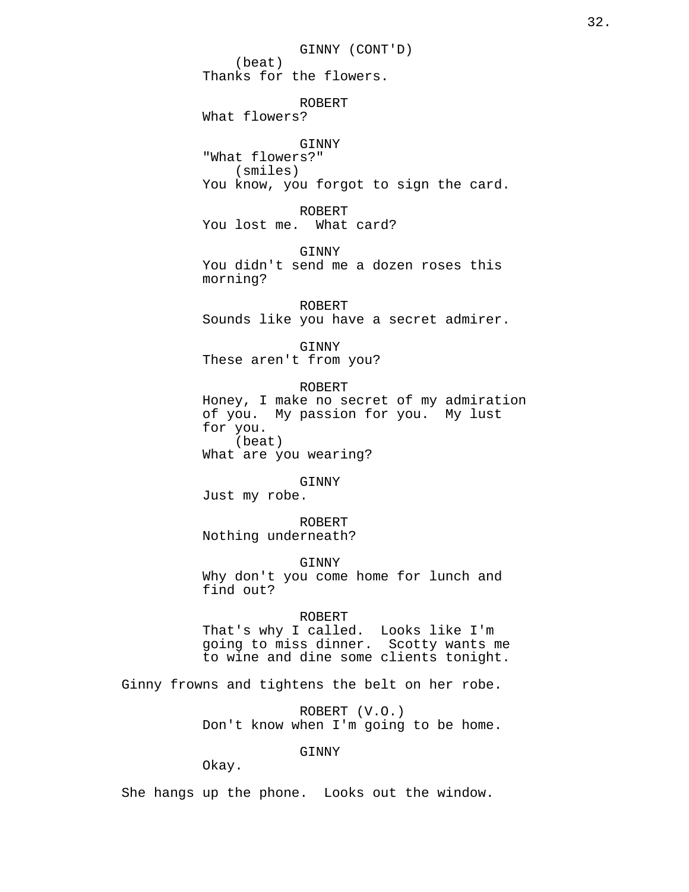GINNY (CONT'D)
(beat)
Thanks for the flowers.

ROBERT
What flowers?

GINNY
"What flowers?"
(smiles)
You know, you forgot to sign the card.

ROBERT
You lost me. What card?

GINNY
You didn't send me a dozen roses this morning?

ROBERT
Sounds like you have a secret admirer.

GINNY
These aren't from you?

ROBERT
Honey, I make no secret of my admiration of you. My passion for you. My lust for you.
(beat)
What are you wearing?

GINNY
Just my robe.

ROBERT
Nothing underneath?

GINNY
Why don't you come home for lunch and find out?

ROBERT
That's why I called. Looks like I'm going to miss dinner. Scotty wants me to wine and dine some clients tonight.

Ginny frowns and tightens the belt on her robe.

ROBERT (V.O.)
Don't know when I'm going to be home.

GINNY
Okay.

She hangs up the phone. Looks out the window.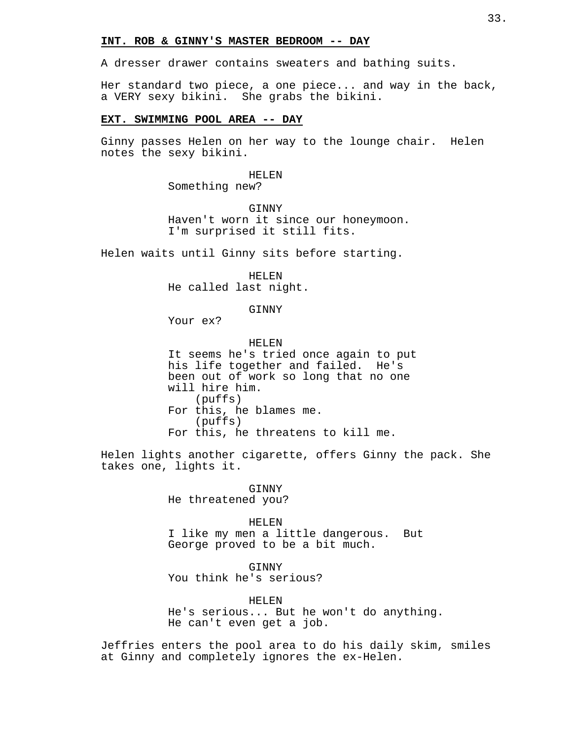**INT. ROB & GINNY'S MASTER BEDROOM -- DAY**

A dresser drawer contains sweaters and bathing suits.

Her standard two piece, a one piece... and way in the back, a VERY sexy bikini. She grabs the bikini.

**EXT. SWIMMING POOL AREA -- DAY**

Ginny passes Helen on her way to the lounge chair. Helen notes the sexy bikini.

HELEN
Something new?

GINNY
Haven't worn it since our honeymoon. I'm surprised it still fits.

Helen waits until Ginny sits before starting.

HELEN
He called last night.

GINNY
Your ex?

HELEN
It seems he's tried once again to put his life together and failed. He's been out of work so long that no one will hire him.
(puffs)
For this, he blames me.
(puffs)
For this, he threatens to kill me.

Helen lights another cigarette, offers Ginny the pack. She takes one, lights it.

GINNY
He threatened you?

HELEN
I like my men a little dangerous. But George proved to be a bit much.

GINNY
You think he's serious?

HELEN
He's serious... But he won't do anything. He can't even get a job.

Jeffries enters the pool area to do his daily skim, smiles at Ginny and completely ignores the ex-Helen.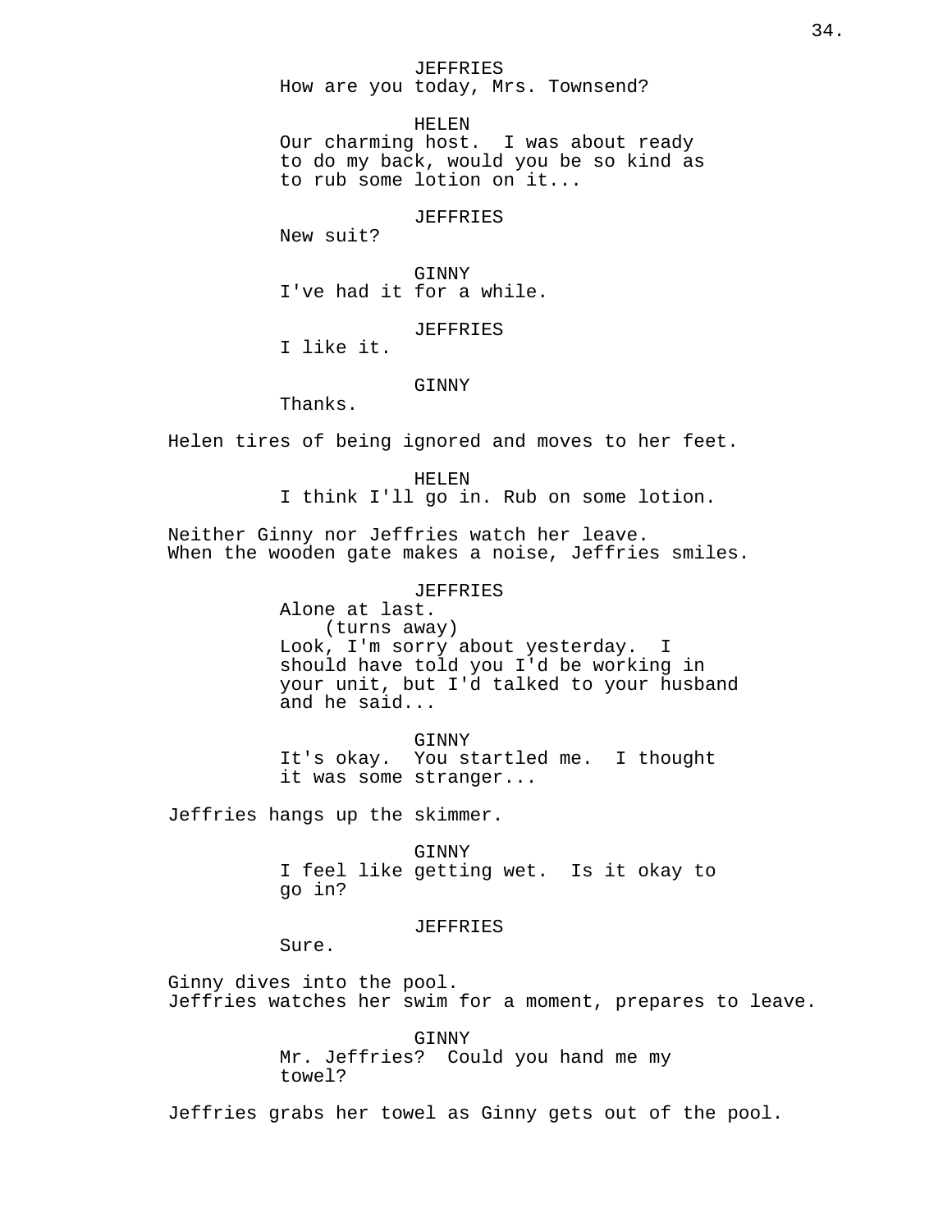JEFFRIES
How are you today, Mrs. Townsend?

HELEN
Our charming host. I was about ready to do my back, would you be so kind as to rub some lotion on it...

JEFFRIES
New suit?

GINNY
I've had it for a while.

JEFFRIES
I like it.

GINNY
Thanks.

Helen tires of being ignored and moves to her feet.

HELEN
I think I'll go in. Rub on some lotion.

Neither Ginny nor Jeffries watch her leave.
When the wooden gate makes a noise, Jeffries smiles.

JEFFRIES
Alone at last.
(turns away)
Look, I'm sorry about yesterday. I should have told you I'd be working in your unit, but I'd talked to your husband and he said...

GINNY
It's okay. You startled me. I thought it was some stranger...

Jeffries hangs up the skimmer.

GINNY
I feel like getting wet. Is it okay to go in?

JEFFRIES
Sure.

Ginny dives into the pool.
Jeffries watches her swim for a moment, prepares to leave.

GINNY
Mr. Jeffries? Could you hand me my towel?

Jeffries grabs her towel as Ginny gets out of the pool.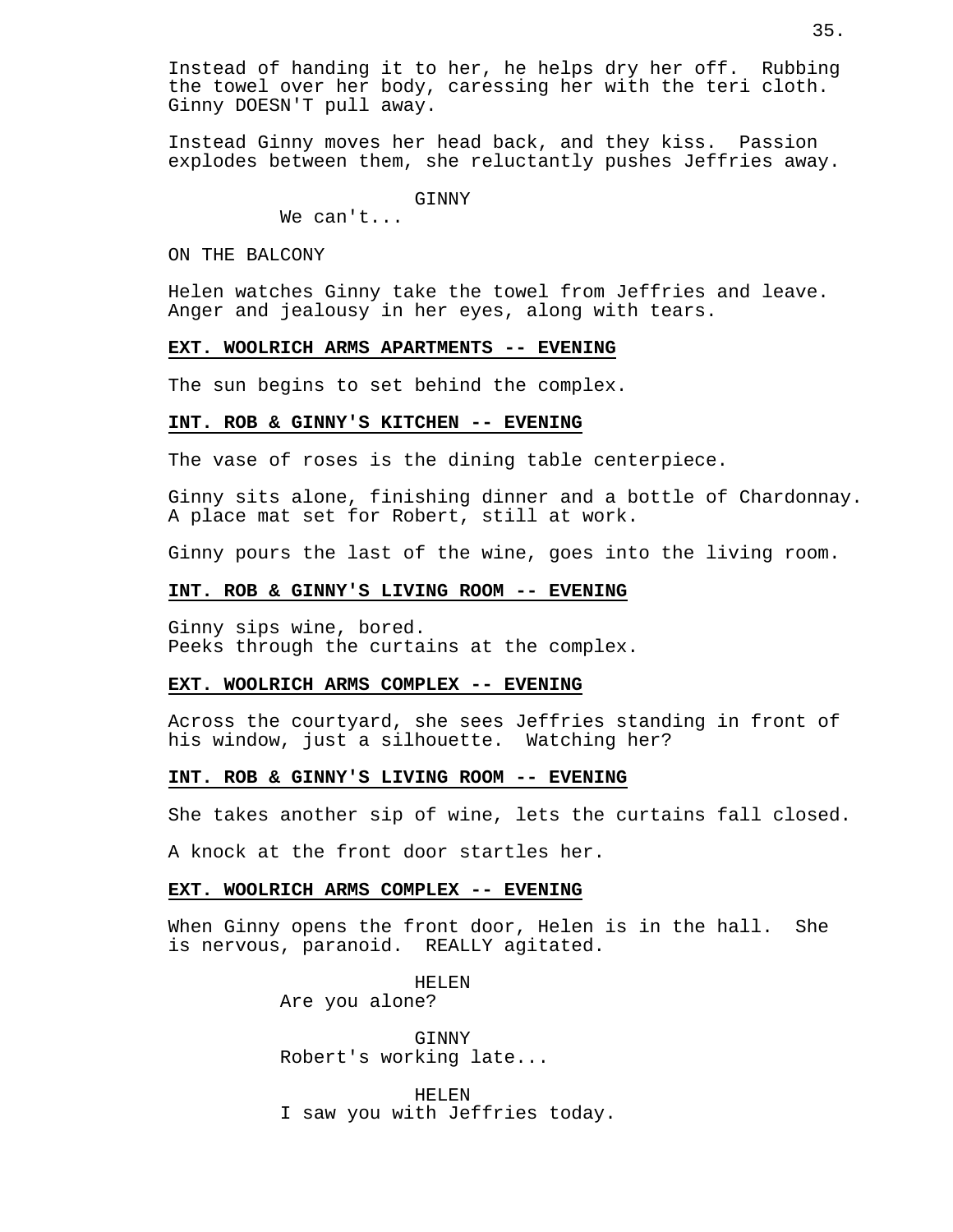Instead of handing it to her, he helps dry her off. Rubbing the towel over her body, caressing her with the teri cloth. Ginny DOESN'T pull away.

Instead Ginny moves her head back, and they kiss. Passion explodes between them, she reluctantly pushes Jeffries away.

GINNY
We can't...

ON THE BALCONY

Helen watches Ginny take the towel from Jeffries and leave. Anger and jealousy in her eyes, along with tears.

**EXT. WOOLRICH ARMS APARTMENTS -- EVENING**

The sun begins to set behind the complex.

**INT. ROB & GINNY'S KITCHEN -- EVENING**

The vase of roses is the dining table centerpiece.

Ginny sits alone, finishing dinner and a bottle of Chardonnay. A place mat set for Robert, still at work.

Ginny pours the last of the wine, goes into the living room.

**INT. ROB & GINNY'S LIVING ROOM -- EVENING**

Ginny sips wine, bored.
Peeks through the curtains at the complex.

**EXT. WOOLRICH ARMS COMPLEX -- EVENING**

Across the courtyard, she sees Jeffries standing in front of his window, just a silhouette. Watching her?

**INT. ROB & GINNY'S LIVING ROOM -- EVENING**

She takes another sip of wine, lets the curtains fall closed.

A knock at the front door startles her.

**EXT. WOOLRICH ARMS COMPLEX -- EVENING**

When Ginny opens the front door, Helen is in the hall. She is nervous, paranoid. REALLY agitated.

HELEN
Are you alone?

GINNY
Robert's working late...

HELEN
I saw you with Jeffries today.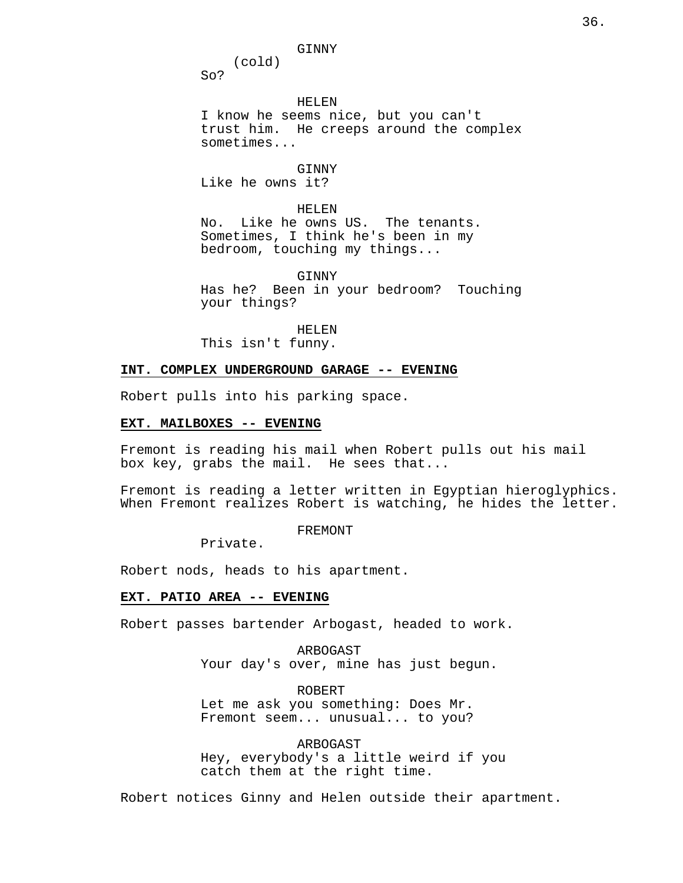GINNY
(cold)
So?

HELEN
I know he seems nice, but you can't trust him. He creeps around the complex sometimes...

GINNY
Like he owns it?

HELEN
No. Like he owns US. The tenants. Sometimes, I think he's been in my bedroom, touching my things...

GINNY
Has he? Been in your bedroom? Touching your things?

HELEN
This isn't funny.

**INT. COMPLEX UNDERGROUND GARAGE -- EVENING**

Robert pulls into his parking space.

**EXT. MAILBOXES -- EVENING**

Fremont is reading his mail when Robert pulls out his mail box key, grabs the mail. He sees that...

Fremont is reading a letter written in Egyptian hieroglyphics. When Fremont realizes Robert is watching, he hides the letter.

FREMONT
Private.

Robert nods, heads to his apartment.

**EXT. PATIO AREA -- EVENING**

Robert passes bartender Arbogast, headed to work.

ARBOGAST
Your day's over, mine has just begun.

ROBERT
Let me ask you something: Does Mr. Fremont seem... unusual... to you?

ARBOGAST
Hey, everybody's a little weird if you catch them at the right time.

Robert notices Ginny and Helen outside their apartment.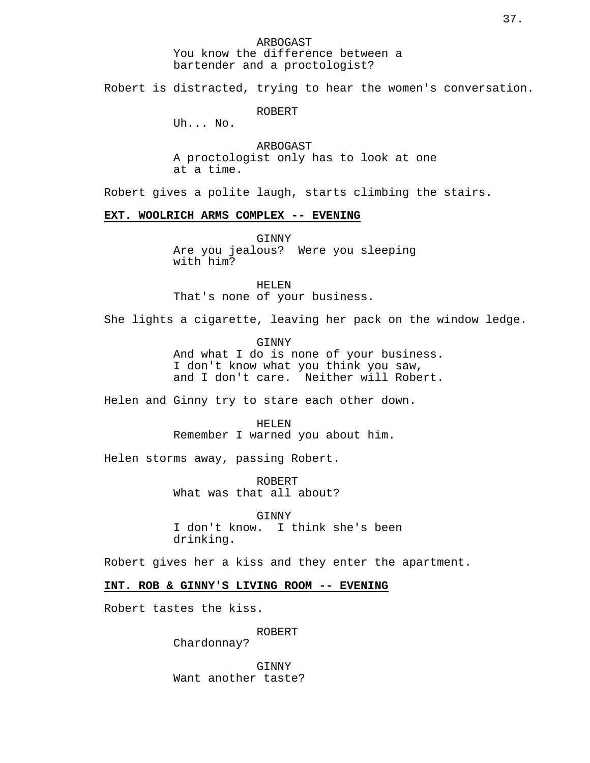ARBOGAST
You know the difference between a bartender and a proctologist?

Robert is distracted, trying to hear the women's conversation.

ROBERT
Uh... No.

ARBOGAST
A proctologist only has to look at one at a time.

Robert gives a polite laugh, starts climbing the stairs.

**EXT. WOOLRICH ARMS COMPLEX -- EVENING**

GINNY
Are you jealous? Were you sleeping with him?

HELEN
That's none of your business.

She lights a cigarette, leaving her pack on the window ledge.

GINNY
And what I do is none of your business. I don't know what you think you saw, and I don't care. Neither will Robert.

Helen and Ginny try to stare each other down.

HELEN
Remember I warned you about him.

Helen storms away, passing Robert.

ROBERT
What was that all about?

GINNY
I don't know. I think she's been drinking.

Robert gives her a kiss and they enter the apartment.

**INT. ROB & GINNY'S LIVING ROOM -- EVENING**

Robert tastes the kiss.

ROBERT
Chardonnay?

GINNY
Want another taste?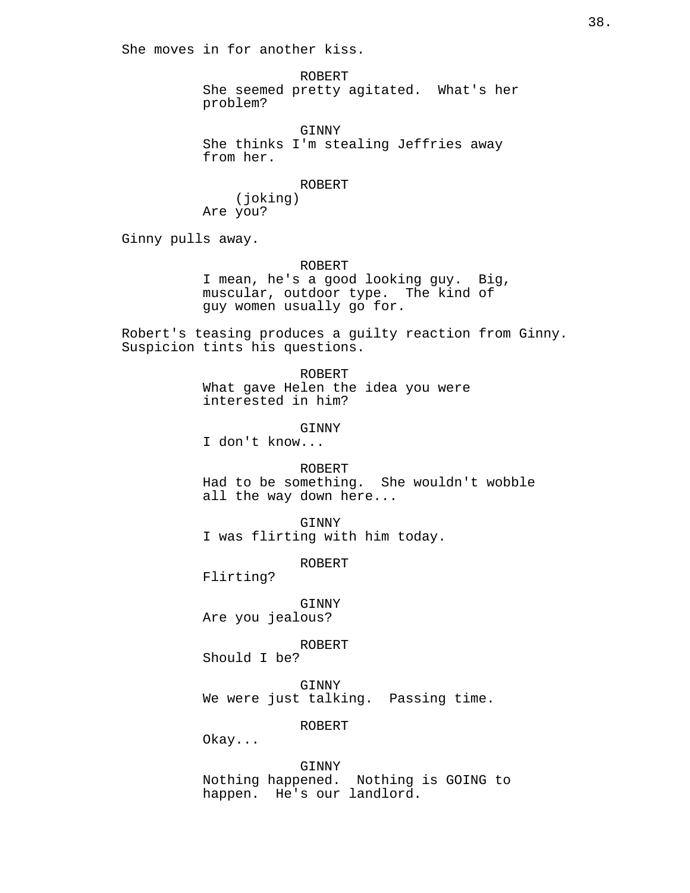She moves in for another kiss.

ROBERT
She seemed pretty agitated. What's her problem?

GINNY
She thinks I'm stealing Jeffries away from her.

ROBERT
(joking)
Are you?

Ginny pulls away.

ROBERT
I mean, he's a good looking guy. Big, muscular, outdoor type. The kind of guy women usually go for.

Robert's teasing produces a guilty reaction from Ginny. Suspicion tints his questions.

ROBERT
What gave Helen the idea you were interested in him?

GINNY
I don't know...

ROBERT
Had to be something. She wouldn't wobble all the way down here...

GINNY
I was flirting with him today.

ROBERT
Flirting?

GINNY
Are you jealous?

ROBERT
Should I be?

GINNY
We were just talking. Passing time.

ROBERT
Okay...

GINNY
Nothing happened. Nothing is GOING to happen. He's our landlord.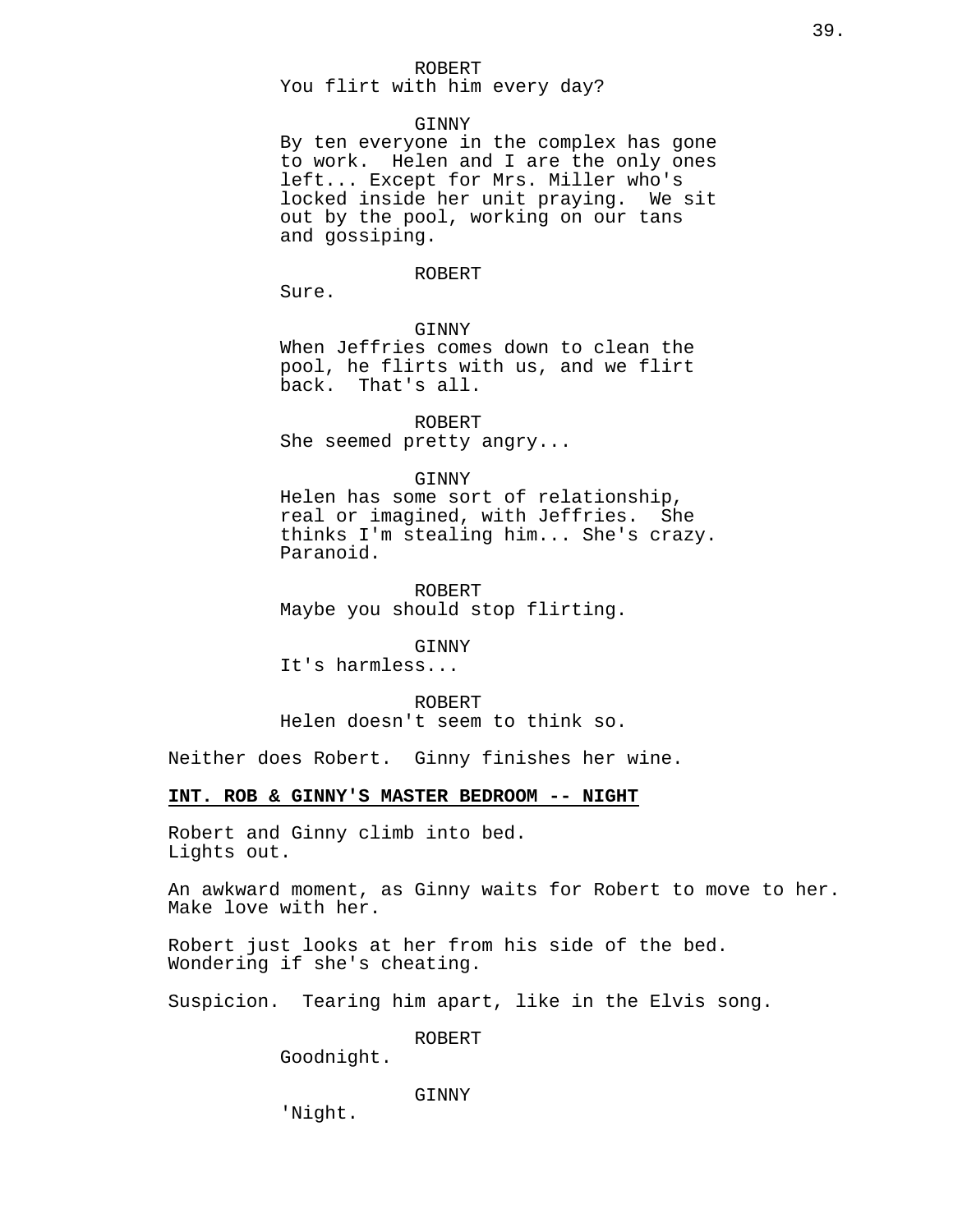ROBERT
You flirt with him every day?

GINNY
By ten everyone in the complex has gone to work. Helen and I are the only ones left... Except for Mrs. Miller who's locked inside her unit praying. We sit out by the pool, working on our tans and gossiping.

ROBERT
Sure.

GINNY
When Jeffries comes down to clean the pool, he flirts with us, and we flirt back. That's all.

ROBERT
She seemed pretty angry...

GINNY
Helen has some sort of relationship, real or imagined, with Jeffries. She thinks I'm stealing him... She's crazy. Paranoid.

ROBERT
Maybe you should stop flirting.

GINNY
It's harmless...

ROBERT
Helen doesn't seem to think so.

Neither does Robert. Ginny finishes her wine.

**INT. ROB & GINNY'S MASTER BEDROOM -- NIGHT**

Robert and Ginny climb into bed.
Lights out.

An awkward moment, as Ginny waits for Robert to move to her. Make love with her.

Robert just looks at her from his side of the bed. Wondering if she's cheating.

Suspicion. Tearing him apart, like in the Elvis song.

ROBERT
Goodnight.

GINNY
'Night.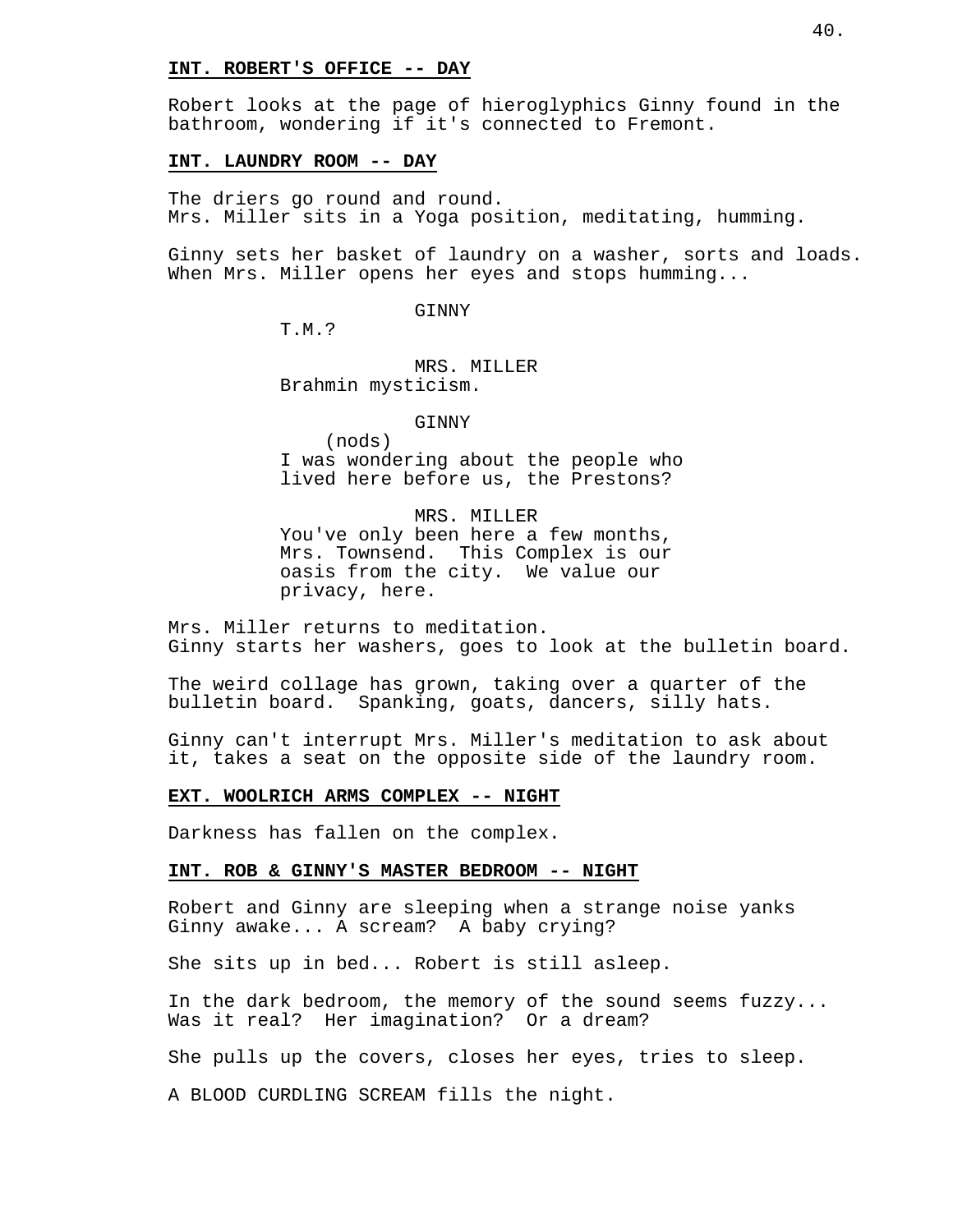**INT. ROBERT'S OFFICE -- DAY**

Robert looks at the page of hieroglyphics Ginny found in the bathroom, wondering if it's connected to Fremont.

**INT. LAUNDRY ROOM -- DAY**

The driers go round and round.
Mrs. Miller sits in a Yoga position, meditating, humming.

Ginny sets her basket of laundry on a washer, sorts and loads. When Mrs. Miller opens her eyes and stops humming...

GINNY
T.M.?

MRS. MILLER
Brahmin mysticism.

GINNY
(nods)
I was wondering about the people who lived here before us, the Prestons?

MRS. MILLER
You've only been here a few months, Mrs. Townsend. This Complex is our oasis from the city. We value our privacy, here.

Mrs. Miller returns to meditation.
Ginny starts her washers, goes to look at the bulletin board.

The weird collage has grown, taking over a quarter of the bulletin board. Spanking, goats, dancers, silly hats.

Ginny can't interrupt Mrs. Miller's meditation to ask about it, takes a seat on the opposite side of the laundry room.

**EXT. WOOLRICH ARMS COMPLEX -- NIGHT**

Darkness has fallen on the complex.

**INT. ROB & GINNY'S MASTER BEDROOM -- NIGHT**

Robert and Ginny are sleeping when a strange noise yanks Ginny awake... A scream? A baby crying?

She sits up in bed... Robert is still asleep.

In the dark bedroom, the memory of the sound seems fuzzy... Was it real? Her imagination? Or a dream?

She pulls up the covers, closes her eyes, tries to sleep.

A BLOOD CURDLING SCREAM fills the night.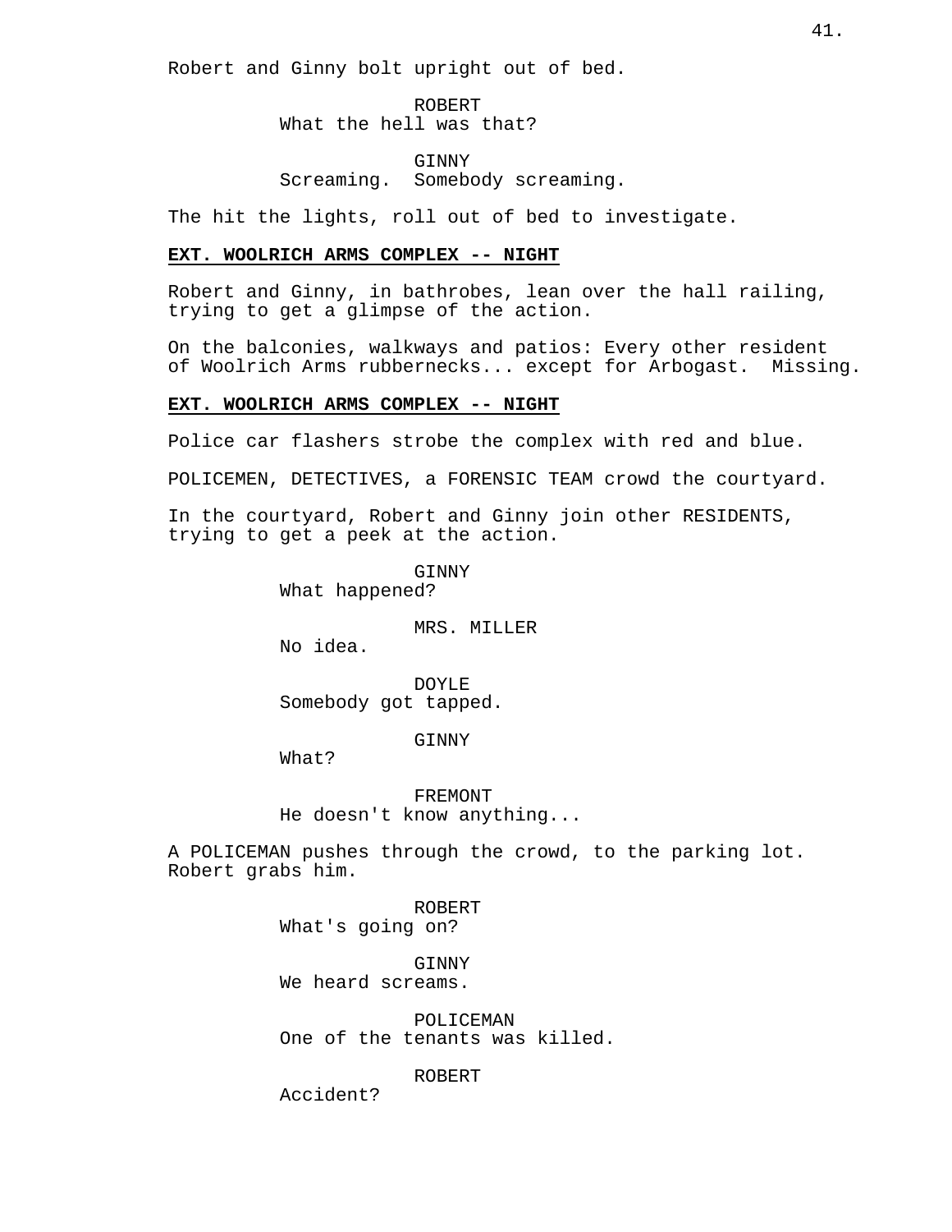Robert and Ginny bolt upright out of bed.

ROBERT
What the hell was that?

GINNY
Screaming.  Somebody screaming.

The hit the lights, roll out of bed to investigate.

**EXT. WOOLRICH ARMS COMPLEX -- NIGHT**

Robert and Ginny, in bathrobes, lean over the hall railing, trying to get a glimpse of the action.

On the balconies, walkways and patios: Every other resident of Woolrich Arms rubbernecks... except for Arbogast.  Missing.

**EXT. WOOLRICH ARMS COMPLEX -- NIGHT**

Police car flashers strobe the complex with red and blue.

POLICEMEN, DETECTIVES, a FORENSIC TEAM crowd the courtyard.

In the courtyard, Robert and Ginny join other RESIDENTS, trying to get a peek at the action.

GINNY
What happened?

MRS. MILLER
No idea.

DOYLE
Somebody got tapped.

GINNY
What?

FREMONT
He doesn't know anything...

A POLICEMAN pushes through the crowd, to the parking lot. Robert grabs him.

ROBERT
What's going on?

GINNY
We heard screams.

POLICEMAN
One of the tenants was killed.

ROBERT
Accident?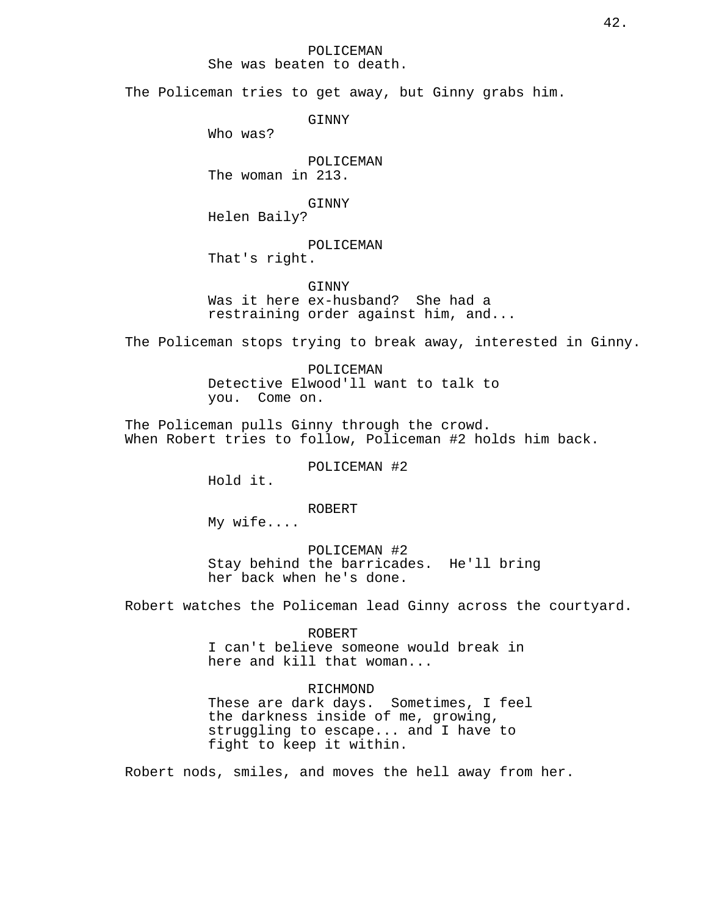POLICEMAN
She was beaten to death.

The Policeman tries to get away, but Ginny grabs him.

GINNY
Who was?

POLICEMAN
The woman in 213.

GINNY
Helen Baily?

POLICEMAN
That's right.

GINNY
Was it here ex-husband?  She had a restraining order against him, and...

The Policeman stops trying to break away, interested in Ginny.

POLICEMAN
Detective Elwood'll want to talk to you.  Come on.

The Policeman pulls Ginny through the crowd.
When Robert tries to follow, Policeman #2 holds him back.

POLICEMAN #2
Hold it.

ROBERT
My wife....

POLICEMAN #2
Stay behind the barricades.  He'll bring her back when he's done.

Robert watches the Policeman lead Ginny across the courtyard.

ROBERT
I can't believe someone would break in here and kill that woman...

RICHMOND
These are dark days.  Sometimes, I feel the darkness inside of me, growing, struggling to escape... and I have to fight to keep it within.

Robert nods, smiles, and moves the hell away from her.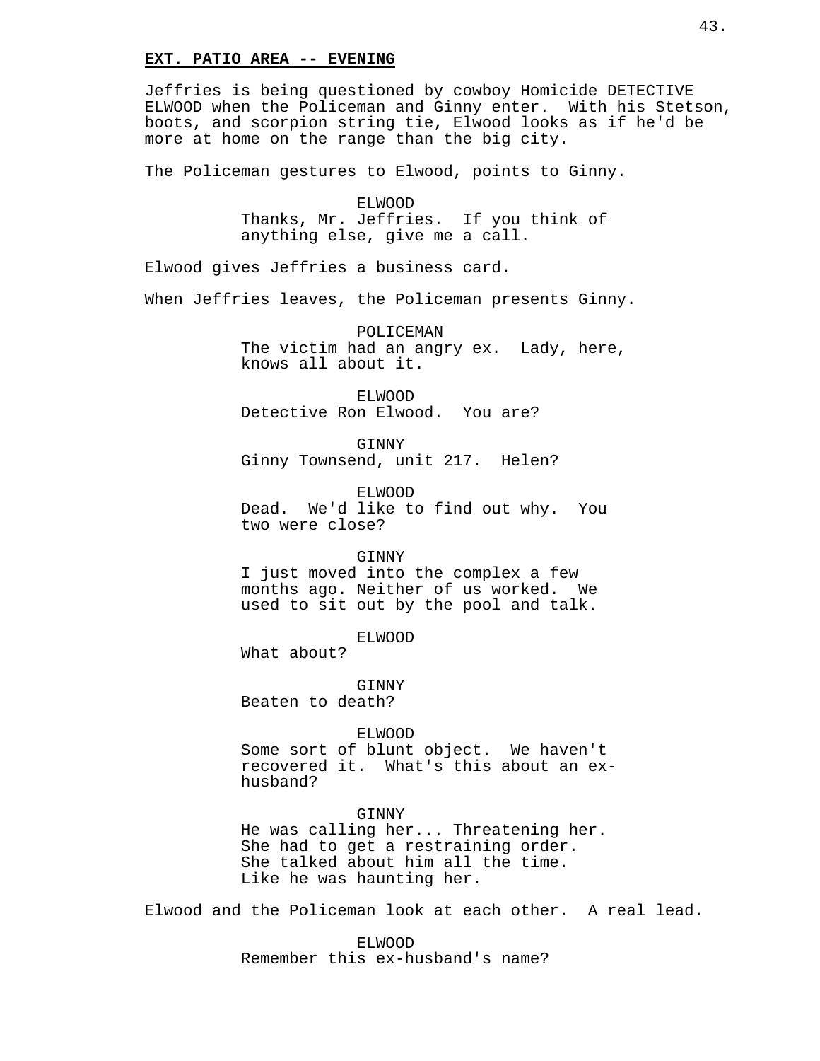**EXT. PATIO AREA -- EVENING**

Jeffries is being questioned by cowboy Homicide DETECTIVE ELWOOD when the Policeman and Ginny enter. With his Stetson, boots, and scorpion string tie, Elwood looks as if he'd be more at home on the range than the big city.

The Policeman gestures to Elwood, points to Ginny.

ELWOOD
Thanks, Mr. Jeffries. If you think of anything else, give me a call.

Elwood gives Jeffries a business card.

When Jeffries leaves, the Policeman presents Ginny.

POLICEMAN
The victim had an angry ex. Lady, here, knows all about it.

ELWOOD
Detective Ron Elwood. You are?

GINNY
Ginny Townsend, unit 217. Helen?

ELWOOD
Dead. We'd like to find out why. You two were close?

GINNY
I just moved into the complex a few months ago. Neither of us worked. We used to sit out by the pool and talk.

ELWOOD
What about?

GINNY
Beaten to death?

ELWOOD
Some sort of blunt object. We haven't recovered it. What's this about an ex-husband?

GINNY
He was calling her... Threatening her. She had to get a restraining order. She talked about him all the time. Like he was haunting her.

Elwood and the Policeman look at each other. A real lead.

ELWOOD
Remember this ex-husband's name?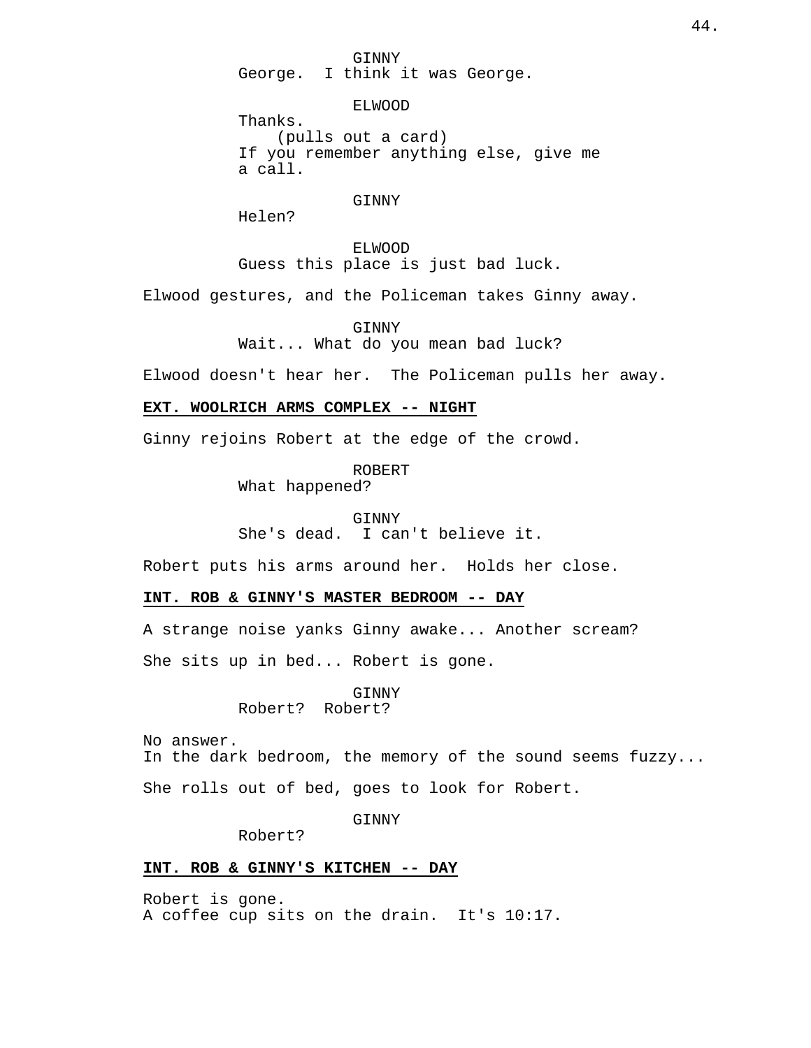GINNY
George. I think it was George.

ELWOOD
Thanks.
(pulls out a card)
If you remember anything else, give me a call.

GINNY
Helen?

ELWOOD
Guess this place is just bad luck.

Elwood gestures, and the Policeman takes Ginny away.

GINNY
Wait... What do you mean bad luck?

Elwood doesn't hear her. The Policeman pulls her away.

**EXT. WOOLRICH ARMS COMPLEX -- NIGHT**

Ginny rejoins Robert at the edge of the crowd.

ROBERT
What happened?

GINNY
She's dead. I can't believe it.

Robert puts his arms around her. Holds her close.

**INT. ROB & GINNY'S MASTER BEDROOM -- DAY**

A strange noise yanks Ginny awake... Another scream?

She sits up in bed... Robert is gone.

GINNY
Robert? Robert?

No answer.
In the dark bedroom, the memory of the sound seems fuzzy...

She rolls out of bed, goes to look for Robert.

GINNY
Robert?

**INT. ROB & GINNY'S KITCHEN -- DAY**

Robert is gone.
A coffee cup sits on the drain. It's 10:17.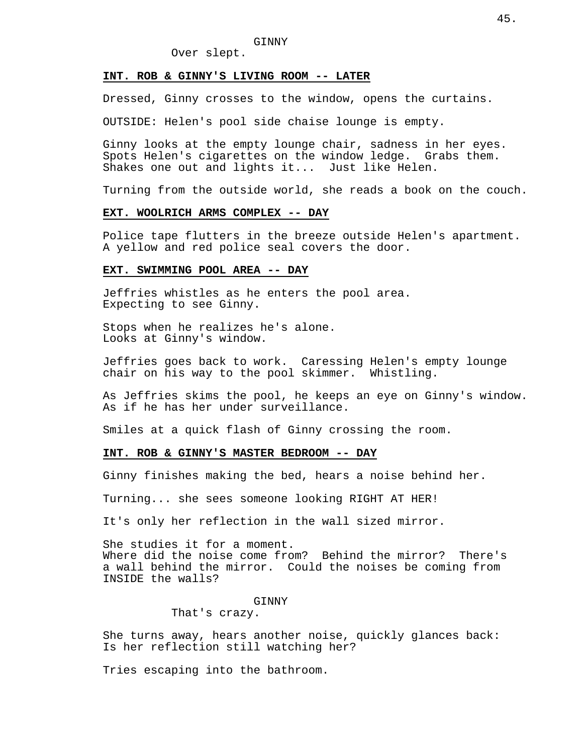GINNY

Over slept.

**INT. ROB & GINNY'S LIVING ROOM -- LATER**

Dressed, Ginny crosses to the window, opens the curtains.

OUTSIDE: Helen's pool side chaise lounge is empty.

Ginny looks at the empty lounge chair, sadness in her eyes. Spots Helen's cigarettes on the window ledge. Grabs them. Shakes one out and lights it... Just like Helen.

Turning from the outside world, she reads a book on the couch.

**EXT. WOOLRICH ARMS COMPLEX -- DAY**

Police tape flutters in the breeze outside Helen's apartment. A yellow and red police seal covers the door.

**EXT. SWIMMING POOL AREA -- DAY**

Jeffries whistles as he enters the pool area. Expecting to see Ginny.

Stops when he realizes he's alone. Looks at Ginny's window.

Jeffries goes back to work. Caressing Helen's empty lounge chair on his way to the pool skimmer. Whistling.

As Jeffries skims the pool, he keeps an eye on Ginny's window. As if he has her under surveillance.

Smiles at a quick flash of Ginny crossing the room.

**INT. ROB & GINNY'S MASTER BEDROOM -- DAY**

Ginny finishes making the bed, hears a noise behind her.

Turning... she sees someone looking RIGHT AT HER!

It's only her reflection in the wall sized mirror.

She studies it for a moment.
Where did the noise come from? Behind the mirror? There's a wall behind the mirror. Could the noises be coming from INSIDE the walls?

GINNY

That's crazy.

She turns away, hears another noise, quickly glances back: Is her reflection still watching her?

Tries escaping into the bathroom.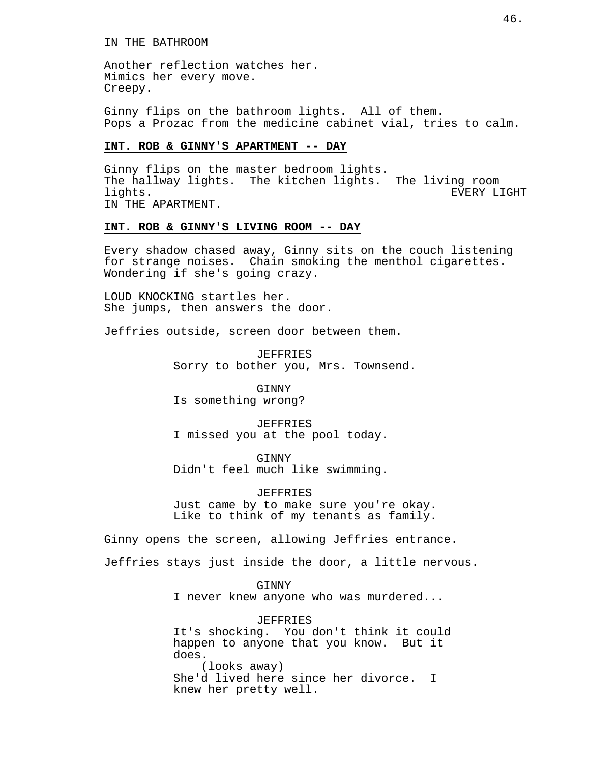IN THE BATHROOM

Another reflection watches her.
Mimics her every move.
Creepy.

Ginny flips on the bathroom lights. All of them.
Pops a Prozac from the medicine cabinet vial, tries to calm.

**INT. ROB & GINNY'S APARTMENT -- DAY**

Ginny flips on the master bedroom lights.
The hallway lights. The kitchen lights. The living room lights. EVERY LIGHT IN THE APARTMENT.

**INT. ROB & GINNY'S LIVING ROOM -- DAY**

Every shadow chased away, Ginny sits on the couch listening for strange noises. Chain smoking the menthol cigarettes. Wondering if she's going crazy.

LOUD KNOCKING startles her.
She jumps, then answers the door.

Jeffries outside, screen door between them.

JEFFRIES
Sorry to bother you, Mrs. Townsend.

GINNY
Is something wrong?

JEFFRIES
I missed you at the pool today.

GINNY
Didn't feel much like swimming.

JEFFRIES
Just came by to make sure you're okay.
Like to think of my tenants as family.

Ginny opens the screen, allowing Jeffries entrance.

Jeffries stays just inside the door, a little nervous.

GINNY
I never knew anyone who was murdered...

JEFFRIES
It's shocking. You don't think it could happen to anyone that you know. But it does.
(looks away)
She'd lived here since her divorce. I knew her pretty well.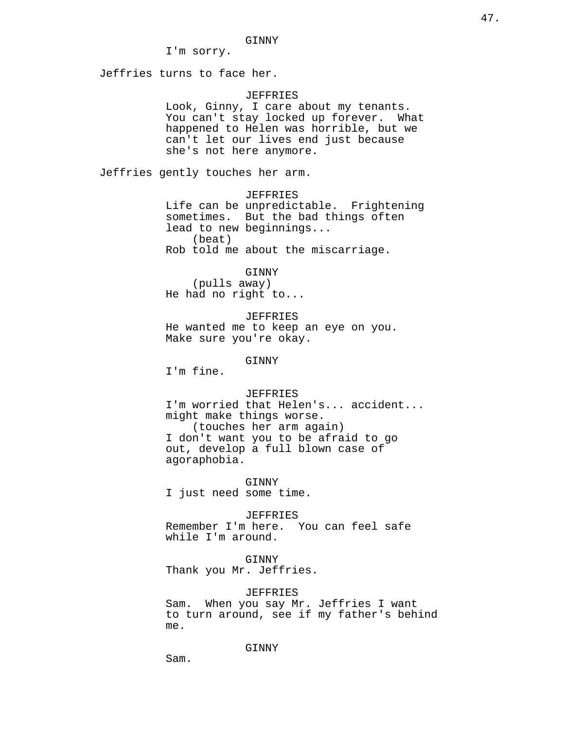GINNY
I'm sorry.

Jeffries turns to face her.

JEFFRIES
Look, Ginny, I care about my tenants. You can't stay locked up forever. What happened to Helen was horrible, but we can't let our lives end just because she's not here anymore.

Jeffries gently touches her arm.

JEFFRIES
Life can be unpredictable. Frightening sometimes. But the bad things often lead to new beginnings...
(beat)
Rob told me about the miscarriage.

GINNY
(pulls away)
He had no right to...

JEFFRIES
He wanted me to keep an eye on you. Make sure you're okay.

GINNY
I'm fine.

JEFFRIES
I'm worried that Helen's... accident... might make things worse.
(touches her arm again)
I don't want you to be afraid to go out, develop a full blown case of agoraphobia.

GINNY
I just need some time.

JEFFRIES
Remember I'm here. You can feel safe while I'm around.

GINNY
Thank you Mr. Jeffries.

JEFFRIES
Sam. When you say Mr. Jeffries I want to turn around, see if my father's behind me.

GINNY
Sam.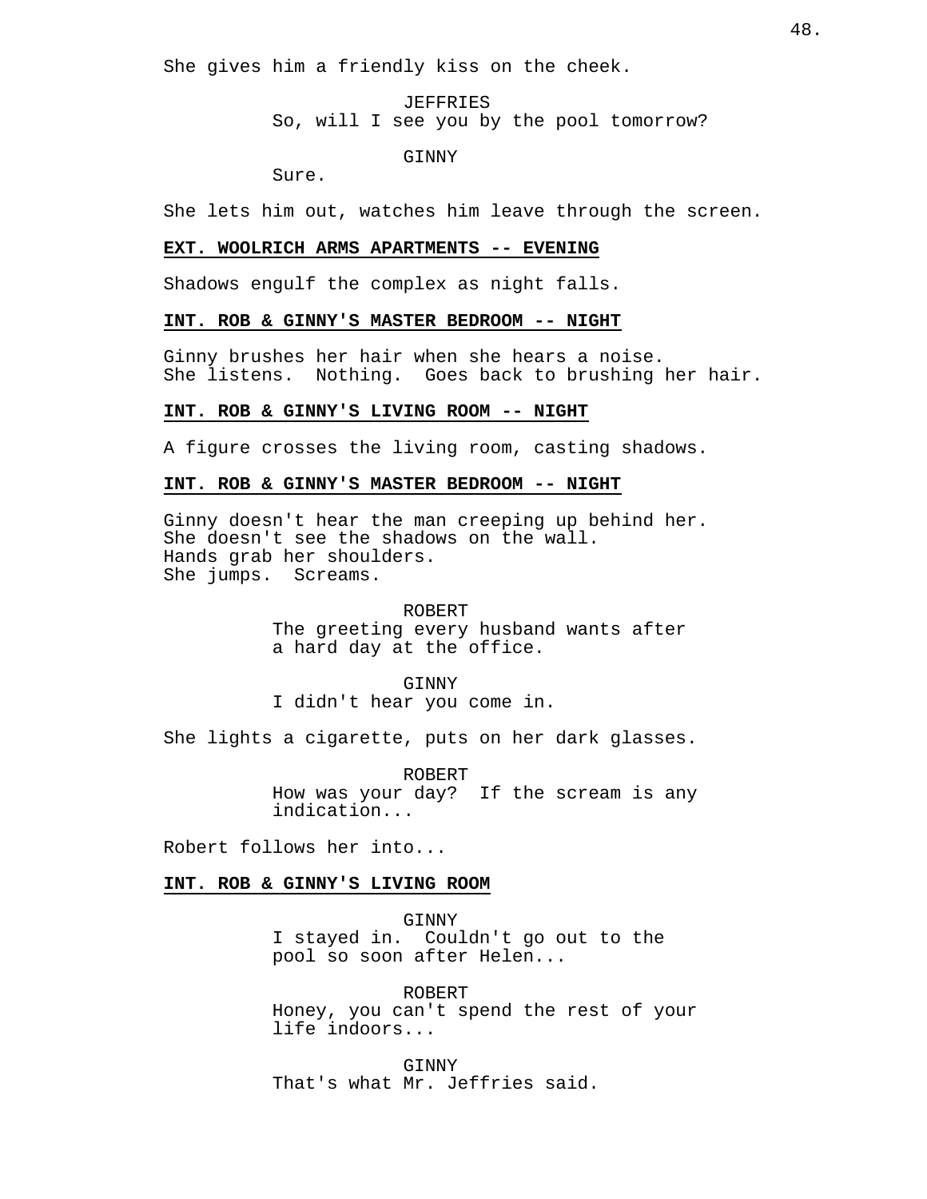She gives him a friendly kiss on the cheek.

JEFFRIES
So, will I see you by the pool tomorrow?

GINNY
Sure.

She lets him out, watches him leave through the screen.

**EXT. WOOLRICH ARMS APARTMENTS -- EVENING**

Shadows engulf the complex as night falls.

**INT. ROB & GINNY'S MASTER BEDROOM -- NIGHT**

Ginny brushes her hair when she hears a noise.
She listens. Nothing. Goes back to brushing her hair.

**INT. ROB & GINNY'S LIVING ROOM -- NIGHT**

A figure crosses the living room, casting shadows.

**INT. ROB & GINNY'S MASTER BEDROOM -- NIGHT**

Ginny doesn't hear the man creeping up behind her.
She doesn't see the shadows on the wall.
Hands grab her shoulders.
She jumps. Screams.

ROBERT
The greeting every husband wants after a hard day at the office.

GINNY
I didn't hear you come in.

She lights a cigarette, puts on her dark glasses.

ROBERT
How was your day? If the scream is any indication...

Robert follows her into...

**INT. ROB & GINNY'S LIVING ROOM**

GINNY
I stayed in. Couldn't go out to the pool so soon after Helen...

ROBERT
Honey, you can't spend the rest of your life indoors...

GINNY
That's what Mr. Jeffries said.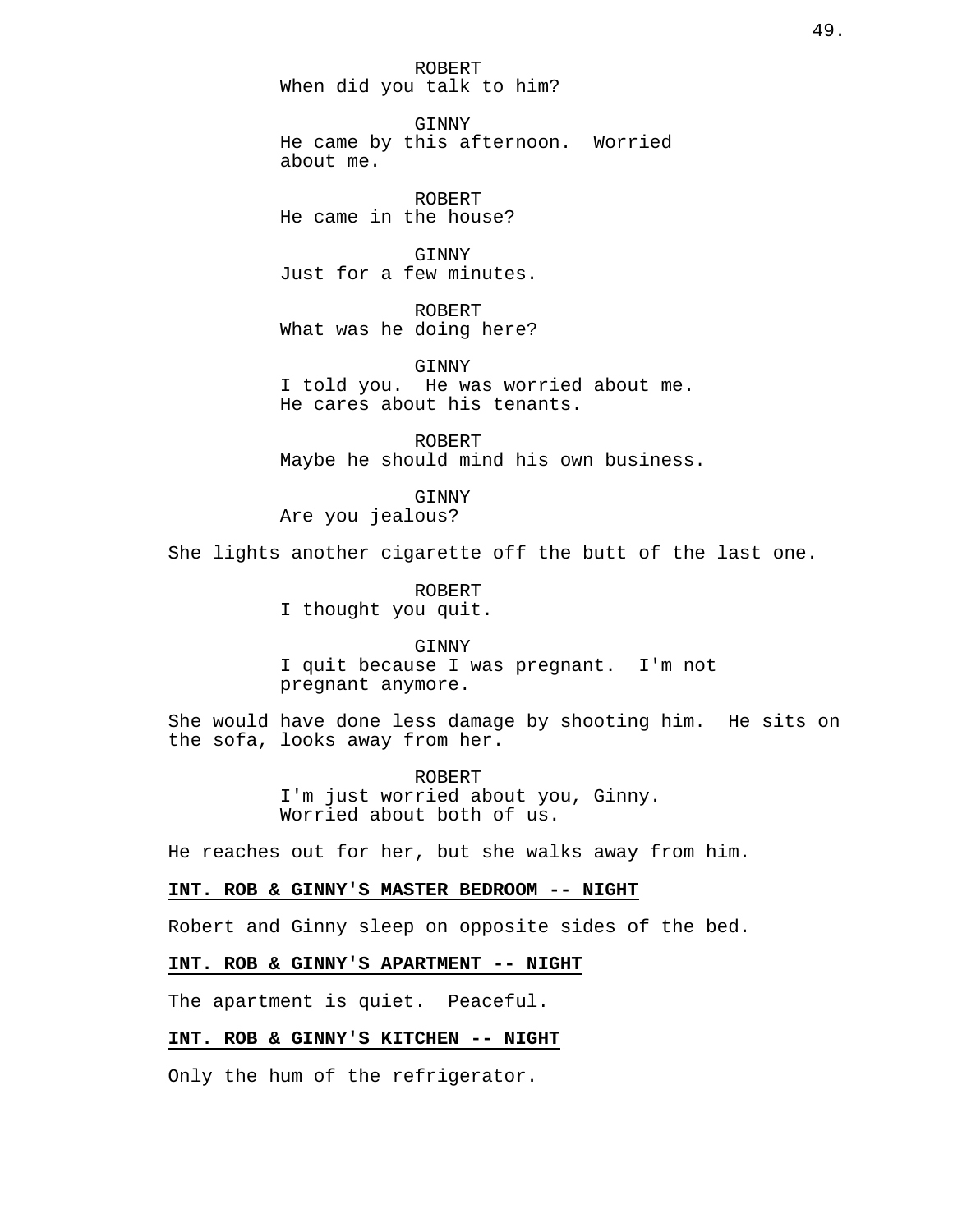ROBERT
When did you talk to him?

GINNY
He came by this afternoon. Worried about me.

ROBERT
He came in the house?

GINNY
Just for a few minutes.

ROBERT
What was he doing here?

GINNY
I told you. He was worried about me. He cares about his tenants.

ROBERT
Maybe he should mind his own business.

GINNY
Are you jealous?

She lights another cigarette off the butt of the last one.

ROBERT
I thought you quit.

GINNY
I quit because I was pregnant. I'm not pregnant anymore.

She would have done less damage by shooting him. He sits on the sofa, looks away from her.

ROBERT
I'm just worried about you, Ginny. Worried about both of us.

He reaches out for her, but she walks away from him.

**INT. ROB & GINNY'S MASTER BEDROOM -- NIGHT**

Robert and Ginny sleep on opposite sides of the bed.

**INT. ROB & GINNY'S APARTMENT -- NIGHT**

The apartment is quiet. Peaceful.

**INT. ROB & GINNY'S KITCHEN -- NIGHT**

Only the hum of the refrigerator.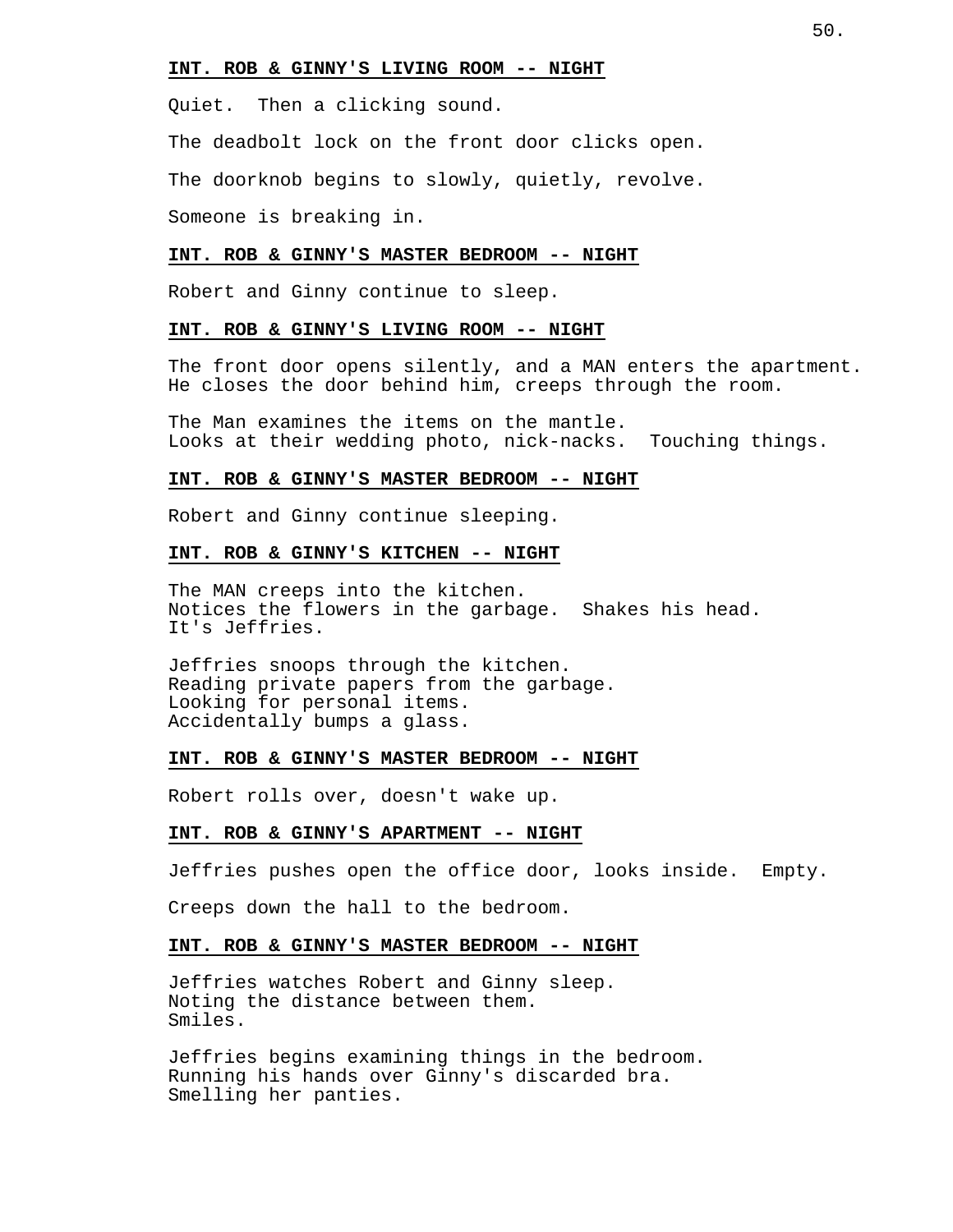**INT. ROB & GINNY'S LIVING ROOM -- NIGHT**

Quiet. Then a clicking sound.

The deadbolt lock on the front door clicks open.

The doorknob begins to slowly, quietly, revolve.

Someone is breaking in.

**INT. ROB & GINNY'S MASTER BEDROOM -- NIGHT**

Robert and Ginny continue to sleep.

**INT. ROB & GINNY'S LIVING ROOM -- NIGHT**

The front door opens silently, and a MAN enters the apartment. He closes the door behind him, creeps through the room.

The Man examines the items on the mantle.
Looks at their wedding photo, nick-nacks. Touching things.

**INT. ROB & GINNY'S MASTER BEDROOM -- NIGHT**

Robert and Ginny continue sleeping.

**INT. ROB & GINNY'S KITCHEN -- NIGHT**

The MAN creeps into the kitchen.
Notices the flowers in the garbage. Shakes his head.
It's Jeffries.

Jeffries snoops through the kitchen.
Reading private papers from the garbage.
Looking for personal items.
Accidentally bumps a glass.

**INT. ROB & GINNY'S MASTER BEDROOM -- NIGHT**

Robert rolls over, doesn't wake up.

**INT. ROB & GINNY'S APARTMENT -- NIGHT**

Jeffries pushes open the office door, looks inside. Empty.

Creeps down the hall to the bedroom.

**INT. ROB & GINNY'S MASTER BEDROOM -- NIGHT**

Jeffries watches Robert and Ginny sleep.
Noting the distance between them.
Smiles.

Jeffries begins examining things in the bedroom.
Running his hands over Ginny's discarded bra.
Smelling her panties.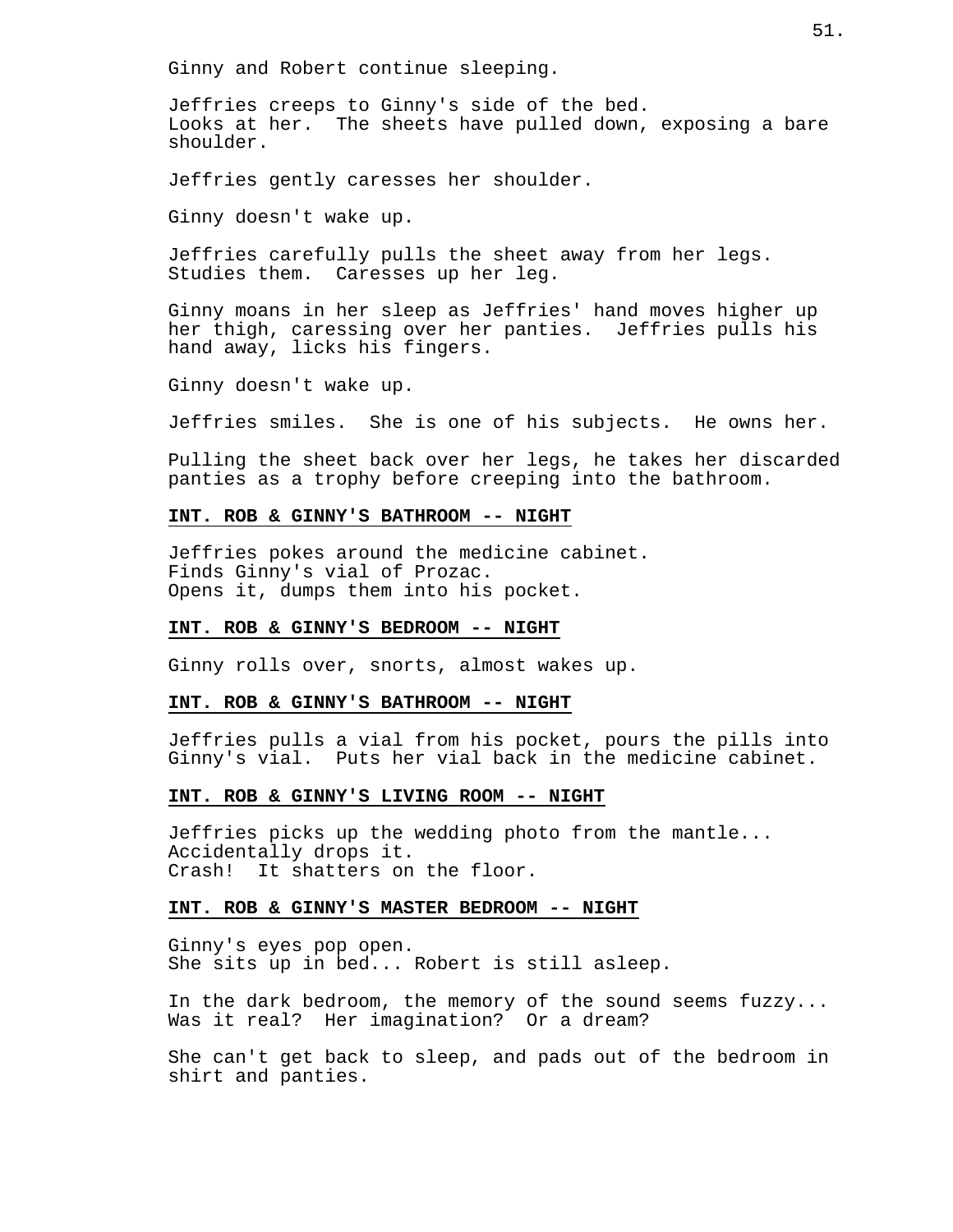Ginny and Robert continue sleeping.

Jeffries creeps to Ginny's side of the bed.
Looks at her. The sheets have pulled down, exposing a bare shoulder.

Jeffries gently caresses her shoulder.

Ginny doesn't wake up.

Jeffries carefully pulls the sheet away from her legs.
Studies them. Caresses up her leg.

Ginny moans in her sleep as Jeffries' hand moves higher up her thigh, caressing over her panties. Jeffries pulls his hand away, licks his fingers.

Ginny doesn't wake up.

Jeffries smiles. She is one of his subjects. He owns her.

Pulling the sheet back over her legs, he takes her discarded panties as a trophy before creeping into the bathroom.

**INT. ROB & GINNY'S BATHROOM -- NIGHT**

Jeffries pokes around the medicine cabinet.
Finds Ginny's vial of Prozac.
Opens it, dumps them into his pocket.

**INT. ROB & GINNY'S BEDROOM -- NIGHT**

Ginny rolls over, snorts, almost wakes up.

**INT. ROB & GINNY'S BATHROOM -- NIGHT**

Jeffries pulls a vial from his pocket, pours the pills into Ginny's vial. Puts her vial back in the medicine cabinet.

**INT. ROB & GINNY'S LIVING ROOM -- NIGHT**

Jeffries picks up the wedding photo from the mantle...
Accidentally drops it.
Crash! It shatters on the floor.

**INT. ROB & GINNY'S MASTER BEDROOM -- NIGHT**

Ginny's eyes pop open.
She sits up in bed... Robert is still asleep.

In the dark bedroom, the memory of the sound seems fuzzy...
Was it real? Her imagination? Or a dream?

She can't get back to sleep, and pads out of the bedroom in shirt and panties.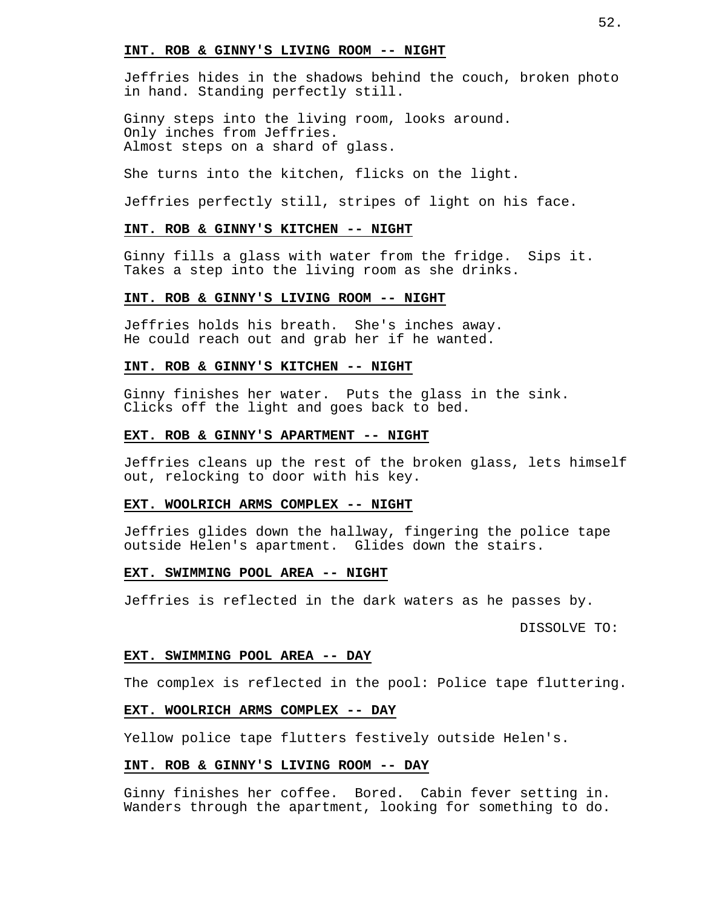**INT. ROB & GINNY'S LIVING ROOM -- NIGHT**

Jeffries hides in the shadows behind the couch, broken photo in hand. Standing perfectly still.

Ginny steps into the living room, looks around.
Only inches from Jeffries.
Almost steps on a shard of glass.

She turns into the kitchen, flicks on the light.

Jeffries perfectly still, stripes of light on his face.

**INT. ROB & GINNY'S KITCHEN -- NIGHT**

Ginny fills a glass with water from the fridge. Sips it.
Takes a step into the living room as she drinks.

**INT. ROB & GINNY'S LIVING ROOM -- NIGHT**

Jeffries holds his breath. She's inches away.
He could reach out and grab her if he wanted.

**INT. ROB & GINNY'S KITCHEN -- NIGHT**

Ginny finishes her water. Puts the glass in the sink.
Clicks off the light and goes back to bed.

**EXT. ROB & GINNY'S APARTMENT -- NIGHT**

Jeffries cleans up the rest of the broken glass, lets himself out, relocking to door with his key.

**EXT. WOOLRICH ARMS COMPLEX -- NIGHT**

Jeffries glides down the hallway, fingering the police tape outside Helen's apartment. Glides down the stairs.

**EXT. SWIMMING POOL AREA -- NIGHT**

Jeffries is reflected in the dark waters as he passes by.

DISSOLVE TO:

**EXT. SWIMMING POOL AREA -- DAY**

The complex is reflected in the pool: Police tape fluttering.

**EXT. WOOLRICH ARMS COMPLEX -- DAY**

Yellow police tape flutters festively outside Helen's.

**INT. ROB & GINNY'S LIVING ROOM -- DAY**

Ginny finishes her coffee. Bored. Cabin fever setting in.
Wanders through the apartment, looking for something to do.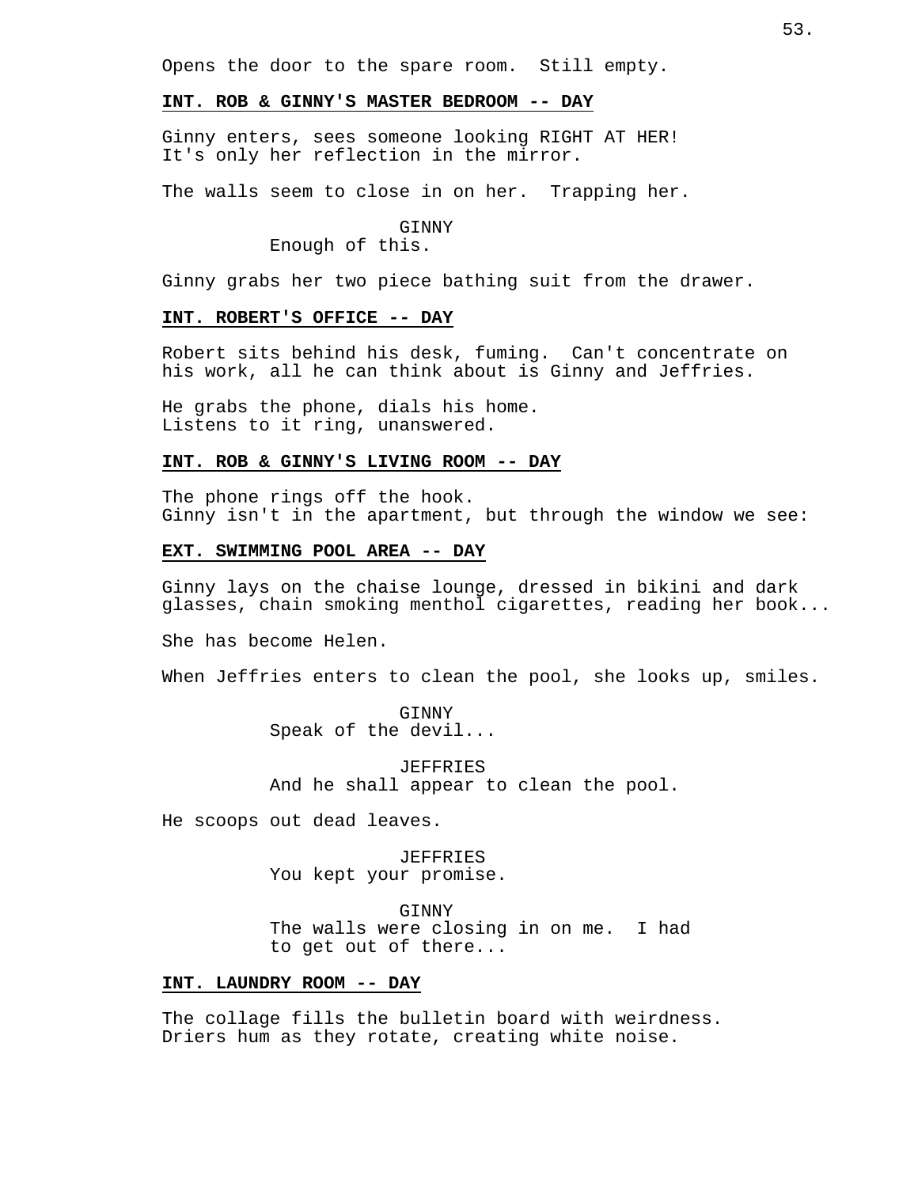Opens the door to the spare room.  Still empty.

**INT. ROB & GINNY'S MASTER BEDROOM -- DAY**

Ginny enters, sees someone looking RIGHT AT HER!
It's only her reflection in the mirror.

The walls seem to close in on her.  Trapping her.

GINNY
Enough of this.

Ginny grabs her two piece bathing suit from the drawer.

**INT. ROBERT'S OFFICE -- DAY**

Robert sits behind his desk, fuming.  Can't concentrate on his work, all he can think about is Ginny and Jeffries.

He grabs the phone, dials his home.
Listens to it ring, unanswered.

**INT. ROB & GINNY'S LIVING ROOM -- DAY**

The phone rings off the hook.
Ginny isn't in the apartment, but through the window we see:

**EXT. SWIMMING POOL AREA -- DAY**

Ginny lays on the chaise lounge, dressed in bikini and dark glasses, chain smoking menthol cigarettes, reading her book...

She has become Helen.

When Jeffries enters to clean the pool, she looks up, smiles.

GINNY
Speak of the devil...

JEFFRIES
And he shall appear to clean the pool.

He scoops out dead leaves.

JEFFRIES
You kept your promise.

GINNY
The walls were closing in on me.  I had to get out of there...

**INT. LAUNDRY ROOM -- DAY**

The collage fills the bulletin board with weirdness.
Driers hum as they rotate, creating white noise.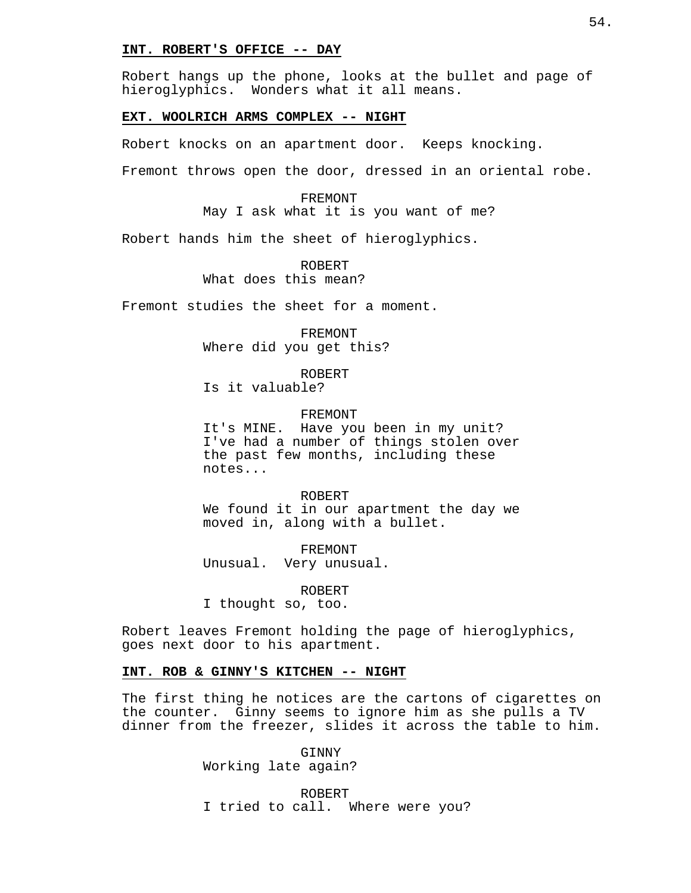**INT. ROBERT'S OFFICE -- DAY**

Robert hangs up the phone, looks at the bullet and page of hieroglyphics. Wonders what it all means.

**EXT. WOOLRICH ARMS COMPLEX -- NIGHT**

Robert knocks on an apartment door. Keeps knocking.

Fremont throws open the door, dressed in an oriental robe.

FREMONT
May I ask what it is you want of me?

Robert hands him the sheet of hieroglyphics.

ROBERT
What does this mean?

Fremont studies the sheet for a moment.

FREMONT
Where did you get this?

ROBERT
Is it valuable?

FREMONT
It's MINE. Have you been in my unit? I've had a number of things stolen over the past few months, including these notes...

ROBERT
We found it in our apartment the day we moved in, along with a bullet.

FREMONT
Unusual. Very unusual.

ROBERT
I thought so, too.

Robert leaves Fremont holding the page of hieroglyphics, goes next door to his apartment.

**INT. ROB & GINNY'S KITCHEN -- NIGHT**

The first thing he notices are the cartons of cigarettes on the counter. Ginny seems to ignore him as she pulls a TV dinner from the freezer, slides it across the table to him.

GINNY
Working late again?

ROBERT
I tried to call. Where were you?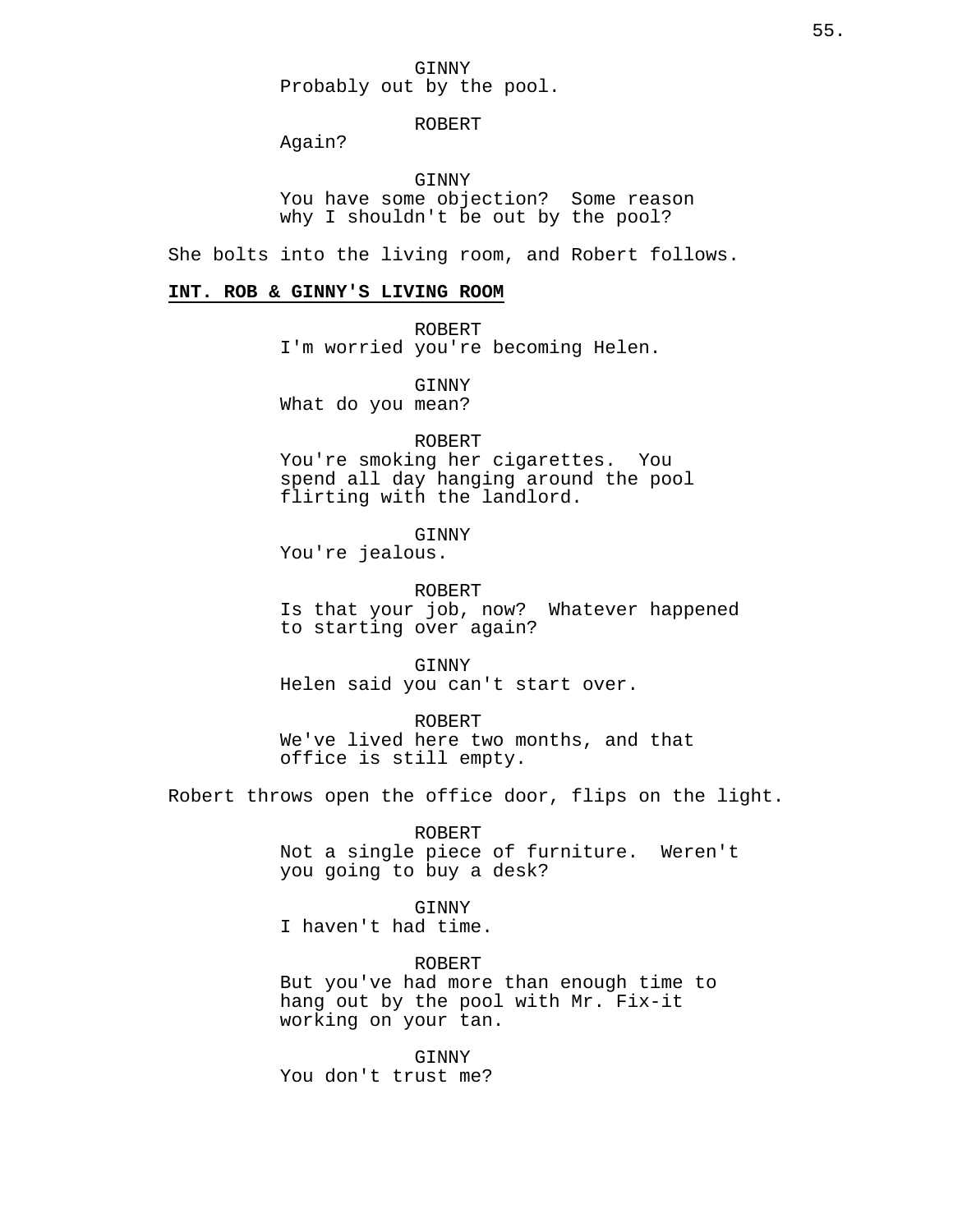GINNY
Probably out by the pool.

ROBERT
Again?

GINNY
You have some objection? Some reason why I shouldn't be out by the pool?

She bolts into the living room, and Robert follows.

**INT. ROB & GINNY'S LIVING ROOM**

ROBERT
I'm worried you're becoming Helen.

GINNY
What do you mean?

ROBERT
You're smoking her cigarettes. You spend all day hanging around the pool flirting with the landlord.

GINNY
You're jealous.

ROBERT
Is that your job, now? Whatever happened to starting over again?

GINNY
Helen said you can't start over.

ROBERT
We've lived here two months, and that office is still empty.

Robert throws open the office door, flips on the light.

ROBERT
Not a single piece of furniture. Weren't you going to buy a desk?

GINNY
I haven't had time.

ROBERT
But you've had more than enough time to hang out by the pool with Mr. Fix-it working on your tan.

GINNY
You don't trust me?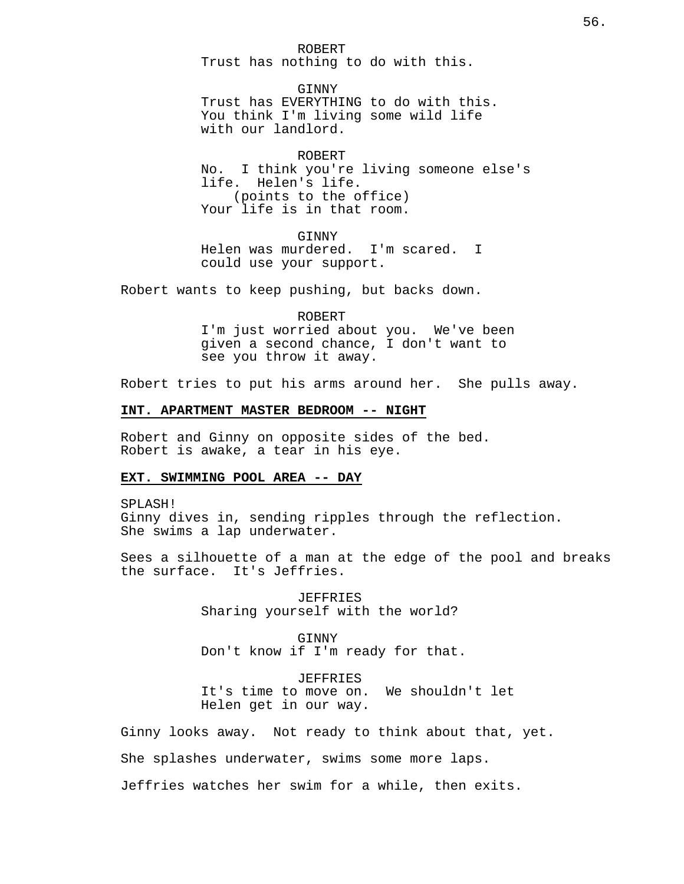ROBERT
Trust has nothing to do with this.

GINNY
Trust has EVERYTHING to do with this. You think I'm living some wild life with our landlord.

ROBERT
No. I think you're living someone else's life. Helen's life.
(points to the office)
Your life is in that room.

GINNY
Helen was murdered. I'm scared. I could use your support.

Robert wants to keep pushing, but backs down.

ROBERT
I'm just worried about you. We've been given a second chance, I don't want to see you throw it away.

Robert tries to put his arms around her. She pulls away.

**INT. APARTMENT MASTER BEDROOM -- NIGHT**

Robert and Ginny on opposite sides of the bed.
Robert is awake, a tear in his eye.

**EXT. SWIMMING POOL AREA -- DAY**

SPLASH!
Ginny dives in, sending ripples through the reflection.
She swims a lap underwater.

Sees a silhouette of a man at the edge of the pool and breaks the surface. It's Jeffries.

JEFFRIES
Sharing yourself with the world?

GINNY
Don't know if I'm ready for that.

JEFFRIES
It's time to move on. We shouldn't let Helen get in our way.

Ginny looks away. Not ready to think about that, yet.

She splashes underwater, swims some more laps.

Jeffries watches her swim for a while, then exits.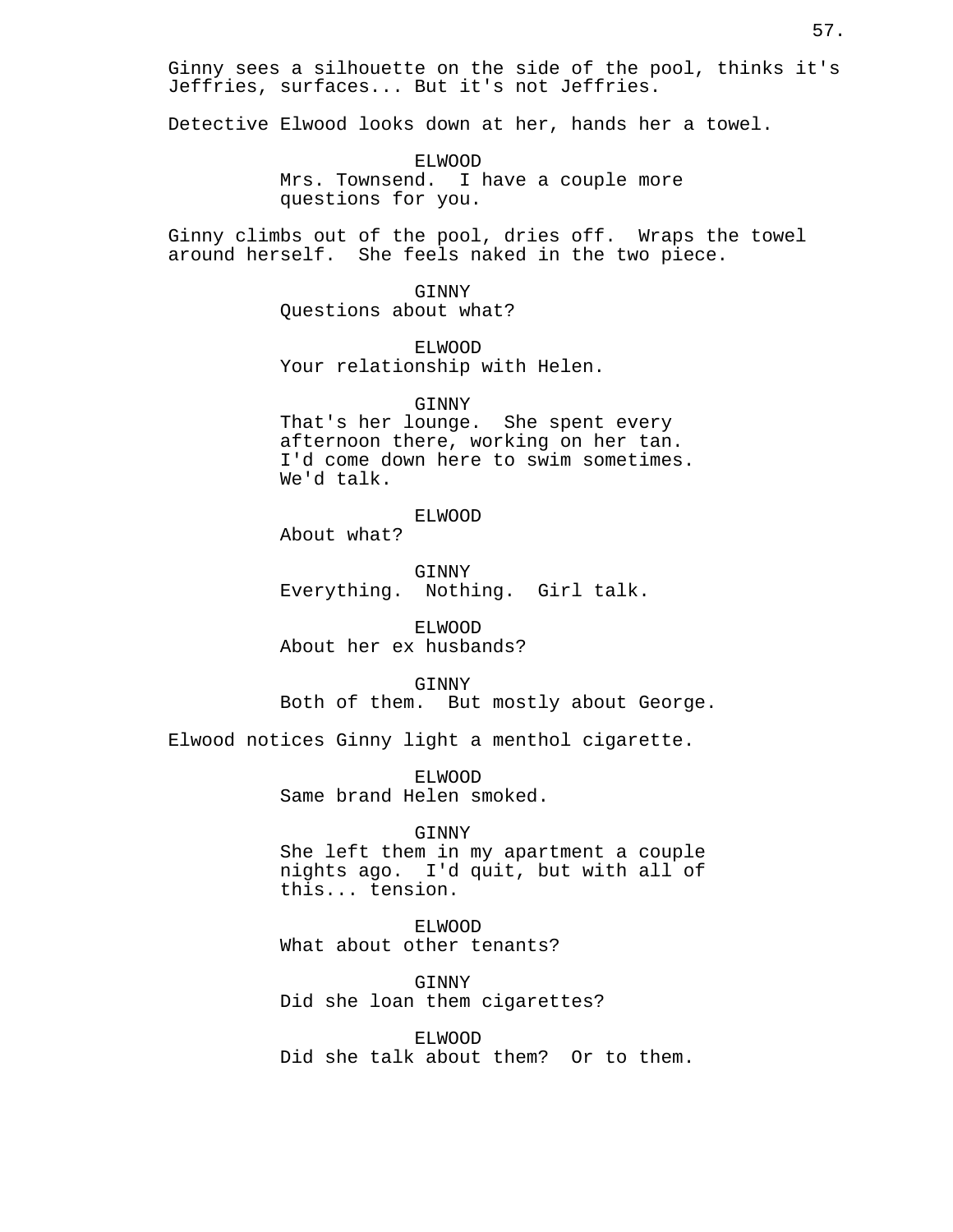Ginny sees a silhouette on the side of the pool, thinks it's Jeffries, surfaces... But it's not Jeffries.

Detective Elwood looks down at her, hands her a towel.

ELWOOD
Mrs. Townsend. I have a couple more questions for you.

Ginny climbs out of the pool, dries off. Wraps the towel around herself. She feels naked in the two piece.

GINNY
Questions about what?

ELWOOD
Your relationship with Helen.

GINNY
That's her lounge. She spent every afternoon there, working on her tan. I'd come down here to swim sometimes. We'd talk.

ELWOOD
About what?

GINNY
Everything. Nothing. Girl talk.

ELWOOD
About her ex husbands?

GINNY
Both of them. But mostly about George.

Elwood notices Ginny light a menthol cigarette.

ELWOOD
Same brand Helen smoked.

GINNY
She left them in my apartment a couple nights ago. I'd quit, but with all of this... tension.

ELWOOD
What about other tenants?

GINNY
Did she loan them cigarettes?

ELWOOD
Did she talk about them? Or to them.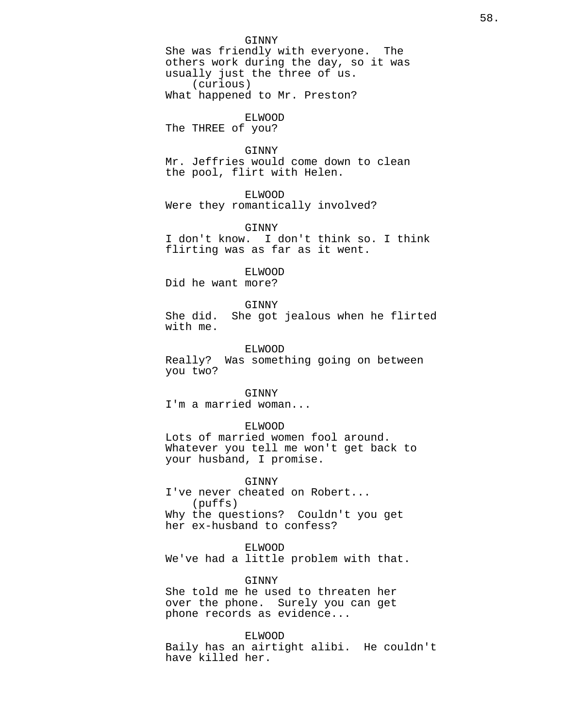GINNY
She was friendly with everyone.  The others work during the day, so it was usually just the three of us.
(curious)
What happened to Mr. Preston?

ELWOOD
The THREE of you?

GINNY
Mr. Jeffries would come down to clean the pool, flirt with Helen.

ELWOOD
Were they romantically involved?

GINNY
I don't know.  I don't think so. I think flirting was as far as it went.

ELWOOD
Did he want more?

GINNY
She did.  She got jealous when he flirted with me.

ELWOOD
Really?  Was something going on between you two?

GINNY
I'm a married woman...

ELWOOD
Lots of married women fool around. Whatever you tell me won't get back to your husband, I promise.

GINNY
I've never cheated on Robert...
(puffs)
Why the questions?  Couldn't you get her ex-husband to confess?

ELWOOD
We've had a little problem with that.

GINNY
She told me he used to threaten her over the phone.  Surely you can get phone records as evidence...

ELWOOD
Baily has an airtight alibi.  He couldn't have killed her.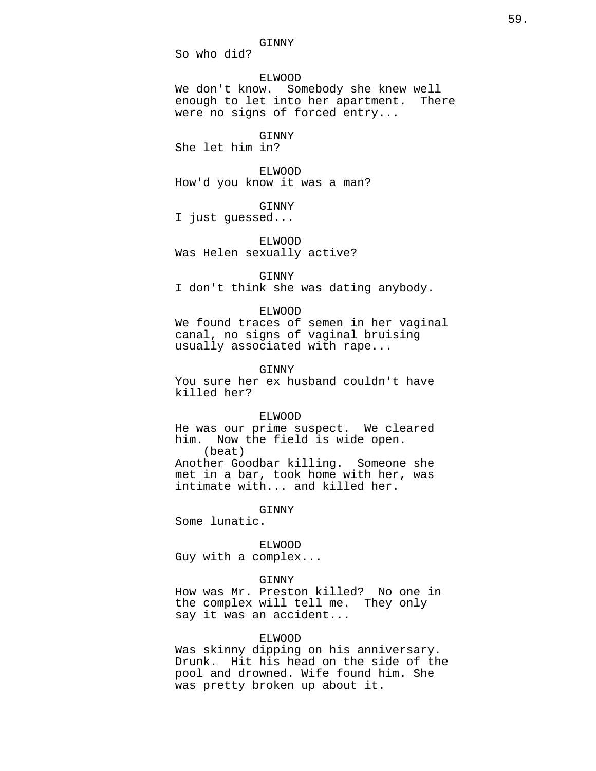GINNY
So who did?

ELWOOD
We don't know. Somebody she knew well enough to let into her apartment. There were no signs of forced entry...

GINNY
She let him in?

ELWOOD
How'd you know it was a man?

GINNY
I just guessed...

ELWOOD
Was Helen sexually active?

GINNY
I don't think she was dating anybody.

ELWOOD
We found traces of semen in her vaginal canal, no signs of vaginal bruising usually associated with rape...

GINNY
You sure her ex husband couldn't have killed her?

ELWOOD
He was our prime suspect. We cleared him. Now the field is wide open.
(beat)
Another Goodbar killing. Someone she met in a bar, took home with her, was intimate with... and killed her.

GINNY
Some lunatic.

ELWOOD
Guy with a complex...

GINNY
How was Mr. Preston killed? No one in the complex will tell me. They only say it was an accident...

ELWOOD
Was skinny dipping on his anniversary. Drunk. Hit his head on the side of the pool and drowned. Wife found him. She was pretty broken up about it.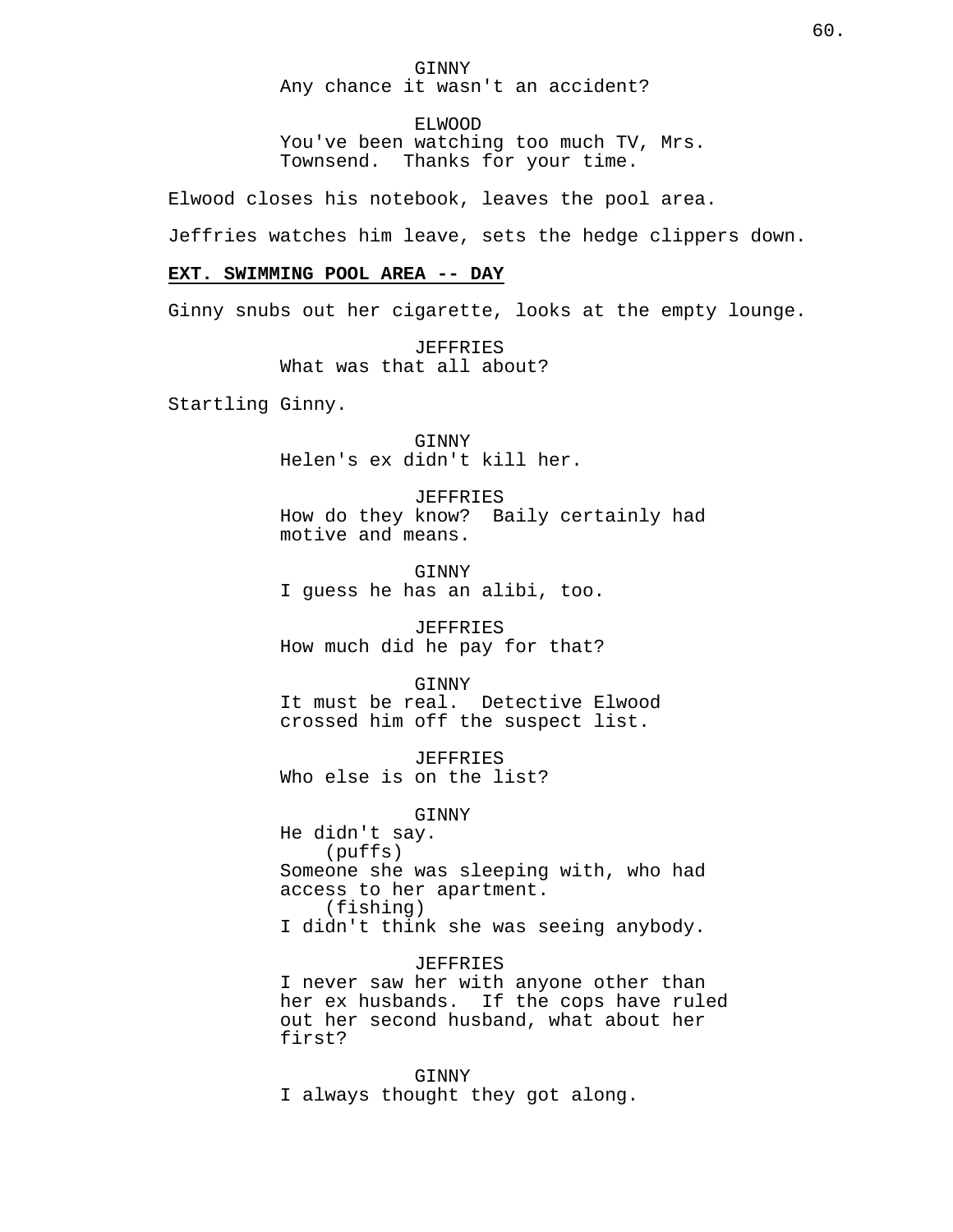GINNY
Any chance it wasn't an accident?

ELWOOD
You've been watching too much TV, Mrs. Townsend. Thanks for your time.

Elwood closes his notebook, leaves the pool area.

Jeffries watches him leave, sets the hedge clippers down.

**EXT. SWIMMING POOL AREA -- DAY**

Ginny snubs out her cigarette, looks at the empty lounge.

JEFFRIES
What was that all about?

Startling Ginny.

GINNY
Helen's ex didn't kill her.

JEFFRIES
How do they know? Baily certainly had motive and means.

GINNY
I guess he has an alibi, too.

JEFFRIES
How much did he pay for that?

GINNY
It must be real. Detective Elwood crossed him off the suspect list.

JEFFRIES
Who else is on the list?

GINNY
He didn't say.
(puffs)
Someone she was sleeping with, who had access to her apartment.
(fishing)
I didn't think she was seeing anybody.

JEFFRIES
I never saw her with anyone other than her ex husbands. If the cops have ruled out her second husband, what about her first?

GINNY
I always thought they got along.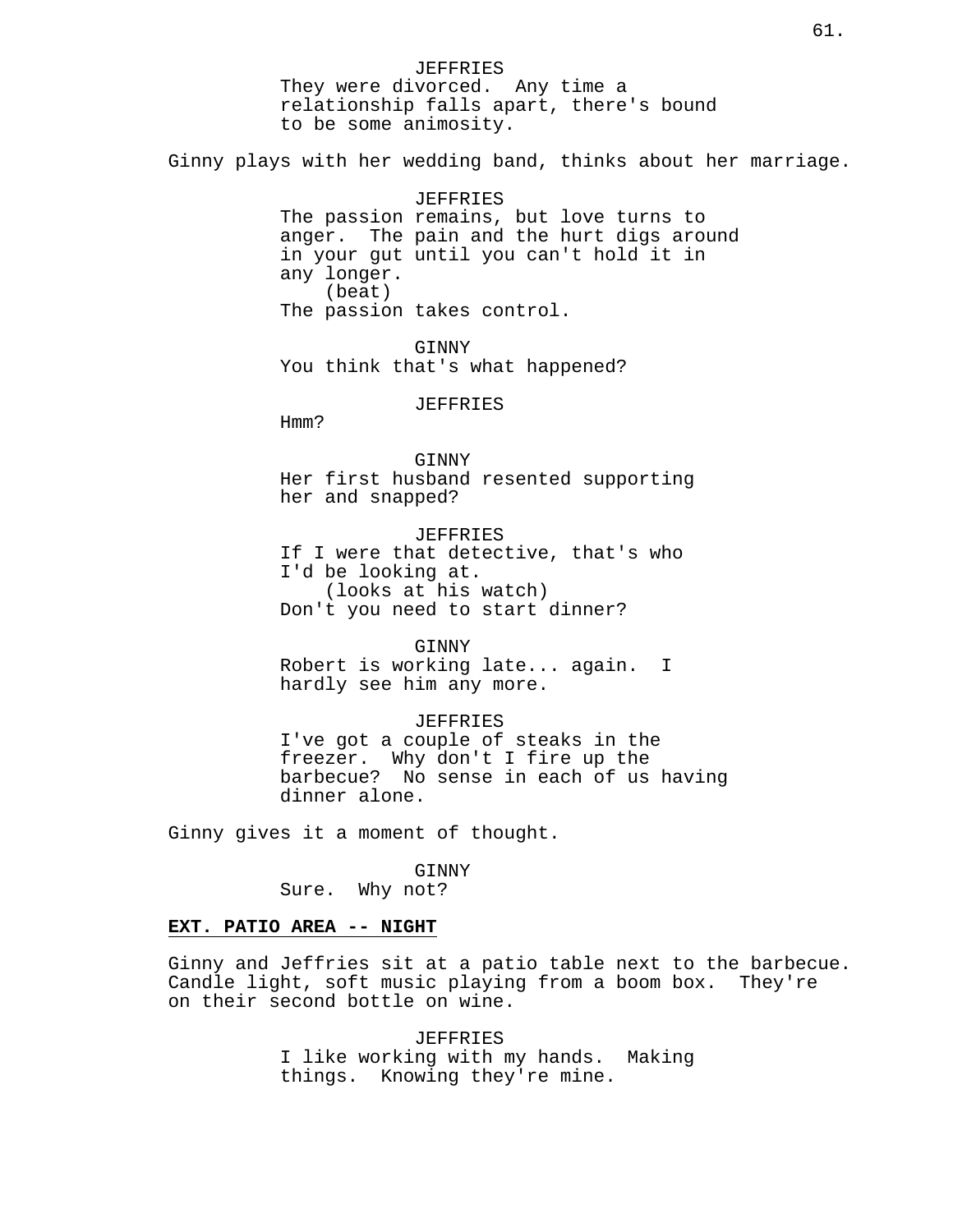JEFFRIES
They were divorced.  Any time a relationship falls apart, there's bound to be some animosity.

Ginny plays with her wedding band, thinks about her marriage.

JEFFRIES
The passion remains, but love turns to anger.  The pain and the hurt digs around in your gut until you can't hold it in any longer.
(beat)
The passion takes control.

GINNY
You think that's what happened?

JEFFRIES
Hmm?

GINNY
Her first husband resented supporting her and snapped?

JEFFRIES
If I were that detective, that's who I'd be looking at.
(looks at his watch)
Don't you need to start dinner?

GINNY
Robert is working late... again.  I hardly see him any more.

JEFFRIES
I've got a couple of steaks in the freezer.  Why don't I fire up the barbecue?  No sense in each of us having dinner alone.

Ginny gives it a moment of thought.

GINNY
Sure.  Why not?

**EXT. PATIO AREA -- NIGHT**

Ginny and Jeffries sit at a patio table next to the barbecue. Candle light, soft music playing from a boom box.  They're on their second bottle on wine.

JEFFRIES
I like working with my hands.  Making things.  Knowing they're mine.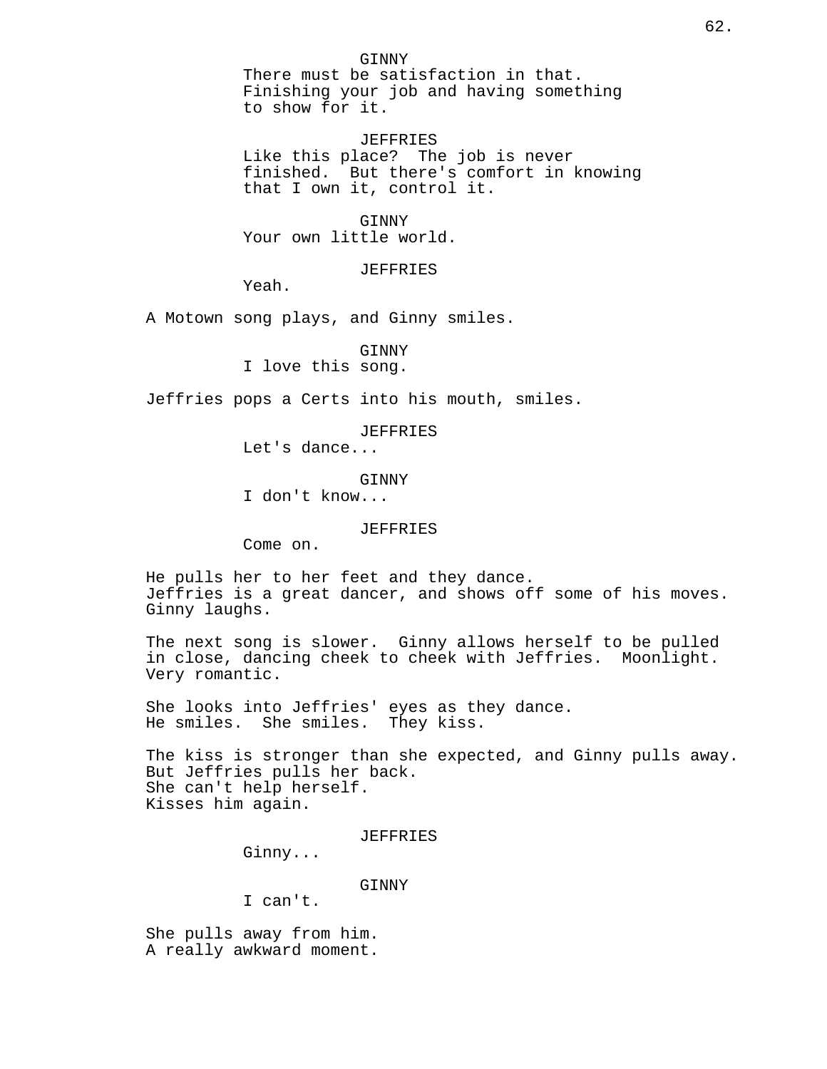GINNY
There must be satisfaction in that. Finishing your job and having something to show for it.

JEFFRIES
Like this place? The job is never finished. But there's comfort in knowing that I own it, control it.

GINNY
Your own little world.

JEFFRIES
Yeah.

A Motown song plays, and Ginny smiles.

GINNY
I love this song.

Jeffries pops a Certs into his mouth, smiles.

JEFFRIES
Let's dance...

GINNY
I don't know...

JEFFRIES
Come on.

He pulls her to her feet and they dance.
Jeffries is a great dancer, and shows off some of his moves.
Ginny laughs.

The next song is slower. Ginny allows herself to be pulled in close, dancing cheek to cheek with Jeffries. Moonlight. Very romantic.

She looks into Jeffries' eyes as they dance.
He smiles. She smiles. They kiss.

The kiss is stronger than she expected, and Ginny pulls away.
But Jeffries pulls her back.
She can't help herself.
Kisses him again.

JEFFRIES
Ginny...

GINNY
I can't.

She pulls away from him.
A really awkward moment.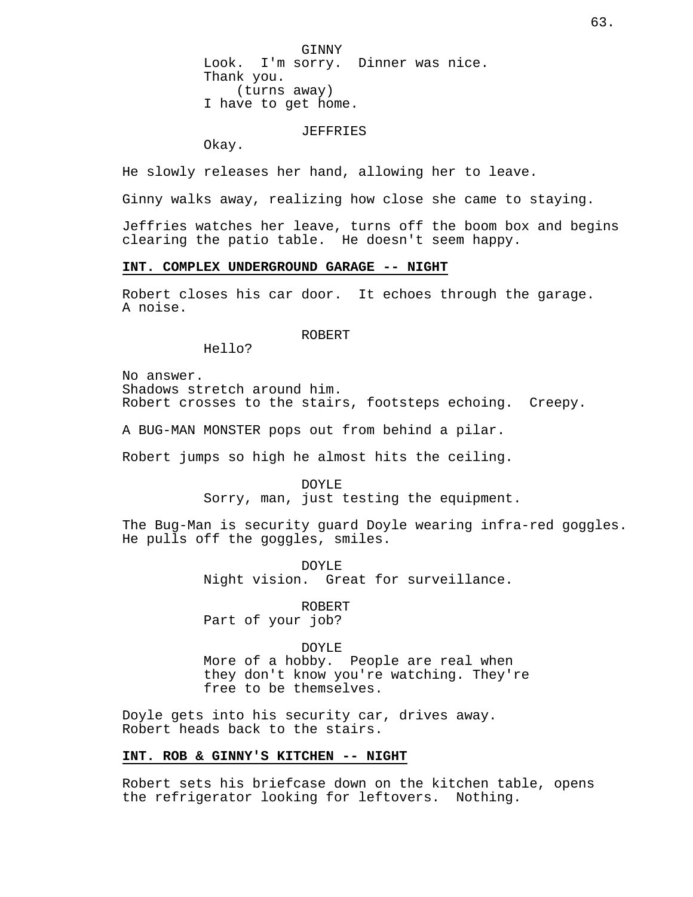GINNY
Look.  I'm sorry.  Dinner was nice.
Thank you.
(turns away)
I have to get home.

JEFFRIES
Okay.

He slowly releases her hand, allowing her to leave.

Ginny walks away, realizing how close she came to staying.

Jeffries watches her leave, turns off the boom box and begins clearing the patio table.  He doesn't seem happy.

**INT. COMPLEX UNDERGROUND GARAGE -- NIGHT**

Robert closes his car door.  It echoes through the garage.
A noise.

ROBERT
Hello?

No answer.
Shadows stretch around him.
Robert crosses to the stairs, footsteps echoing.  Creepy.

A BUG-MAN MONSTER pops out from behind a pilar.

Robert jumps so high he almost hits the ceiling.

DOYLE
Sorry, man, just testing the equipment.

The Bug-Man is security guard Doyle wearing infra-red goggles.
He pulls off the goggles, smiles.

DOYLE
Night vision.  Great for surveillance.

ROBERT
Part of your job?

DOYLE
More of a hobby.  People are real when they don't know you're watching. They're free to be themselves.

Doyle gets into his security car, drives away.
Robert heads back to the stairs.

**INT. ROB & GINNY'S KITCHEN -- NIGHT**

Robert sets his briefcase down on the kitchen table, opens the refrigerator looking for leftovers.  Nothing.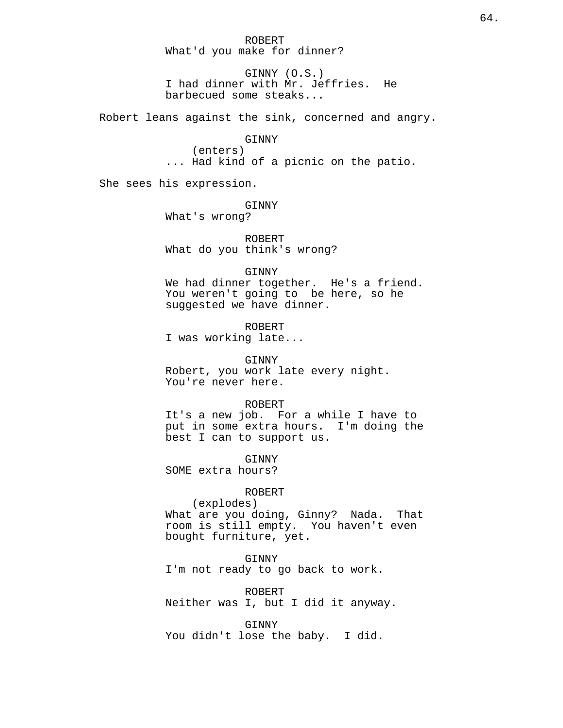ROBERT
What'd you make for dinner?

GINNY (O.S.)
I had dinner with Mr. Jeffries. He barbecued some steaks...

Robert leans against the sink, concerned and angry.

GINNY
(enters)
... Had kind of a picnic on the patio.

She sees his expression.

GINNY
What's wrong?

ROBERT
What do you think's wrong?

GINNY
We had dinner together. He's a friend. You weren't going to be here, so he suggested we have dinner.

ROBERT
I was working late...

GINNY
Robert, you work late every night. You're never here.

ROBERT
It's a new job. For a while I have to put in some extra hours. I'm doing the best I can to support us.

GINNY
SOME extra hours?

ROBERT
(explodes)
What are you doing, Ginny? Nada. That room is still empty. You haven't even bought furniture, yet.

GINNY
I'm not ready to go back to work.

ROBERT
Neither was I, but I did it anyway.

GINNY
You didn't lose the baby. I did.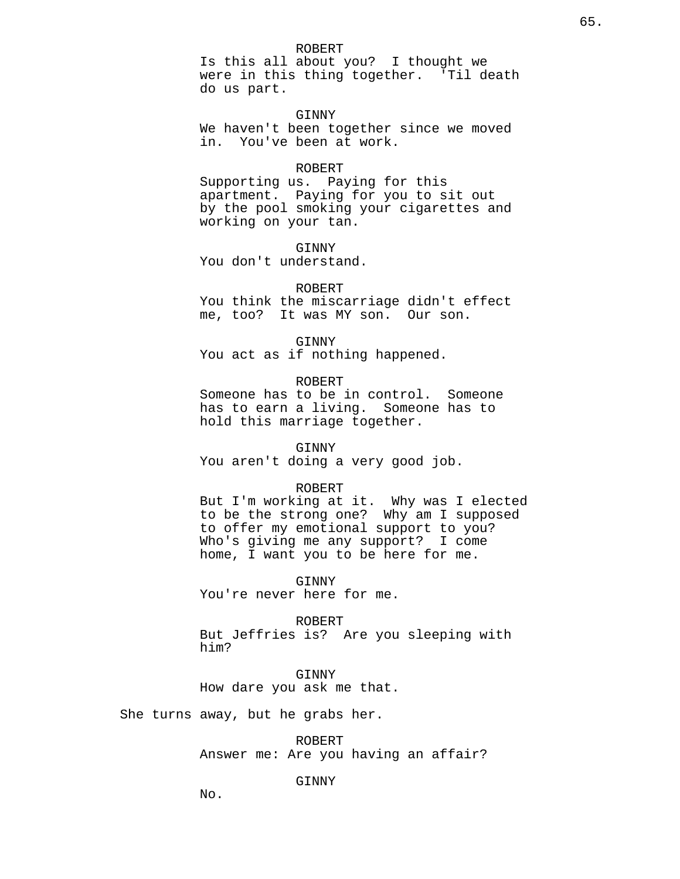ROBERT
Is this all about you? I thought we were in this thing together. 'Til death do us part.

GINNY
We haven't been together since we moved in. You've been at work.

ROBERT
Supporting us. Paying for this apartment. Paying for you to sit out by the pool smoking your cigarettes and working on your tan.

GINNY
You don't understand.

ROBERT
You think the miscarriage didn't effect me, too? It was MY son. Our son.

GINNY
You act as if nothing happened.

ROBERT
Someone has to be in control. Someone has to earn a living. Someone has to hold this marriage together.

GINNY
You aren't doing a very good job.

ROBERT
But I'm working at it. Why was I elected to be the strong one? Why am I supposed to offer my emotional support to you? Who's giving me any support? I come home, I want you to be here for me.

GINNY
You're never here for me.

ROBERT
But Jeffries is? Are you sleeping with him?

GINNY
How dare you ask me that.

She turns away, but he grabs her.

ROBERT
Answer me: Are you having an affair?

GINNY
No.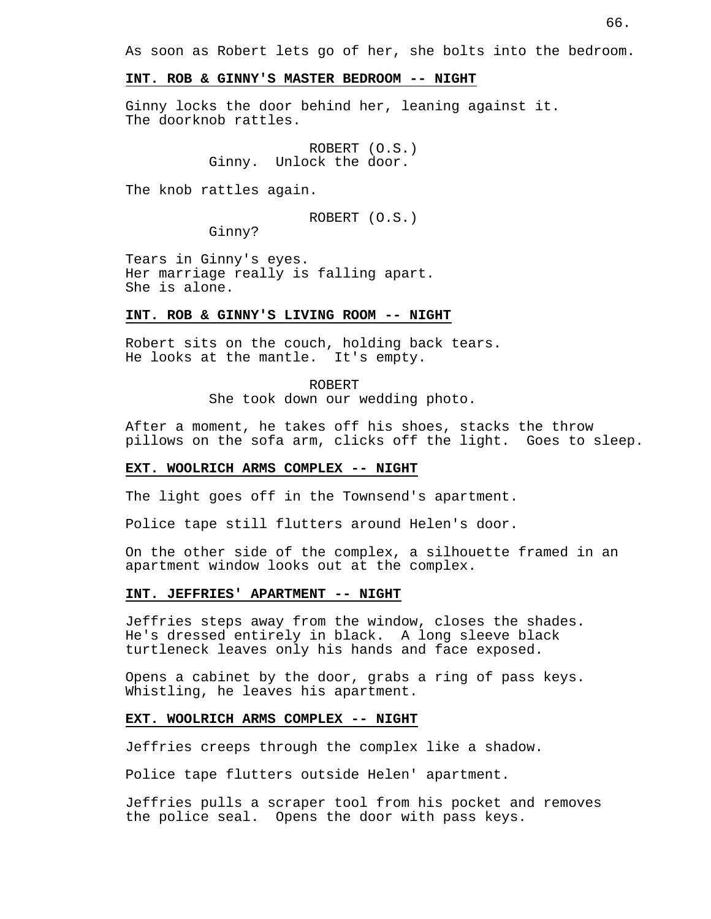As soon as Robert lets go of her, she bolts into the bedroom.

**INT. ROB & GINNY'S MASTER BEDROOM -- NIGHT**

Ginny locks the door behind her, leaning against it.
The doorknob rattles.

ROBERT (O.S.)
Ginny. Unlock the door.

The knob rattles again.

ROBERT (O.S.)
Ginny?

Tears in Ginny's eyes.
Her marriage really is falling apart.
She is alone.

**INT. ROB & GINNY'S LIVING ROOM -- NIGHT**

Robert sits on the couch, holding back tears.
He looks at the mantle. It's empty.

ROBERT
She took down our wedding photo.

After a moment, he takes off his shoes, stacks the throw pillows on the sofa arm, clicks off the light. Goes to sleep.

**EXT. WOOLRICH ARMS COMPLEX -- NIGHT**

The light goes off in the Townsend's apartment.

Police tape still flutters around Helen's door.

On the other side of the complex, a silhouette framed in an apartment window looks out at the complex.

**INT. JEFFRIES' APARTMENT -- NIGHT**

Jeffries steps away from the window, closes the shades.
He's dressed entirely in black. A long sleeve black turtleneck leaves only his hands and face exposed.

Opens a cabinet by the door, grabs a ring of pass keys.
Whistling, he leaves his apartment.

**EXT. WOOLRICH ARMS COMPLEX -- NIGHT**

Jeffries creeps through the complex like a shadow.

Police tape flutters outside Helen' apartment.

Jeffries pulls a scraper tool from his pocket and removes the police seal. Opens the door with pass keys.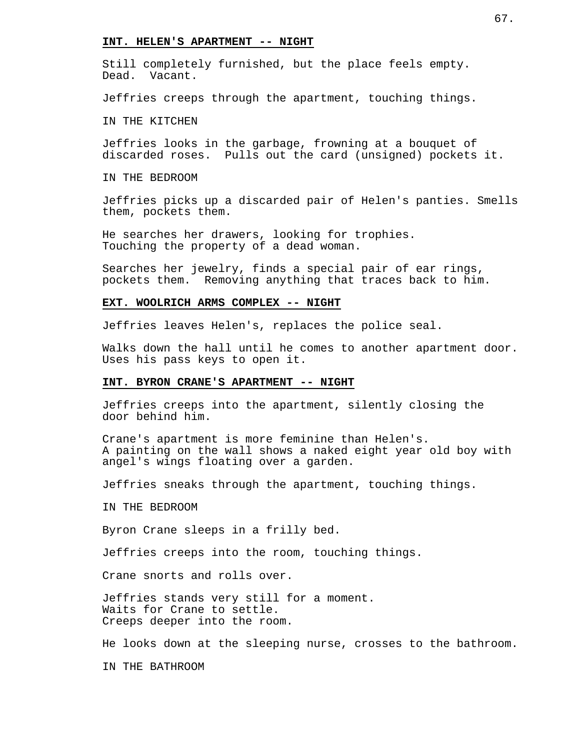**INT. HELEN'S APARTMENT -- NIGHT**

Still completely furnished, but the place feels empty. Dead. Vacant.

Jeffries creeps through the apartment, touching things.

IN THE KITCHEN

Jeffries looks in the garbage, frowning at a bouquet of discarded roses. Pulls out the card (unsigned) pockets it.

IN THE BEDROOM

Jeffries picks up a discarded pair of Helen's panties. Smells them, pockets them.

He searches her drawers, looking for trophies.
Touching the property of a dead woman.

Searches her jewelry, finds a special pair of ear rings, pockets them. Removing anything that traces back to him.

**EXT. WOOLRICH ARMS COMPLEX -- NIGHT**

Jeffries leaves Helen's, replaces the police seal.

Walks down the hall until he comes to another apartment door. Uses his pass keys to open it.

**INT. BYRON CRANE'S APARTMENT -- NIGHT**

Jeffries creeps into the apartment, silently closing the door behind him.

Crane's apartment is more feminine than Helen's.
A painting on the wall shows a naked eight year old boy with angel's wings floating over a garden.

Jeffries sneaks through the apartment, touching things.

IN THE BEDROOM

Byron Crane sleeps in a frilly bed.

Jeffries creeps into the room, touching things.

Crane snorts and rolls over.

Jeffries stands very still for a moment.
Waits for Crane to settle.
Creeps deeper into the room.

He looks down at the sleeping nurse, crosses to the bathroom.

IN THE BATHROOM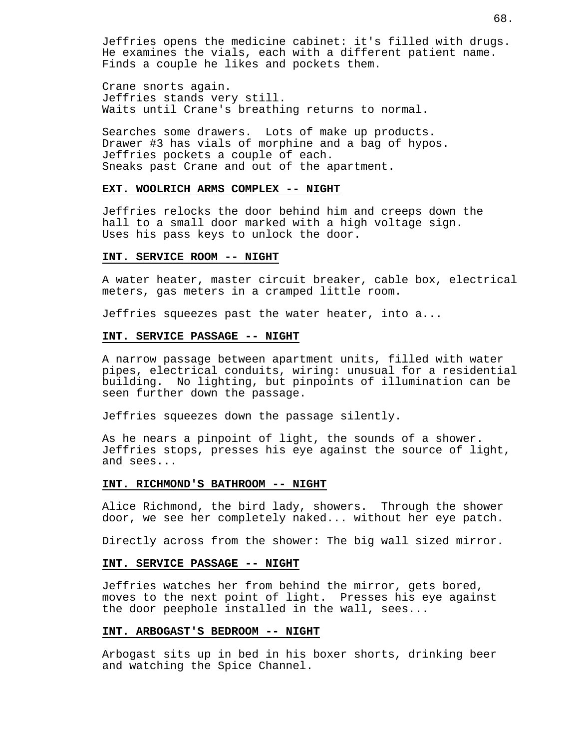Jeffries opens the medicine cabinet: it's filled with drugs. He examines the vials, each with a different patient name. Finds a couple he likes and pockets them.

Crane snorts again.
Jeffries stands very still.
Waits until Crane's breathing returns to normal.

Searches some drawers. Lots of make up products.
Drawer #3 has vials of morphine and a bag of hypos.
Jeffries pockets a couple of each.
Sneaks past Crane and out of the apartment.

**EXT. WOOLRICH ARMS COMPLEX -- NIGHT**

Jeffries relocks the door behind him and creeps down the hall to a small door marked with a high voltage sign. Uses his pass keys to unlock the door.

**INT. SERVICE ROOM -- NIGHT**

A water heater, master circuit breaker, cable box, electrical meters, gas meters in a cramped little room.

Jeffries squeezes past the water heater, into a...

**INT. SERVICE PASSAGE -- NIGHT**

A narrow passage between apartment units, filled with water pipes, electrical conduits, wiring: unusual for a residential building. No lighting, but pinpoints of illumination can be seen further down the passage.

Jeffries squeezes down the passage silently.

As he nears a pinpoint of light, the sounds of a shower. Jeffries stops, presses his eye against the source of light, and sees...

**INT. RICHMOND'S BATHROOM -- NIGHT**

Alice Richmond, the bird lady, showers. Through the shower door, we see her completely naked... without her eye patch.

Directly across from the shower: The big wall sized mirror.

**INT. SERVICE PASSAGE -- NIGHT**

Jeffries watches her from behind the mirror, gets bored, moves to the next point of light. Presses his eye against the door peephole installed in the wall, sees...

**INT. ARBOGAST'S BEDROOM -- NIGHT**

Arbogast sits up in bed in his boxer shorts, drinking beer and watching the Spice Channel.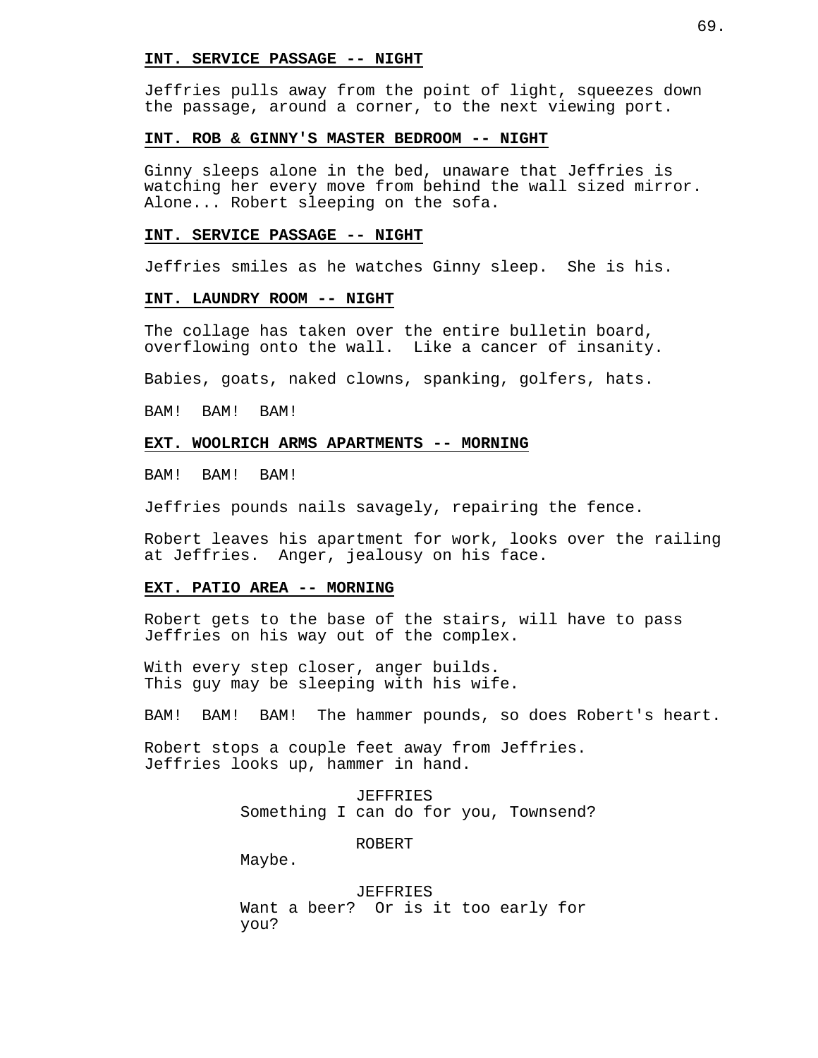**INT. SERVICE PASSAGE -- NIGHT**

Jeffries pulls away from the point of light, squeezes down the passage, around a corner, to the next viewing port.

**INT. ROB & GINNY'S MASTER BEDROOM -- NIGHT**

Ginny sleeps alone in the bed, unaware that Jeffries is watching her every move from behind the wall sized mirror. Alone... Robert sleeping on the sofa.

**INT. SERVICE PASSAGE -- NIGHT**

Jeffries smiles as he watches Ginny sleep.  She is his.

**INT. LAUNDRY ROOM -- NIGHT**

The collage has taken over the entire bulletin board, overflowing onto the wall.  Like a cancer of insanity.

Babies, goats, naked clowns, spanking, golfers, hats.

BAM!  BAM!  BAM!

**EXT. WOOLRICH ARMS APARTMENTS -- MORNING**

BAM!  BAM!  BAM!

Jeffries pounds nails savagely, repairing the fence.

Robert leaves his apartment for work, looks over the railing at Jeffries.  Anger, jealousy on his face.

**EXT. PATIO AREA -- MORNING**

Robert gets to the base of the stairs, will have to pass Jeffries on his way out of the complex.

With every step closer, anger builds.
This guy may be sleeping with his wife.

BAM!  BAM!  BAM!  The hammer pounds, so does Robert's heart.

Robert stops a couple feet away from Jeffries.
Jeffries looks up, hammer in hand.

JEFFRIES
Something I can do for you, Townsend?

ROBERT
Maybe.

JEFFRIES
Want a beer?  Or is it too early for you?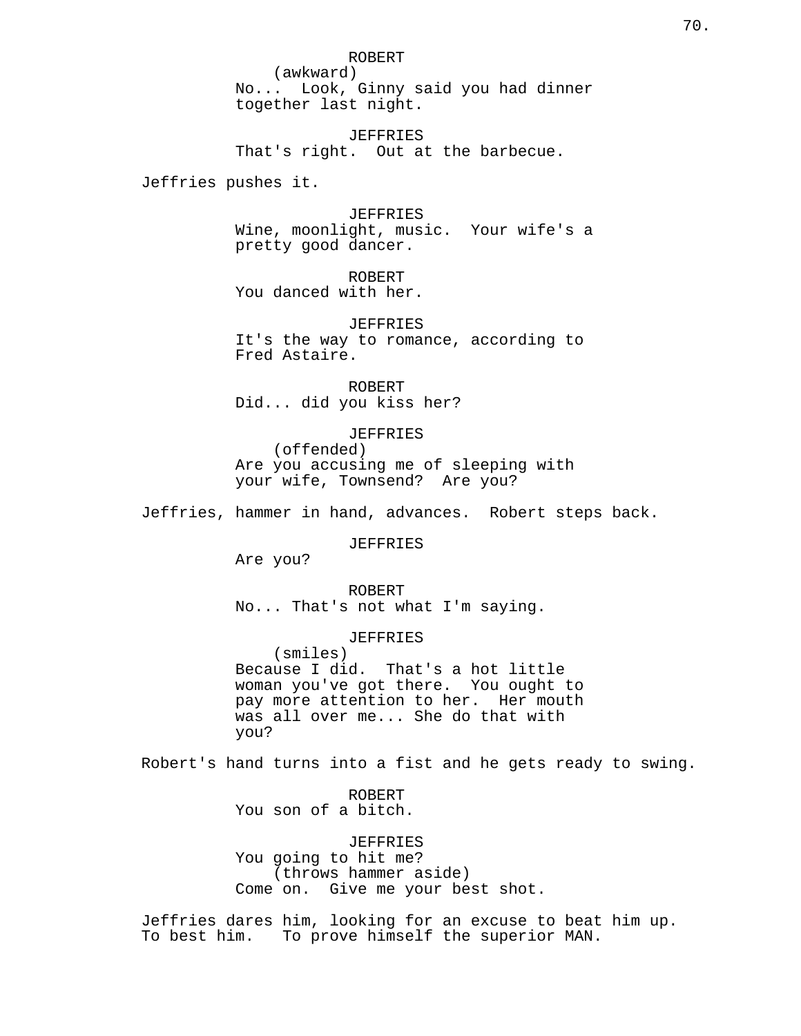ROBERT
(awkward)
No...  Look, Ginny said you had dinner together last night.

JEFFRIES
That's right.  Out at the barbecue.

Jeffries pushes it.

JEFFRIES
Wine, moonlight, music.  Your wife's a pretty good dancer.

ROBERT
You danced with her.

JEFFRIES
It's the way to romance, according to Fred Astaire.

ROBERT
Did... did you kiss her?

JEFFRIES
(offended)
Are you accusing me of sleeping with your wife, Townsend?  Are you?

Jeffries, hammer in hand, advances.  Robert steps back.

JEFFRIES
Are you?

ROBERT
No... That's not what I'm saying.

JEFFRIES
(smiles)
Because I did.  That's a hot little woman you've got there.  You ought to pay more attention to her.  Her mouth was all over me... She do that with you?

Robert's hand turns into a fist and he gets ready to swing.

ROBERT
You son of a bitch.

JEFFRIES
You going to hit me?
(throws hammer aside)
Come on.  Give me your best shot.

Jeffries dares him, looking for an excuse to beat him up. To best him.   To prove himself the superior MAN.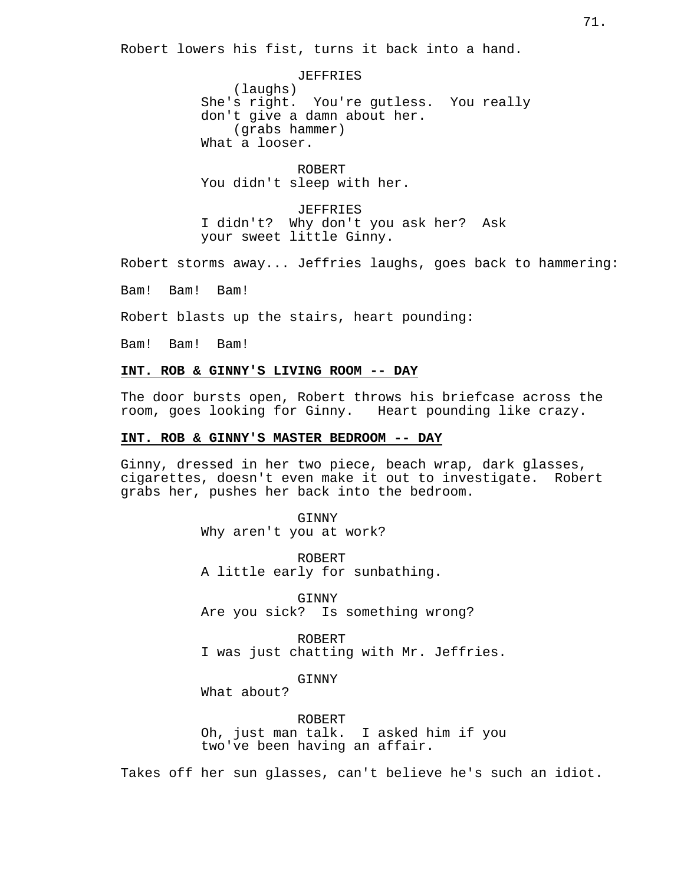Robert lowers his fist, turns it back into a hand.

JEFFRIES
(laughs)
She's right. You're gutless. You really don't give a damn about her.
(grabs hammer)
What a looser.

ROBERT
You didn't sleep with her.

JEFFRIES
I didn't? Why don't you ask her? Ask your sweet little Ginny.

Robert storms away... Jeffries laughs, goes back to hammering:

Bam! Bam! Bam!

Robert blasts up the stairs, heart pounding:

Bam! Bam! Bam!

**INT. ROB & GINNY'S LIVING ROOM -- DAY**

The door bursts open, Robert throws his briefcase across the room, goes looking for Ginny. Heart pounding like crazy.

**INT. ROB & GINNY'S MASTER BEDROOM -- DAY**

Ginny, dressed in her two piece, beach wrap, dark glasses, cigarettes, doesn't even make it out to investigate. Robert grabs her, pushes her back into the bedroom.

GINNY
Why aren't you at work?

ROBERT
A little early for sunbathing.

GINNY
Are you sick? Is something wrong?

ROBERT
I was just chatting with Mr. Jeffries.

GINNY
What about?

ROBERT
Oh, just man talk. I asked him if you two've been having an affair.

Takes off her sun glasses, can't believe he's such an idiot.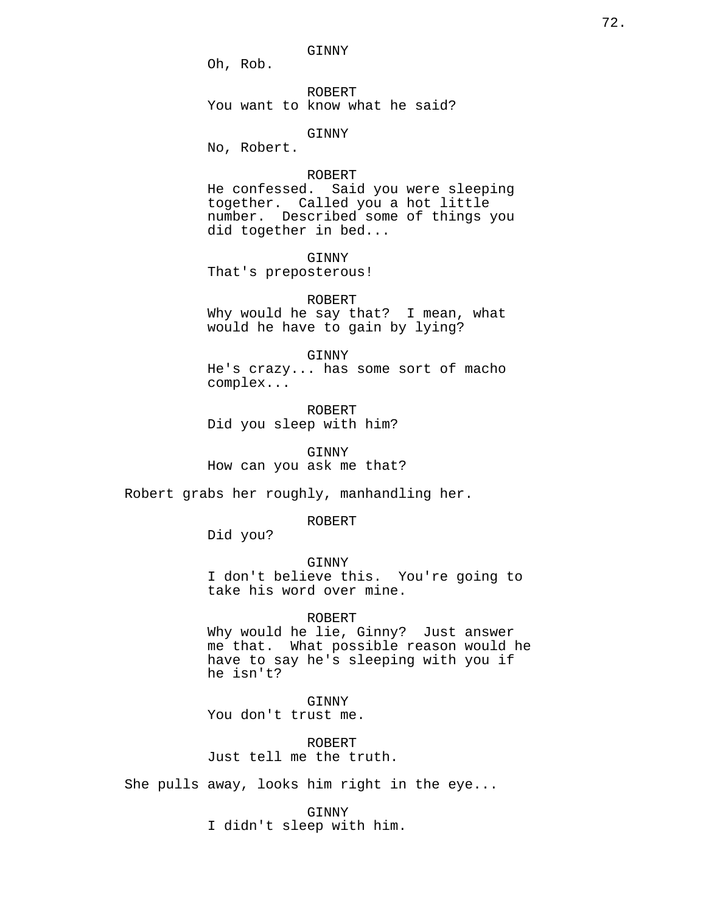GINNY
Oh, Rob.

ROBERT
You want to know what he said?

GINNY
No, Robert.

ROBERT
He confessed. Said you were sleeping together. Called you a hot little number. Described some of things you did together in bed...

GINNY
That's preposterous!

ROBERT
Why would he say that? I mean, what would he have to gain by lying?

GINNY
He's crazy... has some sort of macho complex...

ROBERT
Did you sleep with him?

GINNY
How can you ask me that?

Robert grabs her roughly, manhandling her.

ROBERT
Did you?

GINNY
I don't believe this. You're going to take his word over mine.

ROBERT
Why would he lie, Ginny? Just answer me that. What possible reason would he have to say he's sleeping with you if he isn't?

GINNY
You don't trust me.

ROBERT
Just tell me the truth.

She pulls away, looks him right in the eye...

GINNY
I didn't sleep with him.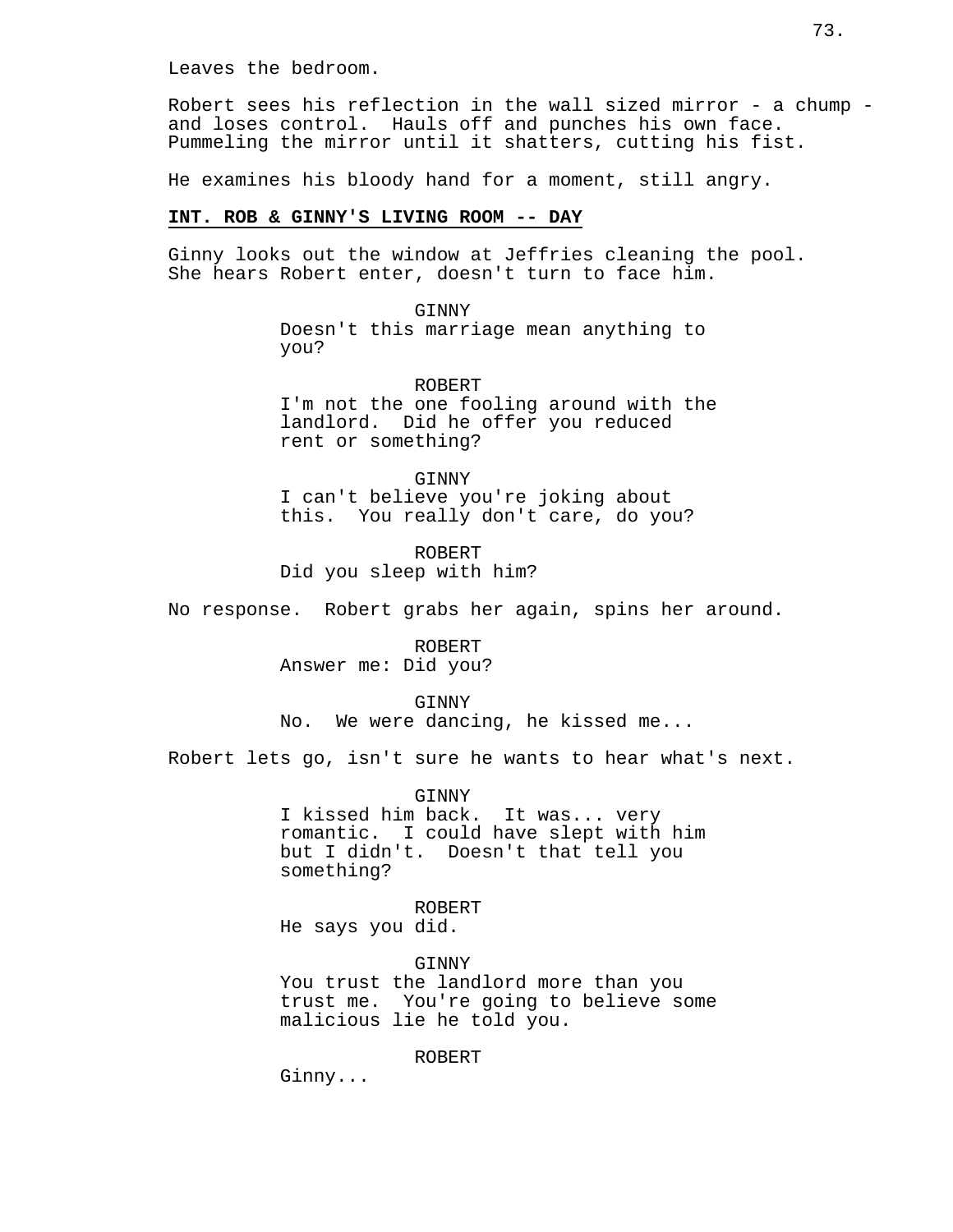Leaves the bedroom.

Robert sees his reflection in the wall sized mirror - a chump - and loses control. Hauls off and punches his own face. Pummeling the mirror until it shatters, cutting his fist.

He examines his bloody hand for a moment, still angry.

**INT. ROB & GINNY'S LIVING ROOM -- DAY**

Ginny looks out the window at Jeffries cleaning the pool. She hears Robert enter, doesn't turn to face him.

GINNY
Doesn't this marriage mean anything to you?

ROBERT
I'm not the one fooling around with the landlord. Did he offer you reduced rent or something?

GINNY
I can't believe you're joking about this. You really don't care, do you?

ROBERT
Did you sleep with him?

No response. Robert grabs her again, spins her around.

ROBERT
Answer me: Did you?

GINNY
No. We were dancing, he kissed me...

Robert lets go, isn't sure he wants to hear what's next.

GINNY
I kissed him back. It was... very romantic. I could have slept with him but I didn't. Doesn't that tell you something?

ROBERT
He says you did.

GINNY
You trust the landlord more than you trust me. You're going to believe some malicious lie he told you.

ROBERT
Ginny...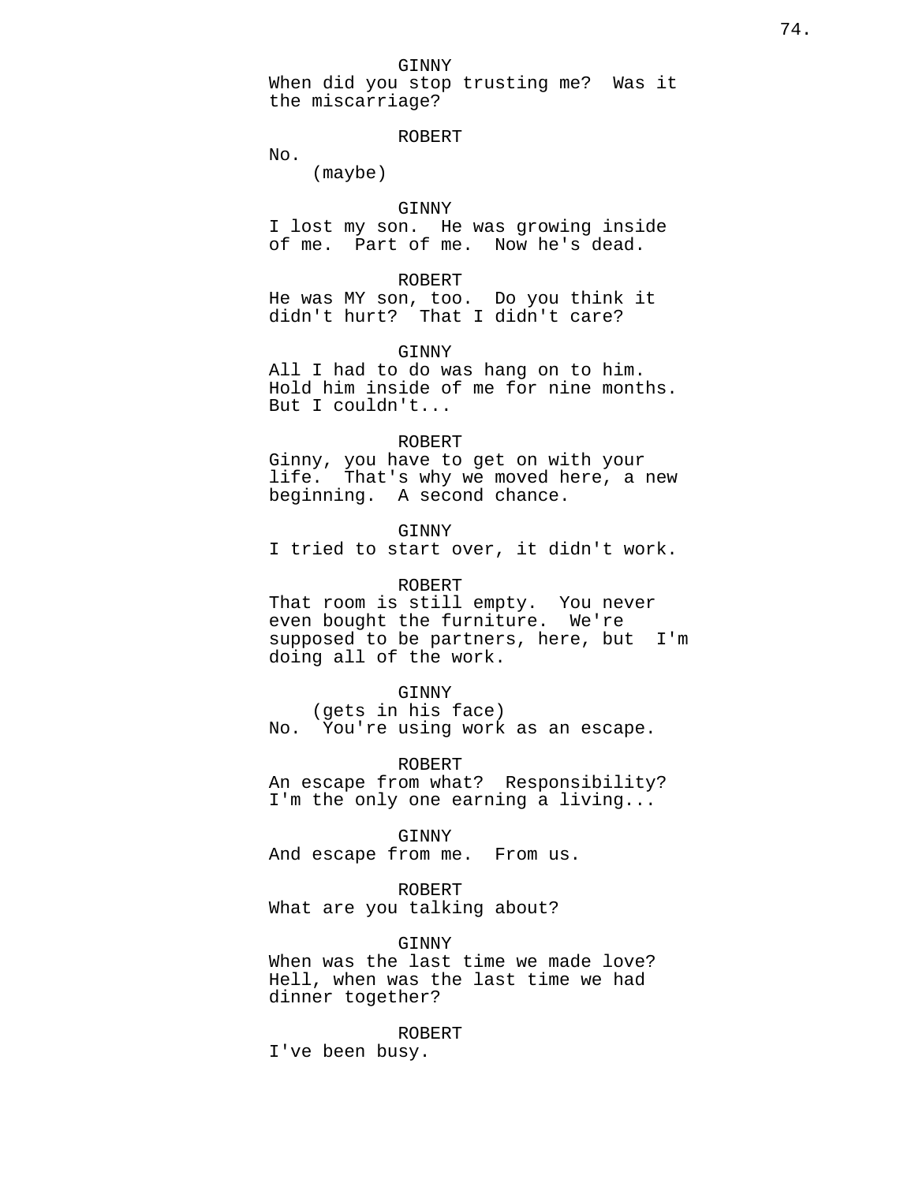GINNY

When did you stop trusting me?  Was it the miscarriage?

ROBERT

No.

(maybe)

GINNY

I lost my son.  He was growing inside of me.  Part of me.  Now he's dead.

ROBERT

He was MY son, too.  Do you think it didn't hurt?  That I didn't care?

GINNY

All I had to do was hang on to him. Hold him inside of me for nine months. But I couldn't...

ROBERT

Ginny, you have to get on with your life.  That's why we moved here, a new beginning.  A second chance.

GINNY

I tried to start over, it didn't work.

ROBERT

That room is still empty.  You never even bought the furniture.  We're supposed to be partners, here, but  I'm doing all of the work.

GINNY

(gets in his face)

No.  You're using work as an escape.

ROBERT

An escape from what?  Responsibility? I'm the only one earning a living...

GINNY

And escape from me.  From us.

ROBERT

What are you talking about?

GINNY

When was the last time we made love? Hell, when was the last time we had dinner together?

ROBERT

I've been busy.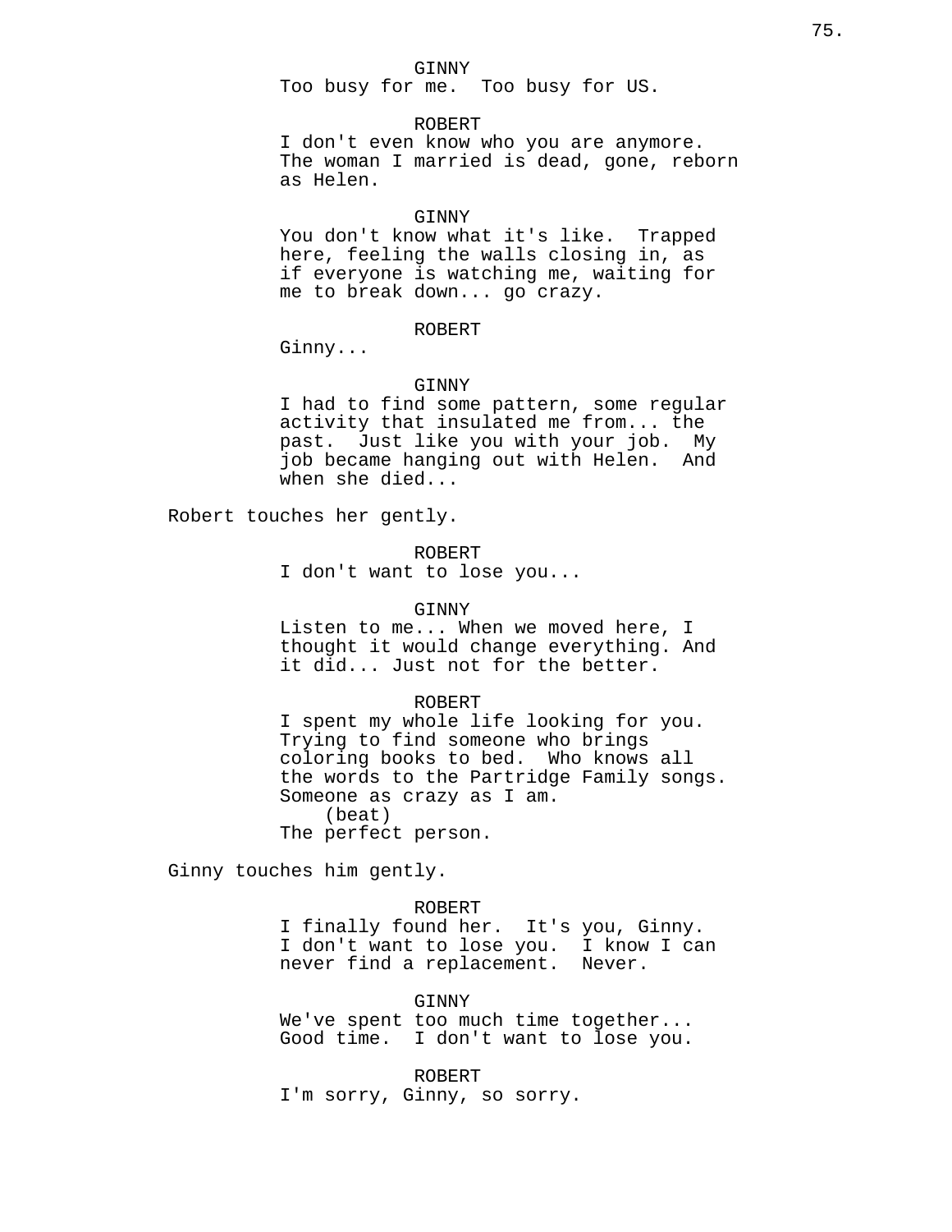GINNY
Too busy for me.  Too busy for US.

ROBERT
I don't even know who you are anymore. The woman I married is dead, gone, reborn as Helen.

GINNY
You don't know what it's like.  Trapped here, feeling the walls closing in, as if everyone is watching me, waiting for me to break down... go crazy.

ROBERT
Ginny...

GINNY
I had to find some pattern, some regular activity that insulated me from... the past.  Just like you with your job.  My job became hanging out with Helen.  And when she died...

Robert touches her gently.

ROBERT
I don't want to lose you...

GINNY
Listen to me... When we moved here, I thought it would change everything. And it did... Just not for the better.

ROBERT
I spent my whole life looking for you. Trying to find someone who brings coloring books to bed.  Who knows all the words to the Partridge Family songs. Someone as crazy as I am.
(beat)
The perfect person.

Ginny touches him gently.

ROBERT
I finally found her.  It's you, Ginny. I don't want to lose you.  I know I can never find a replacement.  Never.

GINNY
We've spent too much time together... Good time.  I don't want to lose you.

ROBERT
I'm sorry, Ginny, so sorry.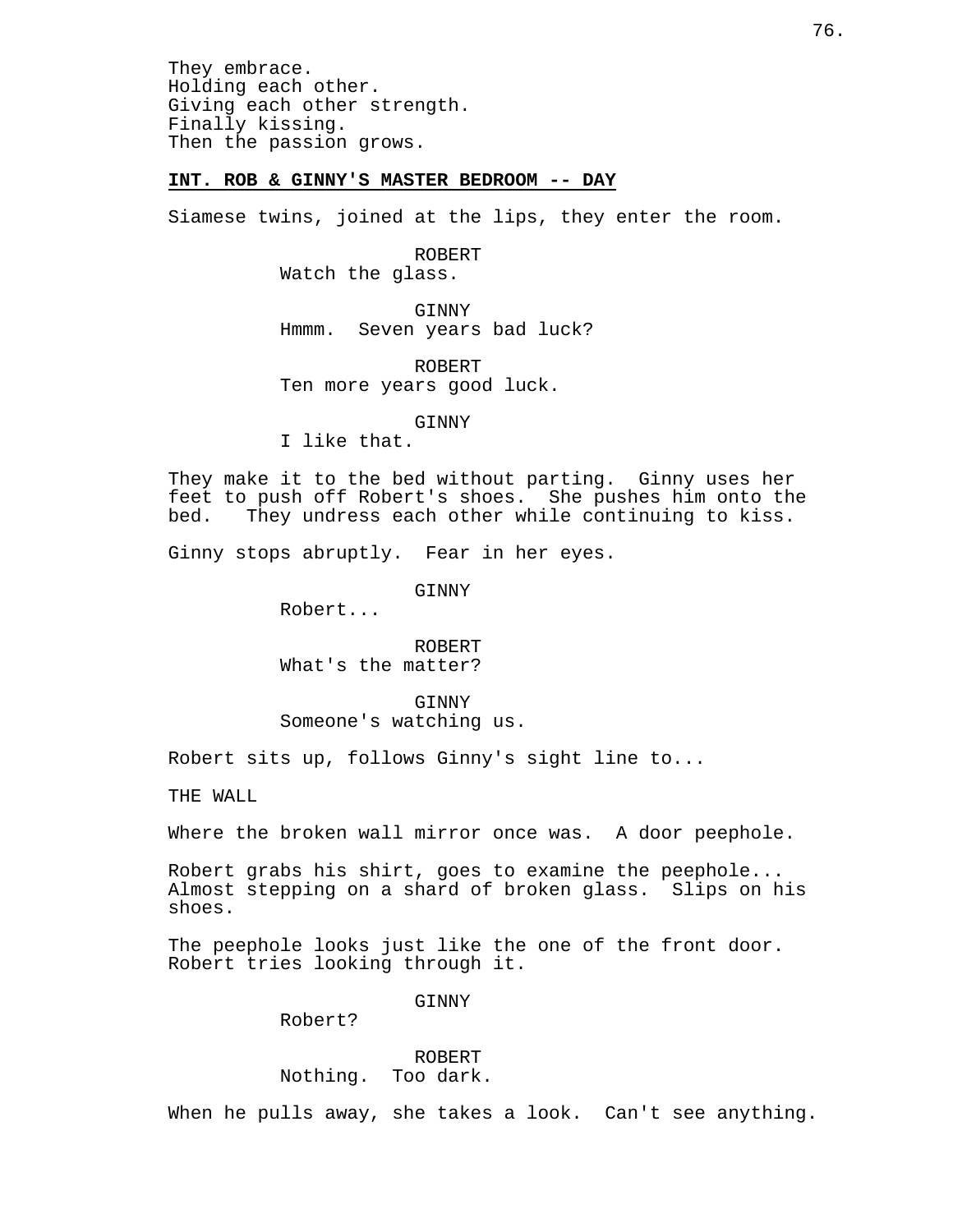They embrace.
Holding each other.
Giving each other strength.
Finally kissing.
Then the passion grows.

**INT. ROB & GINNY'S MASTER BEDROOM -- DAY**

Siamese twins, joined at the lips, they enter the room.

ROBERT
Watch the glass.

GINNY
Hmmm. Seven years bad luck?

ROBERT
Ten more years good luck.

GINNY
I like that.

They make it to the bed without parting. Ginny uses her feet to push off Robert's shoes. She pushes him onto the bed. They undress each other while continuing to kiss.

Ginny stops abruptly. Fear in her eyes.

GINNY
Robert...

ROBERT
What's the matter?

GINNY
Someone's watching us.

Robert sits up, follows Ginny's sight line to...

THE WALL

Where the broken wall mirror once was. A door peephole.

Robert grabs his shirt, goes to examine the peephole... Almost stepping on a shard of broken glass. Slips on his shoes.

The peephole looks just like the one of the front door. Robert tries looking through it.

GINNY
Robert?

ROBERT
Nothing. Too dark.

When he pulls away, she takes a look. Can't see anything.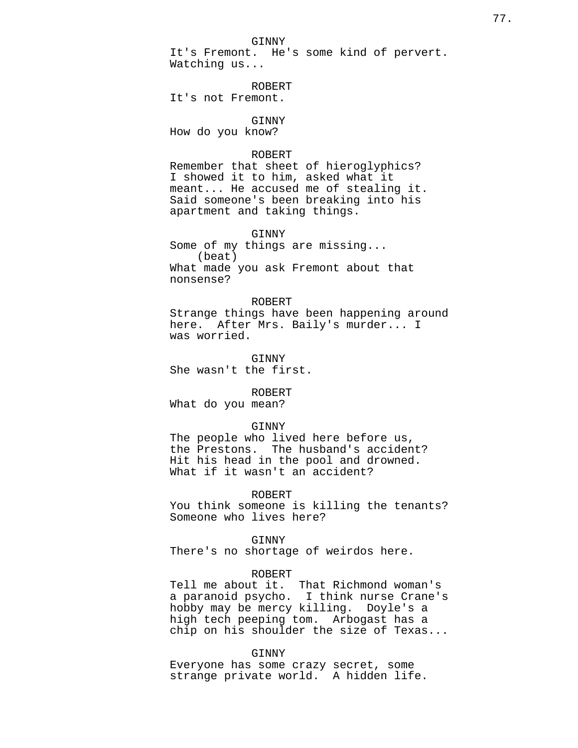GINNY
It's Fremont.  He's some kind of pervert.
Watching us...

ROBERT
It's not Fremont.

GINNY
How do you know?

ROBERT
Remember that sheet of hieroglyphics?
I showed it to him, asked what it
meant... He accused me of stealing it.
Said someone's been breaking into his
apartment and taking things.

GINNY
Some of my things are missing...
(beat)
What made you ask Fremont about that
nonsense?

ROBERT
Strange things have been happening around
here.  After Mrs. Baily's murder... I
was worried.

GINNY
She wasn't the first.

ROBERT
What do you mean?

GINNY
The people who lived here before us,
the Prestons.  The husband's accident?
Hit his head in the pool and drowned.
What if it wasn't an accident?

ROBERT
You think someone is killing the tenants?
Someone who lives here?

GINNY
There's no shortage of weirdos here.

ROBERT
Tell me about it.  That Richmond woman's
a paranoid psycho.  I think nurse Crane's
hobby may be mercy killing.  Doyle's a
high tech peeping tom.  Arbogast has a
chip on his shoulder the size of Texas...

GINNY
Everyone has some crazy secret, some
strange private world.  A hidden life.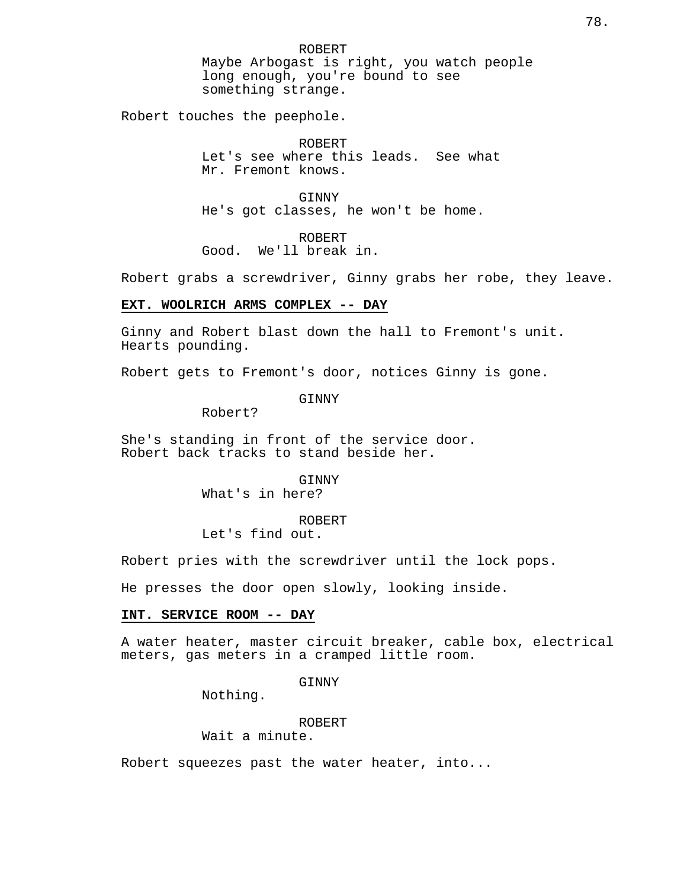ROBERT
Maybe Arbogast is right, you watch people long enough, you're bound to see something strange.

Robert touches the peephole.

ROBERT
Let's see where this leads. See what Mr. Fremont knows.

GINNY
He's got classes, he won't be home.

ROBERT
Good. We'll break in.

Robert grabs a screwdriver, Ginny grabs her robe, they leave.

**EXT. WOOLRICH ARMS COMPLEX -- DAY**

Ginny and Robert blast down the hall to Fremont's unit. Hearts pounding.

Robert gets to Fremont's door, notices Ginny is gone.

GINNY
Robert?

She's standing in front of the service door. Robert back tracks to stand beside her.

GINNY
What's in here?

ROBERT
Let's find out.

Robert pries with the screwdriver until the lock pops.

He presses the door open slowly, looking inside.

**INT. SERVICE ROOM -- DAY**

A water heater, master circuit breaker, cable box, electrical meters, gas meters in a cramped little room.

GINNY
Nothing.

ROBERT
Wait a minute.

Robert squeezes past the water heater, into...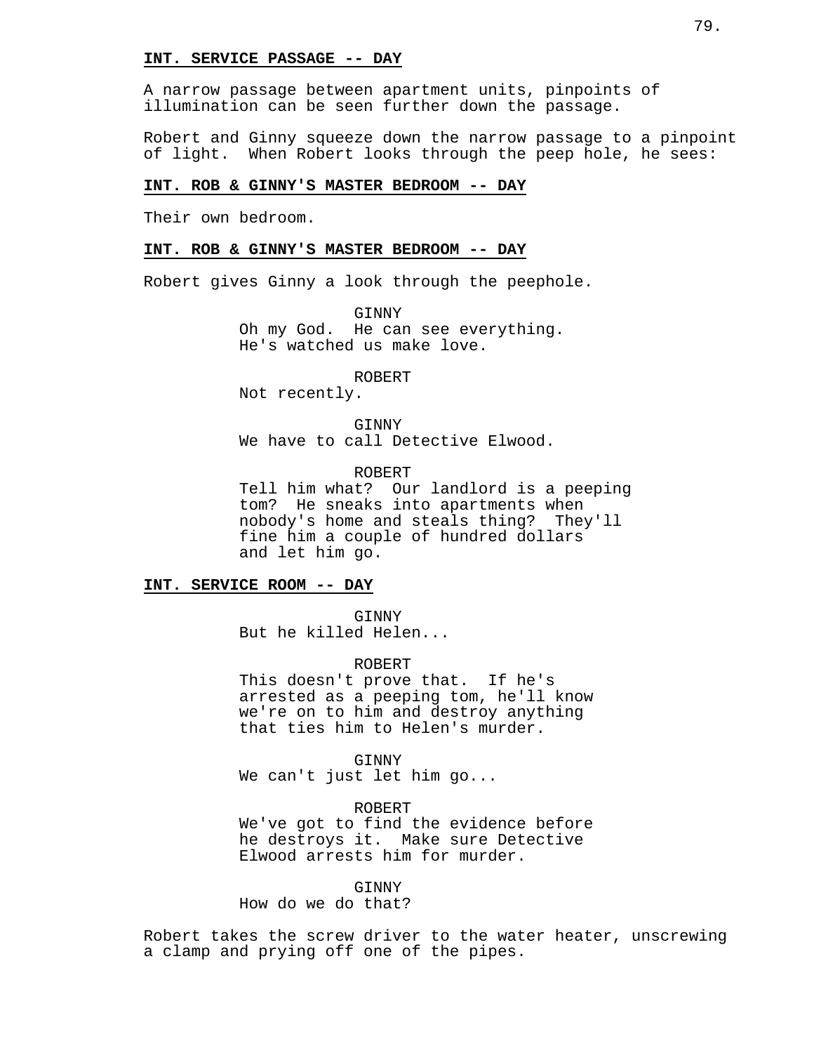**INT. SERVICE PASSAGE -- DAY**

A narrow passage between apartment units, pinpoints of illumination can be seen further down the passage.

Robert and Ginny squeeze down the narrow passage to a pinpoint of light. When Robert looks through the peep hole, he sees:

**INT. ROB & GINNY'S MASTER BEDROOM -- DAY**

Their own bedroom.

**INT. ROB & GINNY'S MASTER BEDROOM -- DAY**

Robert gives Ginny a look through the peephole.

GINNY
Oh my God. He can see everything. He's watched us make love.

ROBERT
Not recently.

GINNY
We have to call Detective Elwood.

ROBERT
Tell him what? Our landlord is a peeping tom? He sneaks into apartments when nobody's home and steals thing? They'll fine him a couple of hundred dollars and let him go.

**INT. SERVICE ROOM -- DAY**

GINNY
But he killed Helen...

ROBERT
This doesn't prove that. If he's arrested as a peeping tom, he'll know we're on to him and destroy anything that ties him to Helen's murder.

GINNY
We can't just let him go...

ROBERT
We've got to find the evidence before he destroys it. Make sure Detective Elwood arrests him for murder.

GINNY
How do we do that?

Robert takes the screw driver to the water heater, unscrewing a clamp and prying off one of the pipes.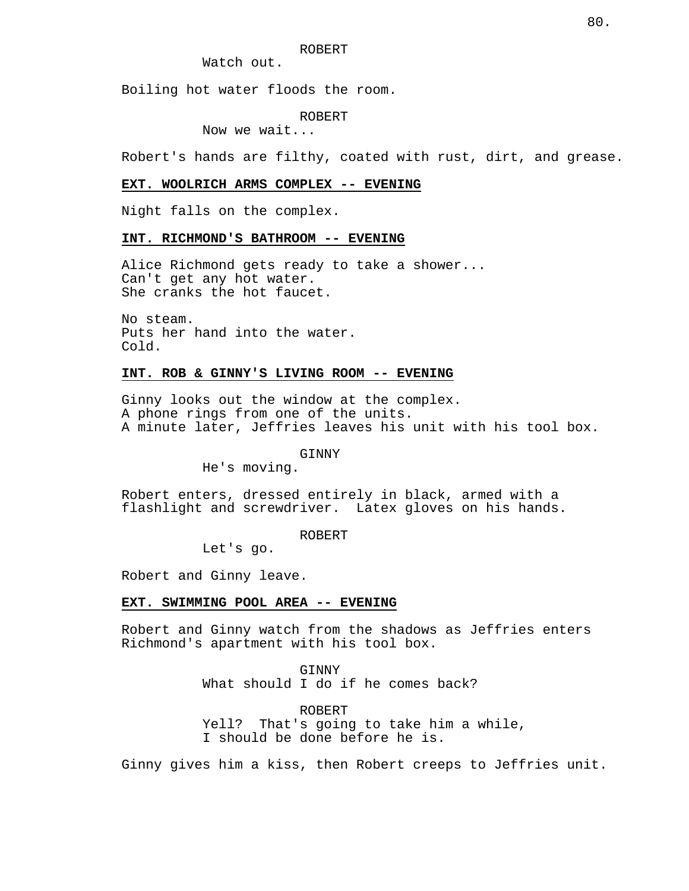ROBERT

Watch out.

Boiling hot water floods the room.

ROBERT

Now we wait...

Robert's hands are filthy, coated with rust, dirt, and grease.

**EXT. WOOLRICH ARMS COMPLEX -- EVENING**

Night falls on the complex.

**INT. RICHMOND'S BATHROOM -- EVENING**

Alice Richmond gets ready to take a shower...
Can't get any hot water.
She cranks the hot faucet.

No steam.
Puts her hand into the water.
Cold.

**INT. ROB & GINNY'S LIVING ROOM -- EVENING**

Ginny looks out the window at the complex.
A phone rings from one of the units.
A minute later, Jeffries leaves his unit with his tool box.

GINNY

He's moving.

Robert enters, dressed entirely in black, armed with a flashlight and screwdriver. Latex gloves on his hands.

ROBERT

Let's go.

Robert and Ginny leave.

**EXT. SWIMMING POOL AREA -- EVENING**

Robert and Ginny watch from the shadows as Jeffries enters Richmond's apartment with his tool box.

GINNY

What should I do if he comes back?

ROBERT

Yell? That's going to take him a while, I should be done before he is.

Ginny gives him a kiss, then Robert creeps to Jeffries unit.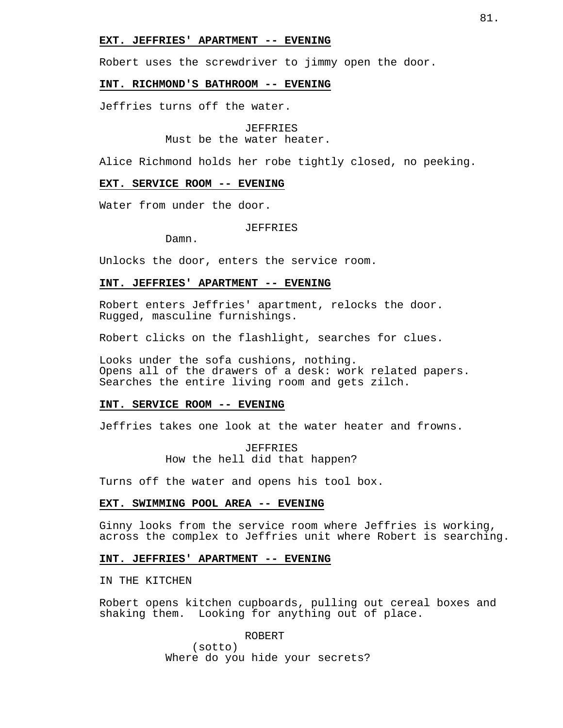**EXT. JEFFRIES' APARTMENT -- EVENING**

Robert uses the screwdriver to jimmy open the door.

**INT. RICHMOND'S BATHROOM -- EVENING**

Jeffries turns off the water.

JEFFRIES
Must be the water heater.

Alice Richmond holds her robe tightly closed, no peeking.

**EXT. SERVICE ROOM -- EVENING**

Water from under the door.

JEFFRIES
Damn.

Unlocks the door, enters the service room.

**INT. JEFFRIES' APARTMENT -- EVENING**

Robert enters Jeffries' apartment, relocks the door.
Rugged, masculine furnishings.

Robert clicks on the flashlight, searches for clues.

Looks under the sofa cushions, nothing.
Opens all of the drawers of a desk: work related papers.
Searches the entire living room and gets zilch.

**INT. SERVICE ROOM -- EVENING**

Jeffries takes one look at the water heater and frowns.

JEFFRIES
How the hell did that happen?

Turns off the water and opens his tool box.

**EXT. SWIMMING POOL AREA -- EVENING**

Ginny looks from the service room where Jeffries is working, across the complex to Jeffries unit where Robert is searching.

**INT. JEFFRIES' APARTMENT -- EVENING**

IN THE KITCHEN

Robert opens kitchen cupboards, pulling out cereal boxes and shaking them. Looking for anything out of place.

ROBERT
(sotto)
Where do you hide your secrets?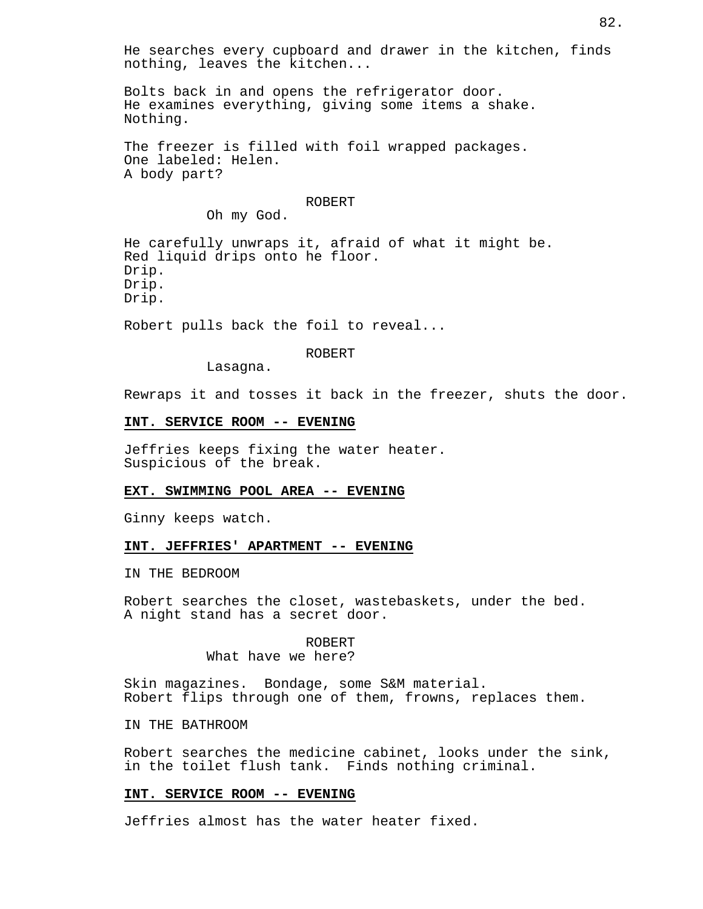He searches every cupboard and drawer in the kitchen, finds nothing, leaves the kitchen...

Bolts back in and opens the refrigerator door.
He examines everything, giving some items a shake.
Nothing.

The freezer is filled with foil wrapped packages.
One labeled: Helen.
A body part?

ROBERT
Oh my God.

He carefully unwraps it, afraid of what it might be.
Red liquid drips onto he floor.
Drip.
Drip.
Drip.

Robert pulls back the foil to reveal...

ROBERT
Lasagna.

Rewraps it and tosses it back in the freezer, shuts the door.

**INT. SERVICE ROOM -- EVENING**

Jeffries keeps fixing the water heater.
Suspicious of the break.

**EXT. SWIMMING POOL AREA -- EVENING**

Ginny keeps watch.

**INT. JEFFRIES' APARTMENT -- EVENING**

IN THE BEDROOM

Robert searches the closet, wastebaskets, under the bed.
A night stand has a secret door.

ROBERT
What have we here?

Skin magazines. Bondage, some S&M material.
Robert flips through one of them, frowns, replaces them.

IN THE BATHROOM

Robert searches the medicine cabinet, looks under the sink, in the toilet flush tank. Finds nothing criminal.

**INT. SERVICE ROOM -- EVENING**

Jeffries almost has the water heater fixed.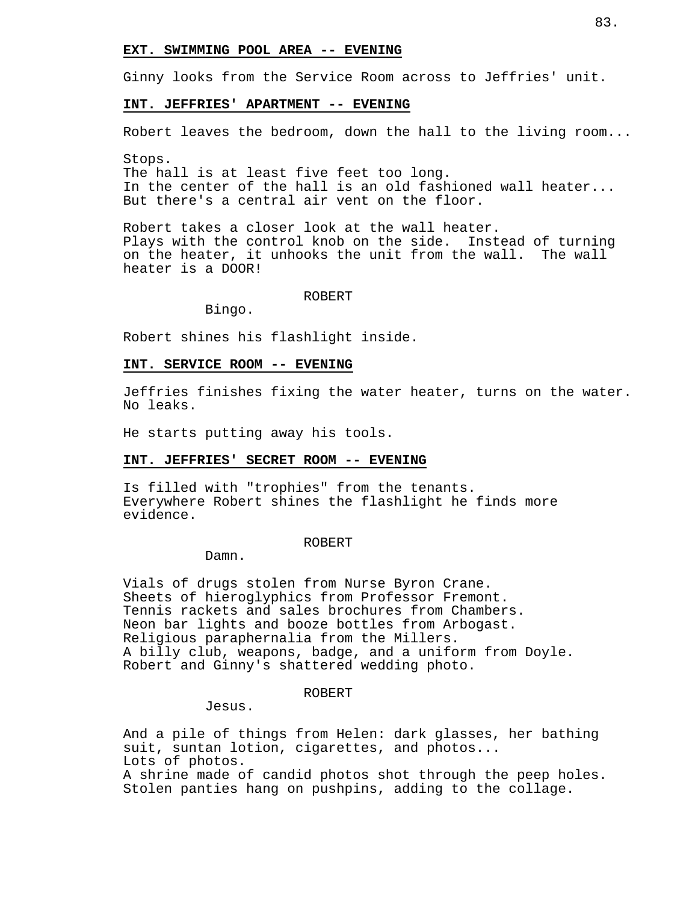**EXT. SWIMMING POOL AREA -- EVENING**

Ginny looks from the Service Room across to Jeffries' unit.

**INT. JEFFRIES' APARTMENT -- EVENING**

Robert leaves the bedroom, down the hall to the living room...

Stops.
The hall is at least five feet too long.
In the center of the hall is an old fashioned wall heater...
But there's a central air vent on the floor.

Robert takes a closer look at the wall heater.
Plays with the control knob on the side. Instead of turning on the heater, it unhooks the unit from the wall. The wall heater is a DOOR!

ROBERT

Bingo.

Robert shines his flashlight inside.

**INT. SERVICE ROOM -- EVENING**

Jeffries finishes fixing the water heater, turns on the water. No leaks.

He starts putting away his tools.

**INT. JEFFRIES' SECRET ROOM -- EVENING**

Is filled with "trophies" from the tenants.
Everywhere Robert shines the flashlight he finds more evidence.

ROBERT

Damn.

Vials of drugs stolen from Nurse Byron Crane.
Sheets of hieroglyphics from Professor Fremont.
Tennis rackets and sales brochures from Chambers.
Neon bar lights and booze bottles from Arbogast.
Religious paraphernalia from the Millers.
A billy club, weapons, badge, and a uniform from Doyle.
Robert and Ginny's shattered wedding photo.

ROBERT

Jesus.

And a pile of things from Helen: dark glasses, her bathing suit, suntan lotion, cigarettes, and photos...
Lots of photos.
A shrine made of candid photos shot through the peep holes.
Stolen panties hang on pushpins, adding to the collage.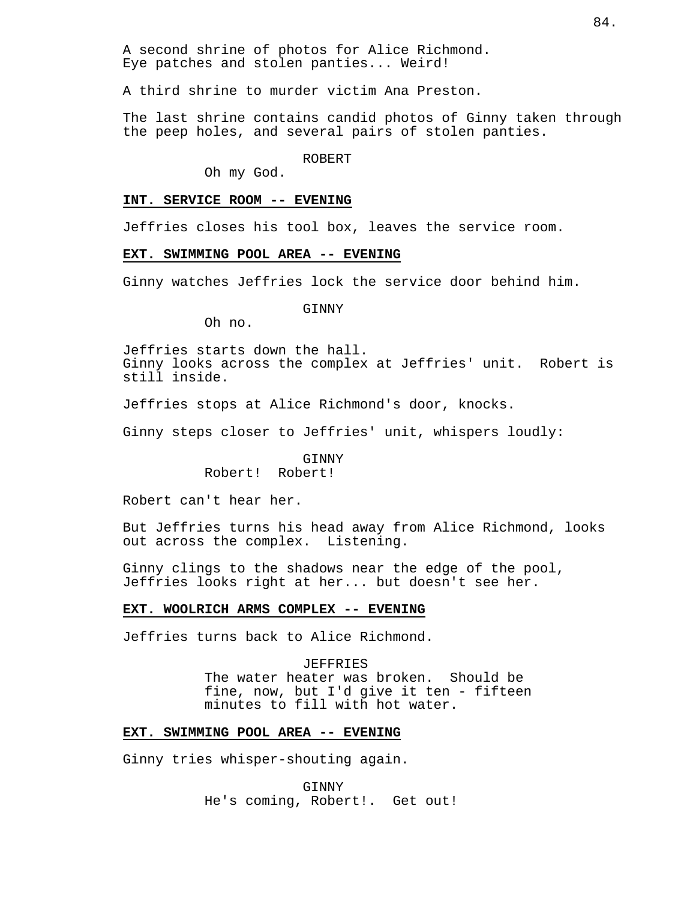A second shrine of photos for Alice Richmond.
Eye patches and stolen panties... Weird!

A third shrine to murder victim Ana Preston.

The last shrine contains candid photos of Ginny taken through the peep holes, and several pairs of stolen panties.

ROBERT
Oh my God.

**INT. SERVICE ROOM -- EVENING**

Jeffries closes his tool box, leaves the service room.

**EXT. SWIMMING POOL AREA -- EVENING**

Ginny watches Jeffries lock the service door behind him.

GINNY
Oh no.

Jeffries starts down the hall.
Ginny looks across the complex at Jeffries' unit. Robert is still inside.

Jeffries stops at Alice Richmond's door, knocks.

Ginny steps closer to Jeffries' unit, whispers loudly:

GINNY
Robert! Robert!

Robert can't hear her.

But Jeffries turns his head away from Alice Richmond, looks out across the complex. Listening.

Ginny clings to the shadows near the edge of the pool, Jeffries looks right at her... but doesn't see her.

**EXT. WOOLRICH ARMS COMPLEX -- EVENING**

Jeffries turns back to Alice Richmond.

JEFFRIES
The water heater was broken. Should be fine, now, but I'd give it ten - fifteen minutes to fill with hot water.

**EXT. SWIMMING POOL AREA -- EVENING**

Ginny tries whisper-shouting again.

GINNY
He's coming, Robert!. Get out!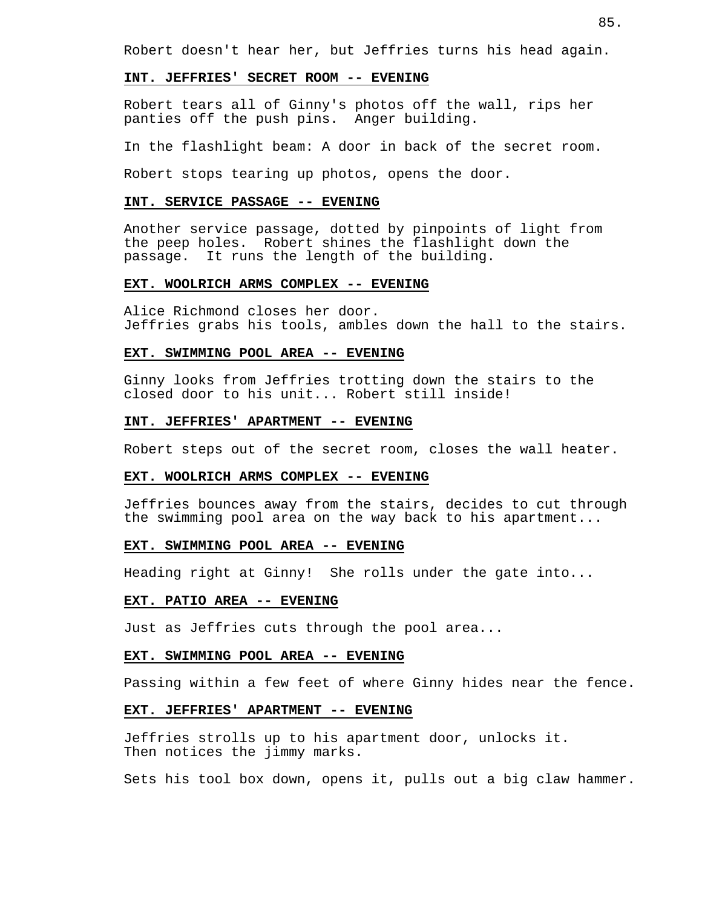Robert doesn't hear her, but Jeffries turns his head again.

**INT. JEFFRIES' SECRET ROOM -- EVENING**

Robert tears all of Ginny's photos off the wall, rips her panties off the push pins.  Anger building.

In the flashlight beam: A door in back of the secret room.

Robert stops tearing up photos, opens the door.

**INT. SERVICE PASSAGE -- EVENING**

Another service passage, dotted by pinpoints of light from the peep holes.  Robert shines the flashlight down the passage.  It runs the length of the building.

**EXT. WOOLRICH ARMS COMPLEX -- EVENING**

Alice Richmond closes her door.
Jeffries grabs his tools, ambles down the hall to the stairs.

**EXT. SWIMMING POOL AREA -- EVENING**

Ginny looks from Jeffries trotting down the stairs to the closed door to his unit... Robert still inside!

**INT. JEFFRIES' APARTMENT -- EVENING**

Robert steps out of the secret room, closes the wall heater.

**EXT. WOOLRICH ARMS COMPLEX -- EVENING**

Jeffries bounces away from the stairs, decides to cut through the swimming pool area on the way back to his apartment...

**EXT. SWIMMING POOL AREA -- EVENING**

Heading right at Ginny!  She rolls under the gate into...

**EXT. PATIO AREA -- EVENING**

Just as Jeffries cuts through the pool area...

**EXT. SWIMMING POOL AREA -- EVENING**

Passing within a few feet of where Ginny hides near the fence.

**EXT. JEFFRIES' APARTMENT -- EVENING**

Jeffries strolls up to his apartment door, unlocks it.
Then notices the jimmy marks.

Sets his tool box down, opens it, pulls out a big claw hammer.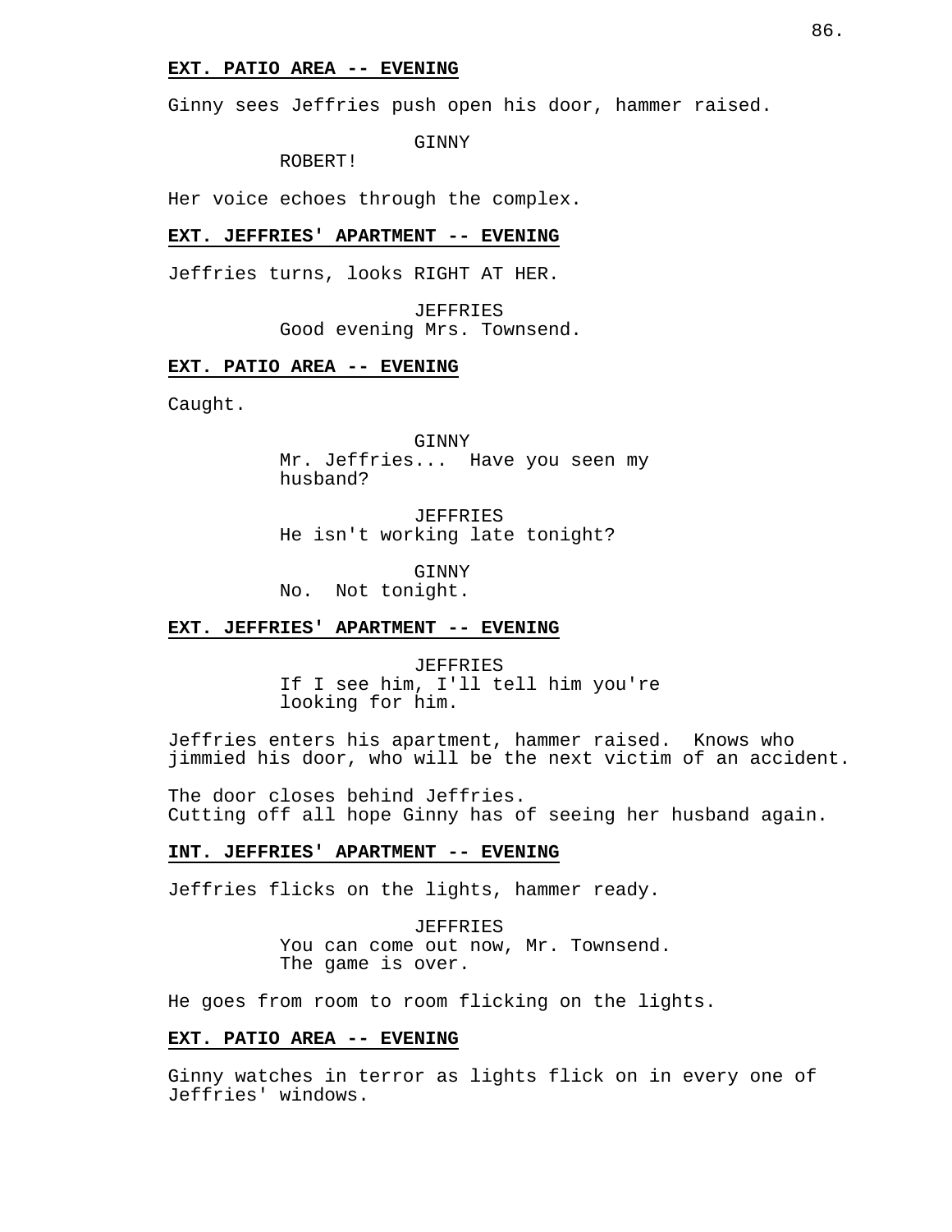**EXT. PATIO AREA -- EVENING**

Ginny sees Jeffries push open his door, hammer raised.

GINNY
ROBERT!

Her voice echoes through the complex.

**EXT. JEFFRIES' APARTMENT -- EVENING**

Jeffries turns, looks RIGHT AT HER.

JEFFRIES
Good evening Mrs. Townsend.

**EXT. PATIO AREA -- EVENING**

Caught.

GINNY
Mr. Jeffries... Have you seen my husband?

JEFFRIES
He isn't working late tonight?

GINNY
No. Not tonight.

**EXT. JEFFRIES' APARTMENT -- EVENING**

JEFFRIES
If I see him, I'll tell him you're looking for him.

Jeffries enters his apartment, hammer raised. Knows who jimmied his door, who will be the next victim of an accident.

The door closes behind Jeffries.
Cutting off all hope Ginny has of seeing her husband again.

**INT. JEFFRIES' APARTMENT -- EVENING**

Jeffries flicks on the lights, hammer ready.

JEFFRIES
You can come out now, Mr. Townsend. The game is over.

He goes from room to room flicking on the lights.

**EXT. PATIO AREA -- EVENING**

Ginny watches in terror as lights flick on in every one of Jeffries' windows.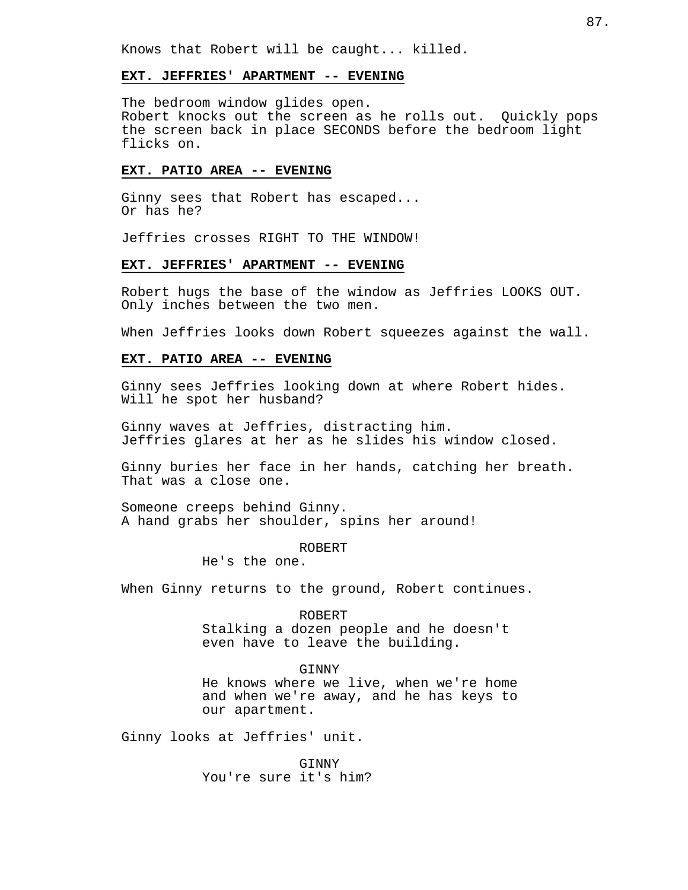Knows that Robert will be caught... killed.

**EXT. JEFFRIES' APARTMENT -- EVENING**

The bedroom window glides open.
Robert knocks out the screen as he rolls out. Quickly pops the screen back in place SECONDS before the bedroom light flicks on.

**EXT. PATIO AREA -- EVENING**

Ginny sees that Robert has escaped...
Or has he?

Jeffries crosses RIGHT TO THE WINDOW!

**EXT. JEFFRIES' APARTMENT -- EVENING**

Robert hugs the base of the window as Jeffries LOOKS OUT. Only inches between the two men.

When Jeffries looks down Robert squeezes against the wall.

**EXT. PATIO AREA -- EVENING**

Ginny sees Jeffries looking down at where Robert hides. Will he spot her husband?

Ginny waves at Jeffries, distracting him.
Jeffries glares at her as he slides his window closed.

Ginny buries her face in her hands, catching her breath. That was a close one.

Someone creeps behind Ginny.
A hand grabs her shoulder, spins her around!

ROBERT
He's the one.

When Ginny returns to the ground, Robert continues.

ROBERT
Stalking a dozen people and he doesn't even have to leave the building.

GINNY
He knows where we live, when we're home and when we're away, and he has keys to our apartment.

Ginny looks at Jeffries' unit.

GINNY
You're sure it's him?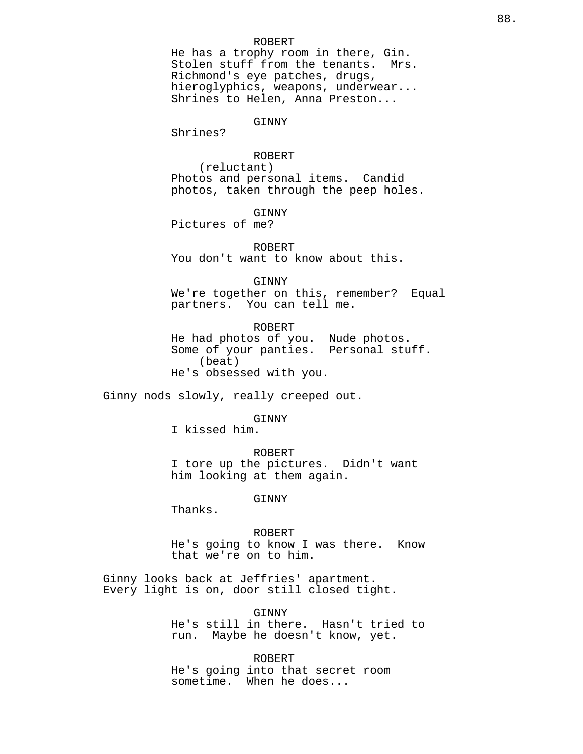ROBERT
He has a trophy room in there, Gin. Stolen stuff from the tenants. Mrs. Richmond's eye patches, drugs, hieroglyphics, weapons, underwear... Shrines to Helen, Anna Preston...

GINNY
Shrines?

ROBERT
(reluctant)
Photos and personal items. Candid photos, taken through the peep holes.

GINNY
Pictures of me?

ROBERT
You don't want to know about this.

GINNY
We're together on this, remember? Equal partners. You can tell me.

ROBERT
He had photos of you. Nude photos. Some of your panties. Personal stuff.
(beat)
He's obsessed with you.

Ginny nods slowly, really creeped out.

GINNY
I kissed him.

ROBERT
I tore up the pictures. Didn't want him looking at them again.

GINNY
Thanks.

ROBERT
He's going to know I was there. Know that we're on to him.

Ginny looks back at Jeffries' apartment. Every light is on, door still closed tight.

GINNY
He's still in there. Hasn't tried to run. Maybe he doesn't know, yet.

ROBERT
He's going into that secret room sometime. When he does...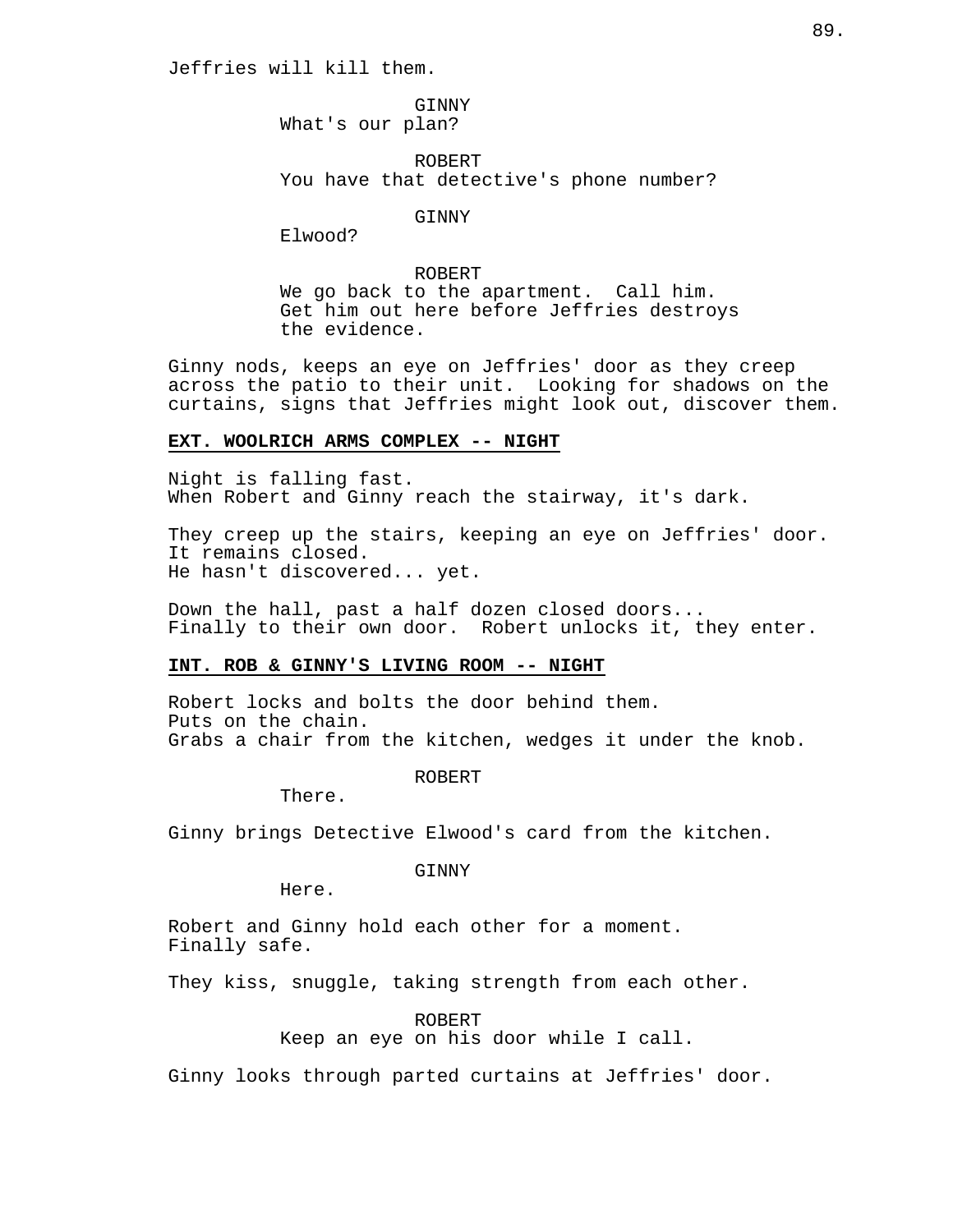Jeffries will kill them.

GINNY
What's our plan?

ROBERT
You have that detective's phone number?

GINNY
Elwood?

ROBERT
We go back to the apartment. Call him.
Get him out here before Jeffries destroys
the evidence.

Ginny nods, keeps an eye on Jeffries' door as they creep across the patio to their unit. Looking for shadows on the curtains, signs that Jeffries might look out, discover them.

**EXT. WOOLRICH ARMS COMPLEX -- NIGHT**

Night is falling fast.
When Robert and Ginny reach the stairway, it's dark.

They creep up the stairs, keeping an eye on Jeffries' door.
It remains closed.
He hasn't discovered... yet.

Down the hall, past a half dozen closed doors...
Finally to their own door. Robert unlocks it, they enter.

**INT. ROB & GINNY'S LIVING ROOM -- NIGHT**

Robert locks and bolts the door behind them.
Puts on the chain.
Grabs a chair from the kitchen, wedges it under the knob.

ROBERT
There.

Ginny brings Detective Elwood's card from the kitchen.

GINNY
Here.

Robert and Ginny hold each other for a moment.
Finally safe.

They kiss, snuggle, taking strength from each other.

ROBERT
Keep an eye on his door while I call.

Ginny looks through parted curtains at Jeffries' door.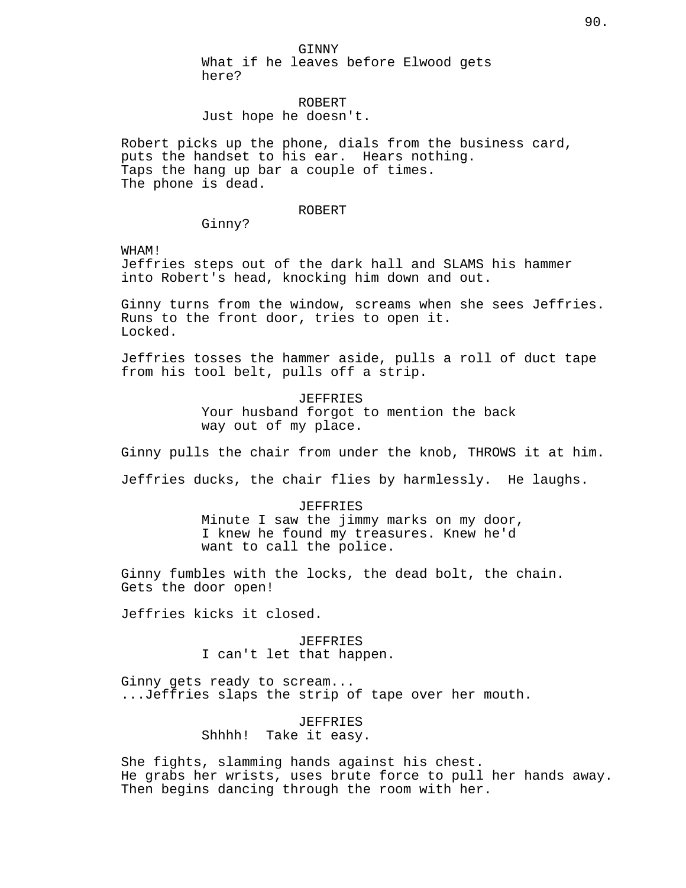GINNY
What if he leaves before Elwood gets here?

ROBERT
Just hope he doesn't.

Robert picks up the phone, dials from the business card, puts the handset to his ear. Hears nothing.
Taps the hang up bar a couple of times.
The phone is dead.

ROBERT
Ginny?

WHAM!
Jeffries steps out of the dark hall and SLAMS his hammer into Robert's head, knocking him down and out.

Ginny turns from the window, screams when she sees Jeffries.
Runs to the front door, tries to open it.
Locked.

Jeffries tosses the hammer aside, pulls a roll of duct tape from his tool belt, pulls off a strip.

JEFFRIES
Your husband forgot to mention the back way out of my place.

Ginny pulls the chair from under the knob, THROWS it at him.

Jeffries ducks, the chair flies by harmlessly. He laughs.

JEFFRIES
Minute I saw the jimmy marks on my door, I knew he found my treasures. Knew he'd want to call the police.

Ginny fumbles with the locks, the dead bolt, the chain.
Gets the door open!

Jeffries kicks it closed.

JEFFRIES
I can't let that happen.

Ginny gets ready to scream...
...Jeffries slaps the strip of tape over her mouth.

JEFFRIES
Shhhh! Take it easy.

She fights, slamming hands against his chest.
He grabs her wrists, uses brute force to pull her hands away.
Then begins dancing through the room with her.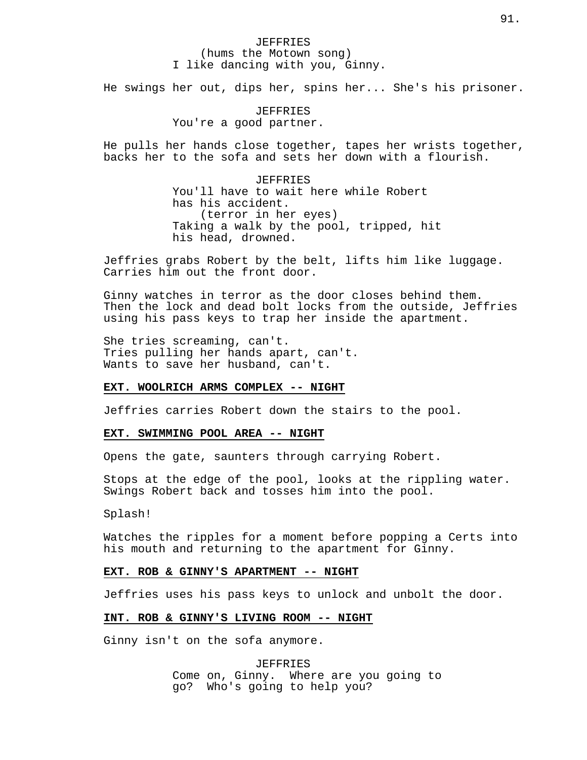JEFFRIES
(hums the Motown song)
I like dancing with you, Ginny.

He swings her out, dips her, spins her... She's his prisoner.

JEFFRIES
You're a good partner.

He pulls her hands close together, tapes her wrists together, backs her to the sofa and sets her down with a flourish.

JEFFRIES
You'll have to wait here while Robert has his accident.
(terror in her eyes)
Taking a walk by the pool, tripped, hit his head, drowned.

Jeffries grabs Robert by the belt, lifts him like luggage. Carries him out the front door.

Ginny watches in terror as the door closes behind them. Then the lock and dead bolt locks from the outside, Jeffries using his pass keys to trap her inside the apartment.

She tries screaming, can't.
Tries pulling her hands apart, can't.
Wants to save her husband, can't.

**EXT. WOOLRICH ARMS COMPLEX -- NIGHT**

Jeffries carries Robert down the stairs to the pool.

**EXT. SWIMMING POOL AREA -- NIGHT**

Opens the gate, saunters through carrying Robert.

Stops at the edge of the pool, looks at the rippling water. Swings Robert back and tosses him into the pool.

Splash!

Watches the ripples for a moment before popping a Certs into his mouth and returning to the apartment for Ginny.

**EXT. ROB & GINNY'S APARTMENT -- NIGHT**

Jeffries uses his pass keys to unlock and unbolt the door.

**INT. ROB & GINNY'S LIVING ROOM -- NIGHT**

Ginny isn't on the sofa anymore.

JEFFRIES
Come on, Ginny. Where are you going to go? Who's going to help you?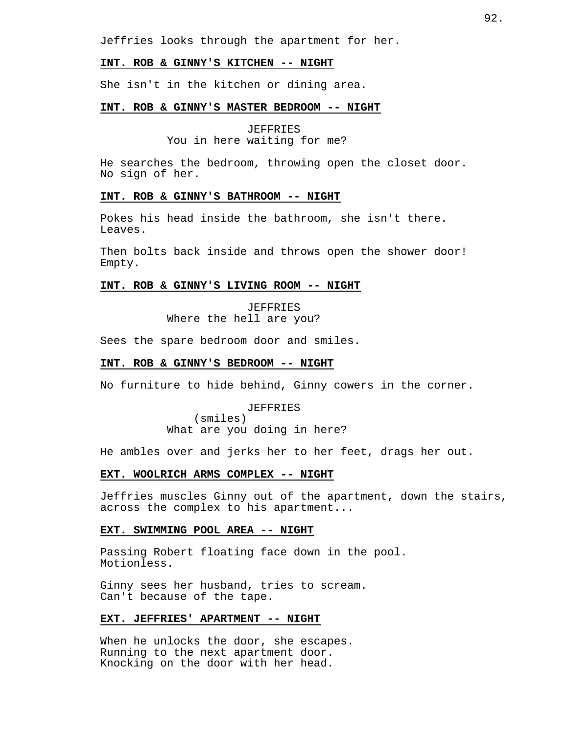Jeffries looks through the apartment for her.

**INT. ROB & GINNY'S KITCHEN -- NIGHT**

She isn't in the kitchen or dining area.

**INT. ROB & GINNY'S MASTER BEDROOM -- NIGHT**

JEFFRIES
You in here waiting for me?

He searches the bedroom, throwing open the closet door. No sign of her.

**INT. ROB & GINNY'S BATHROOM -- NIGHT**

Pokes his head inside the bathroom, she isn't there. Leaves.

Then bolts back inside and throws open the shower door! Empty.

**INT. ROB & GINNY'S LIVING ROOM -- NIGHT**

JEFFRIES
Where the hell are you?

Sees the spare bedroom door and smiles.

**INT. ROB & GINNY'S BEDROOM -- NIGHT**

No furniture to hide behind, Ginny cowers in the corner.

JEFFRIES
(smiles)
What are you doing in here?

He ambles over and jerks her to her feet, drags her out.

**EXT. WOOLRICH ARMS COMPLEX -- NIGHT**

Jeffries muscles Ginny out of the apartment, down the stairs, across the complex to his apartment...

**EXT. SWIMMING POOL AREA -- NIGHT**

Passing Robert floating face down in the pool. Motionless.

Ginny sees her husband, tries to scream. Can't because of the tape.

**EXT. JEFFRIES' APARTMENT -- NIGHT**

When he unlocks the door, she escapes. Running to the next apartment door. Knocking on the door with her head.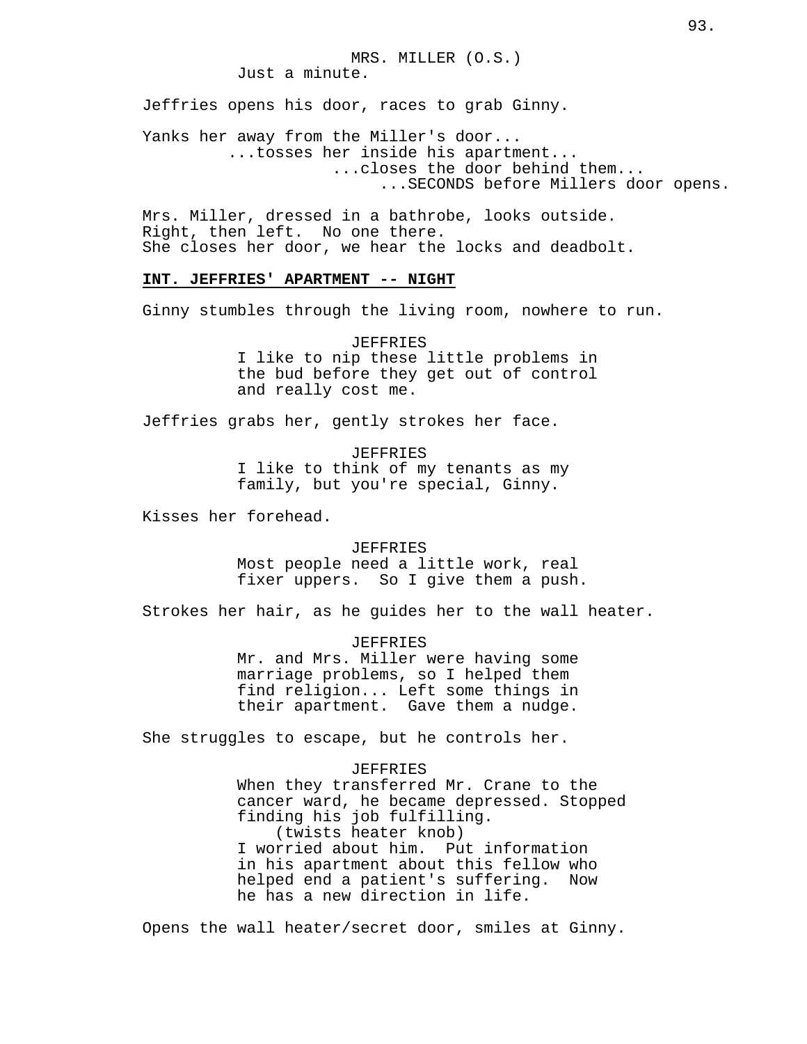MRS. MILLER (O.S.)
Just a minute.

Jeffries opens his door, races to grab Ginny.

Yanks her away from the Miller's door...
...tosses her inside his apartment...
...closes the door behind them...
...SECONDS before Millers door opens.

Mrs. Miller, dressed in a bathrobe, looks outside.
Right, then left. No one there.
She closes her door, we hear the locks and deadbolt.

**INT. JEFFRIES' APARTMENT -- NIGHT**

Ginny stumbles through the living room, nowhere to run.

JEFFRIES
I like to nip these little problems in the bud before they get out of control and really cost me.

Jeffries grabs her, gently strokes her face.

JEFFRIES
I like to think of my tenants as my family, but you're special, Ginny.

Kisses her forehead.

JEFFRIES
Most people need a little work, real fixer uppers. So I give them a push.

Strokes her hair, as he guides her to the wall heater.

JEFFRIES
Mr. and Mrs. Miller were having some marriage problems, so I helped them find religion... Left some things in their apartment. Gave them a nudge.

She struggles to escape, but he controls her.

JEFFRIES
When they transferred Mr. Crane to the cancer ward, he became depressed. Stopped finding his job fulfilling.
(twists heater knob)
I worried about him. Put information in his apartment about this fellow who helped end a patient's suffering. Now he has a new direction in life.

Opens the wall heater/secret door, smiles at Ginny.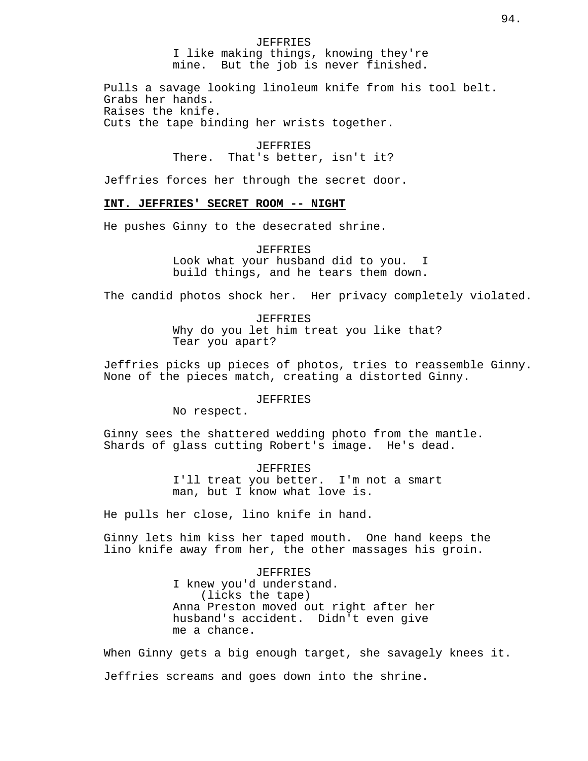JEFFRIES
I like making things, knowing they're mine. But the job is never finished.

Pulls a savage looking linoleum knife from his tool belt.
Grabs her hands.
Raises the knife.
Cuts the tape binding her wrists together.

JEFFRIES
There. That's better, isn't it?

Jeffries forces her through the secret door.

**INT. JEFFRIES' SECRET ROOM -- NIGHT**

He pushes Ginny to the desecrated shrine.

JEFFRIES
Look what your husband did to you. I build things, and he tears them down.

The candid photos shock her. Her privacy completely violated.

JEFFRIES
Why do you let him treat you like that? Tear you apart?

Jeffries picks up pieces of photos, tries to reassemble Ginny. None of the pieces match, creating a distorted Ginny.

JEFFRIES
No respect.

Ginny sees the shattered wedding photo from the mantle. Shards of glass cutting Robert's image. He's dead.

JEFFRIES
I'll treat you better. I'm not a smart man, but I know what love is.

He pulls her close, lino knife in hand.

Ginny lets him kiss her taped mouth. One hand keeps the lino knife away from her, the other massages his groin.

JEFFRIES
I knew you'd understand.
(licks the tape)
Anna Preston moved out right after her husband's accident. Didn't even give me a chance.

When Ginny gets a big enough target, she savagely knees it.

Jeffries screams and goes down into the shrine.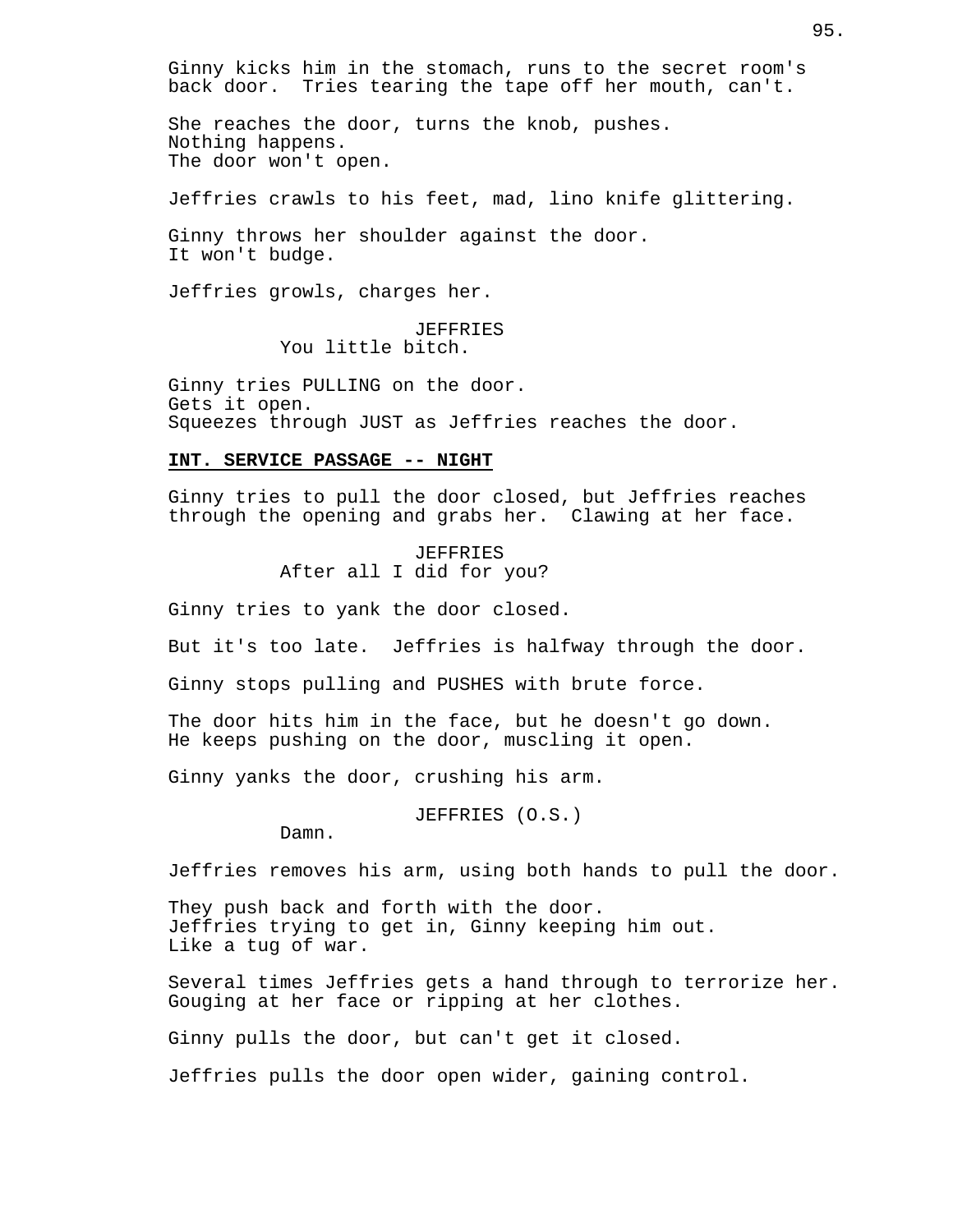Ginny kicks him in the stomach, runs to the secret room's back door.  Tries tearing the tape off her mouth, can't.

She reaches the door, turns the knob, pushes.
Nothing happens.
The door won't open.

Jeffries crawls to his feet, mad, lino knife glittering.

Ginny throws her shoulder against the door.
It won't budge.

Jeffries growls, charges her.

JEFFRIES
You little bitch.

Ginny tries PULLING on the door.
Gets it open.
Squeezes through JUST as Jeffries reaches the door.

**INT. SERVICE PASSAGE -- NIGHT**

Ginny tries to pull the door closed, but Jeffries reaches through the opening and grabs her.  Clawing at her face.

JEFFRIES
After all I did for you?

Ginny tries to yank the door closed.

But it's too late.  Jeffries is halfway through the door.

Ginny stops pulling and PUSHES with brute force.

The door hits him in the face, but he doesn't go down.
He keeps pushing on the door, muscling it open.

Ginny yanks the door, crushing his arm.

JEFFRIES (O.S.)
Damn.

Jeffries removes his arm, using both hands to pull the door.

They push back and forth with the door.
Jeffries trying to get in, Ginny keeping him out.
Like a tug of war.

Several times Jeffries gets a hand through to terrorize her.
Gouging at her face or ripping at her clothes.

Ginny pulls the door, but can't get it closed.

Jeffries pulls the door open wider, gaining control.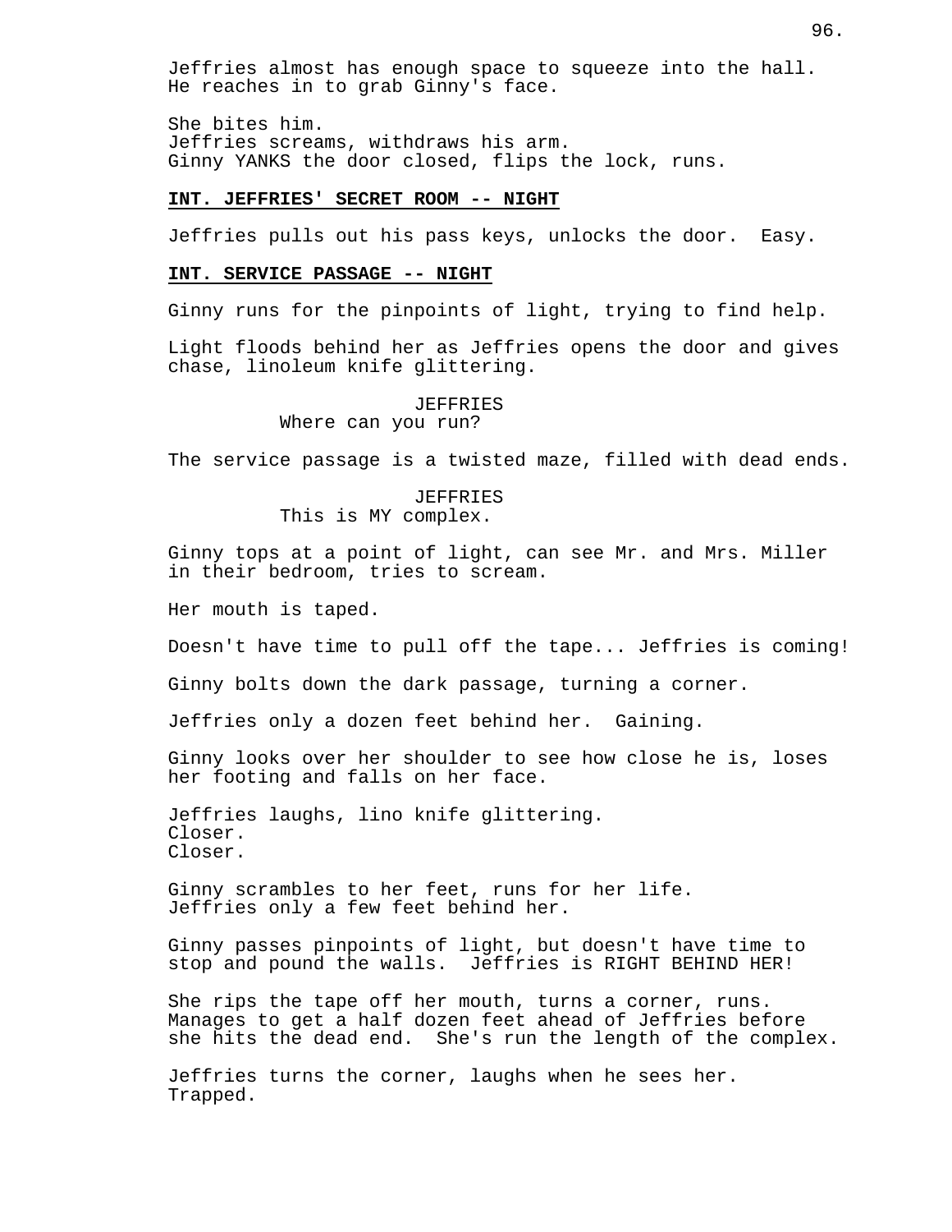Jeffries almost has enough space to squeeze into the hall. He reaches in to grab Ginny's face.

She bites him.
Jeffries screams, withdraws his arm.
Ginny YANKS the door closed, flips the lock, runs.

**INT. JEFFRIES' SECRET ROOM -- NIGHT**

Jeffries pulls out his pass keys, unlocks the door. Easy.

**INT. SERVICE PASSAGE -- NIGHT**

Ginny runs for the pinpoints of light, trying to find help.

Light floods behind her as Jeffries opens the door and gives chase, linoleum knife glittering.

JEFFRIES
Where can you run?

The service passage is a twisted maze, filled with dead ends.

JEFFRIES
This is MY complex.

Ginny tops at a point of light, can see Mr. and Mrs. Miller in their bedroom, tries to scream.

Her mouth is taped.

Doesn't have time to pull off the tape... Jeffries is coming!

Ginny bolts down the dark passage, turning a corner.

Jeffries only a dozen feet behind her. Gaining.

Ginny looks over her shoulder to see how close he is, loses her footing and falls on her face.

Jeffries laughs, lino knife glittering.
Closer.
Closer.

Ginny scrambles to her feet, runs for her life.
Jeffries only a few feet behind her.

Ginny passes pinpoints of light, but doesn't have time to stop and pound the walls. Jeffries is RIGHT BEHIND HER!

She rips the tape off her mouth, turns a corner, runs.
Manages to get a half dozen feet ahead of Jeffries before she hits the dead end. She's run the length of the complex.

Jeffries turns the corner, laughs when he sees her.
Trapped.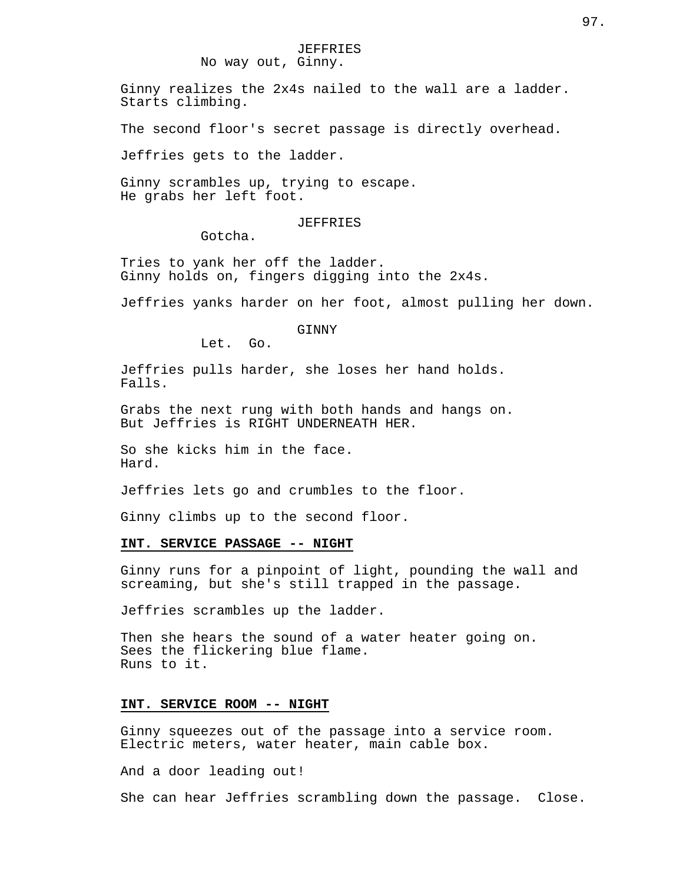JEFFRIES

No way out, Ginny.

Ginny realizes the 2x4s nailed to the wall are a ladder.
Starts climbing.

The second floor's secret passage is directly overhead.

Jeffries gets to the ladder.

Ginny scrambles up, trying to escape.
He grabs her left foot.

JEFFRIES

Gotcha.

Tries to yank her off the ladder.
Ginny holds on, fingers digging into the 2x4s.

Jeffries yanks harder on her foot, almost pulling her down.

GINNY

Let. Go.

Jeffries pulls harder, she loses her hand holds.
Falls.

Grabs the next rung with both hands and hangs on.
But Jeffries is RIGHT UNDERNEATH HER.

So she kicks him in the face.
Hard.

Jeffries lets go and crumbles to the floor.

Ginny climbs up to the second floor.

**INT. SERVICE PASSAGE -- NIGHT**

Ginny runs for a pinpoint of light, pounding the wall and screaming, but she's still trapped in the passage.

Jeffries scrambles up the ladder.

Then she hears the sound of a water heater going on.
Sees the flickering blue flame.
Runs to it.

**INT. SERVICE ROOM -- NIGHT**

Ginny squeezes out of the passage into a service room.
Electric meters, water heater, main cable box.

And a door leading out!

She can hear Jeffries scrambling down the passage. Close.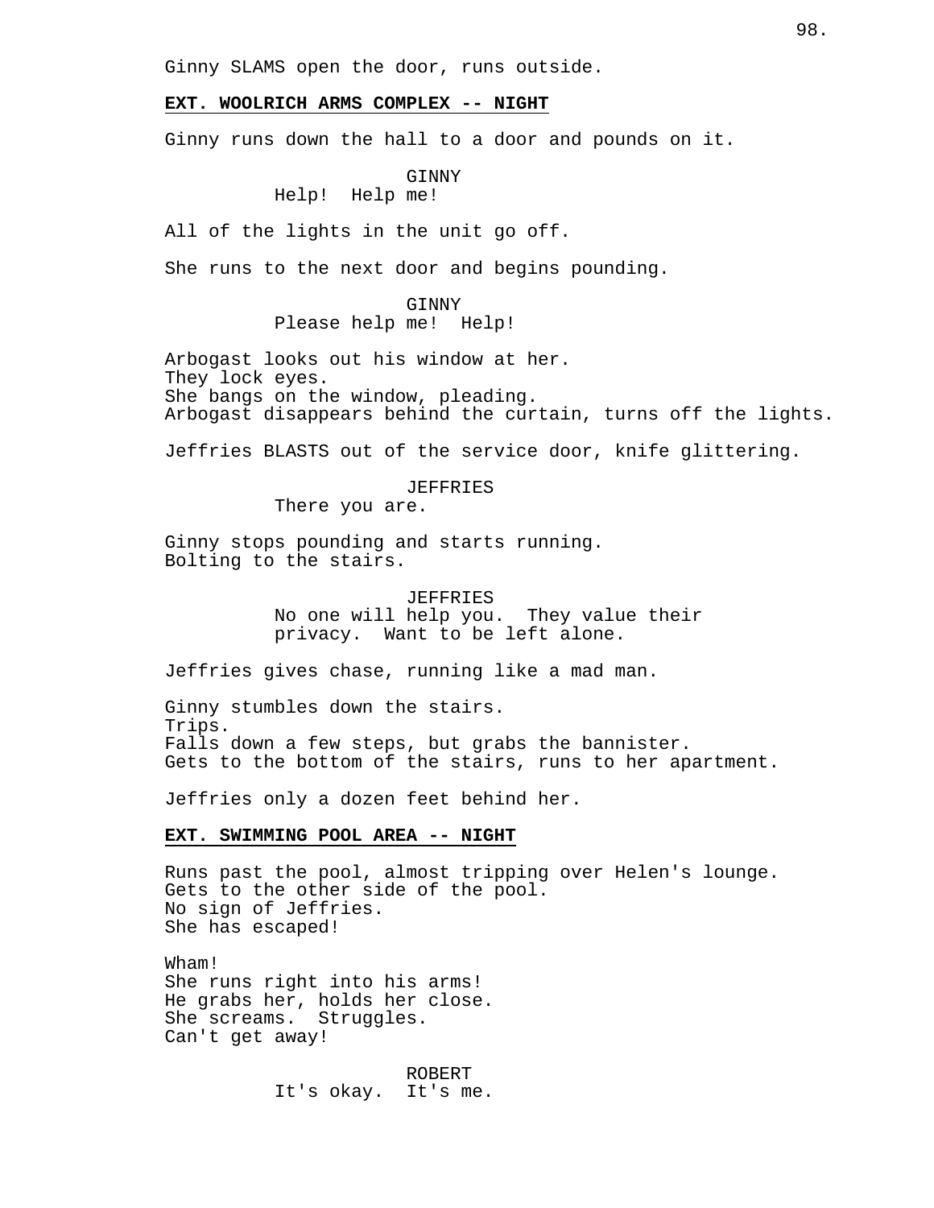Ginny SLAMS open the door, runs outside.

**EXT. WOOLRICH ARMS COMPLEX -- NIGHT**

Ginny runs down the hall to a door and pounds on it.

GINNY
Help! Help me!

All of the lights in the unit go off.

She runs to the next door and begins pounding.

GINNY
Please help me! Help!

Arbogast looks out his window at her.
They lock eyes.
She bangs on the window, pleading.
Arbogast disappears behind the curtain, turns off the lights.

Jeffries BLASTS out of the service door, knife glittering.

JEFFRIES
There you are.

Ginny stops pounding and starts running.
Bolting to the stairs.

JEFFRIES
No one will help you. They value their privacy. Want to be left alone.

Jeffries gives chase, running like a mad man.

Ginny stumbles down the stairs.
Trips.
Falls down a few steps, but grabs the bannister.
Gets to the bottom of the stairs, runs to her apartment.

Jeffries only a dozen feet behind her.

**EXT. SWIMMING POOL AREA -- NIGHT**

Runs past the pool, almost tripping over Helen's lounge.
Gets to the other side of the pool.
No sign of Jeffries.
She has escaped!

Wham!
She runs right into his arms!
He grabs her, holds her close.
She screams. Struggles.
Can't get away!

ROBERT
It's okay. It's me.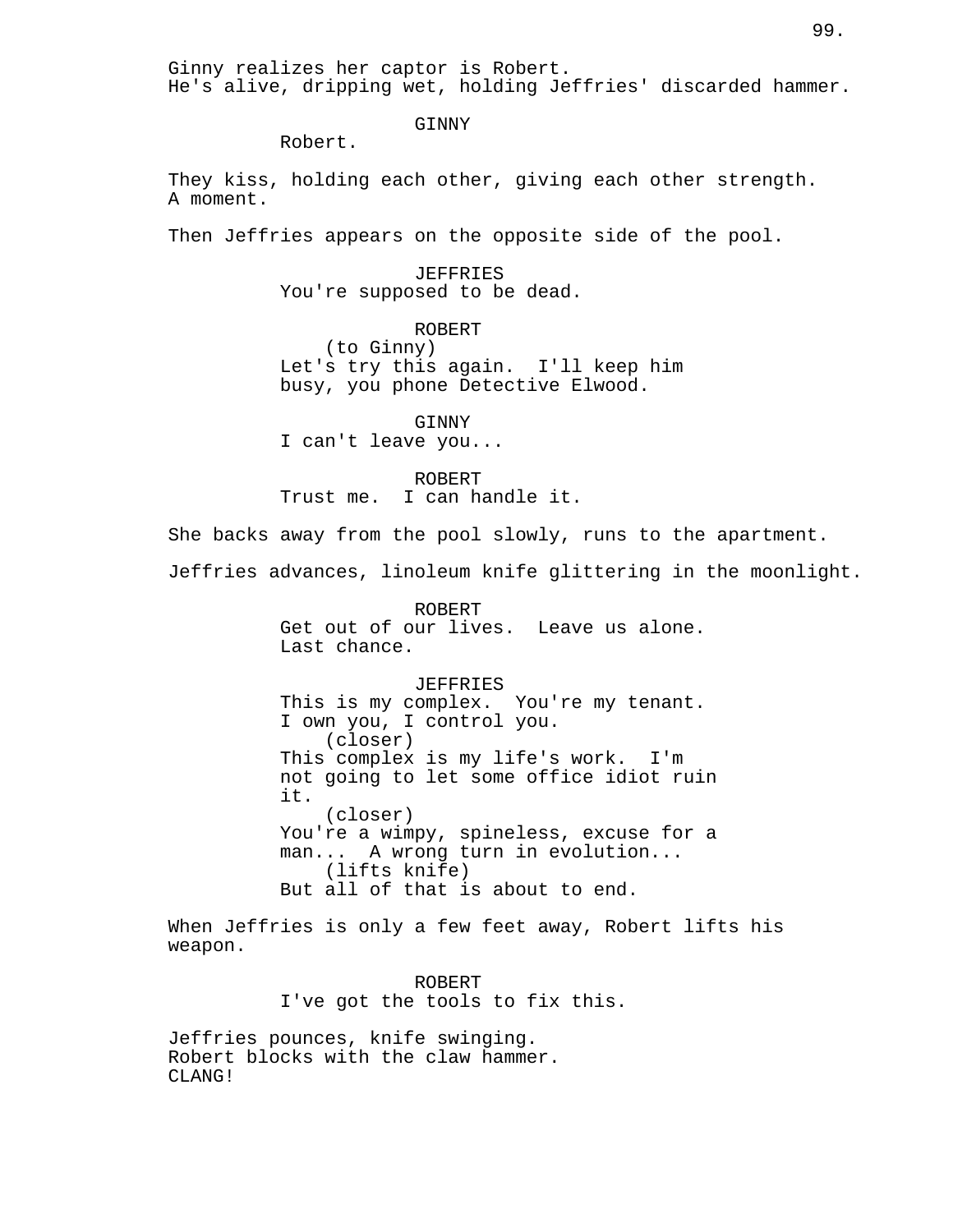Ginny realizes her captor is Robert.
He's alive, dripping wet, holding Jeffries' discarded hammer.

GINNY
Robert.

They kiss, holding each other, giving each other strength.
A moment.

Then Jeffries appears on the opposite side of the pool.

JEFFRIES
You're supposed to be dead.

ROBERT
(to Ginny)
Let's try this again. I'll keep him busy, you phone Detective Elwood.

GINNY
I can't leave you...

ROBERT
Trust me. I can handle it.

She backs away from the pool slowly, runs to the apartment.

Jeffries advances, linoleum knife glittering in the moonlight.

ROBERT
Get out of our lives. Leave us alone.
Last chance.

JEFFRIES
This is my complex. You're my tenant.
I own you, I control you.
(closer)
This complex is my life's work. I'm not going to let some office idiot ruin it.
(closer)
You're a wimpy, spineless, excuse for a man... A wrong turn in evolution...
(lifts knife)
But all of that is about to end.

When Jeffries is only a few feet away, Robert lifts his weapon.

ROBERT
I've got the tools to fix this.

Jeffries pounces, knife swinging.
Robert blocks with the claw hammer.
CLANG!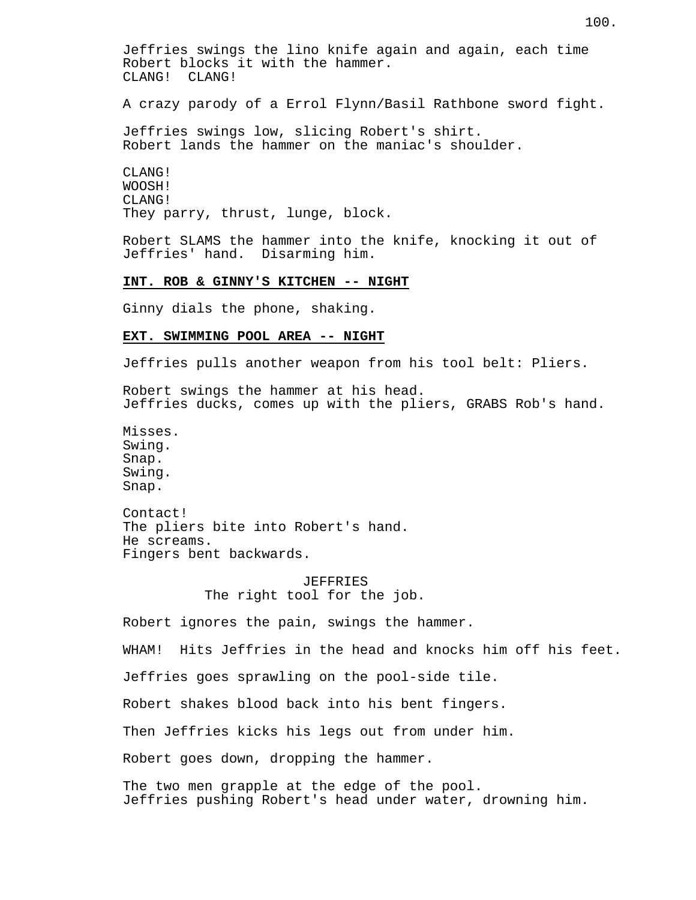Jeffries swings the lino knife again and again, each time Robert blocks it with the hammer.
CLANG! CLANG!

A crazy parody of a Errol Flynn/Basil Rathbone sword fight.

Jeffries swings low, slicing Robert's shirt.
Robert lands the hammer on the maniac's shoulder.

CLANG!
WOOSH!
CLANG!
They parry, thrust, lunge, block.

Robert SLAMS the hammer into the knife, knocking it out of Jeffries' hand. Disarming him.

**INT. ROB & GINNY'S KITCHEN -- NIGHT**

Ginny dials the phone, shaking.

**EXT. SWIMMING POOL AREA -- NIGHT**

Jeffries pulls another weapon from his tool belt: Pliers.

Robert swings the hammer at his head.
Jeffries ducks, comes up with the pliers, GRABS Rob's hand.

Misses.
Swing.
Snap.
Swing.
Snap.

Contact!
The pliers bite into Robert's hand.
He screams.
Fingers bent backwards.

JEFFRIES
The right tool for the job.

Robert ignores the pain, swings the hammer.

WHAM! Hits Jeffries in the head and knocks him off his feet.

Jeffries goes sprawling on the pool-side tile.

Robert shakes blood back into his bent fingers.

Then Jeffries kicks his legs out from under him.

Robert goes down, dropping the hammer.

The two men grapple at the edge of the pool.
Jeffries pushing Robert's head under water, drowning him.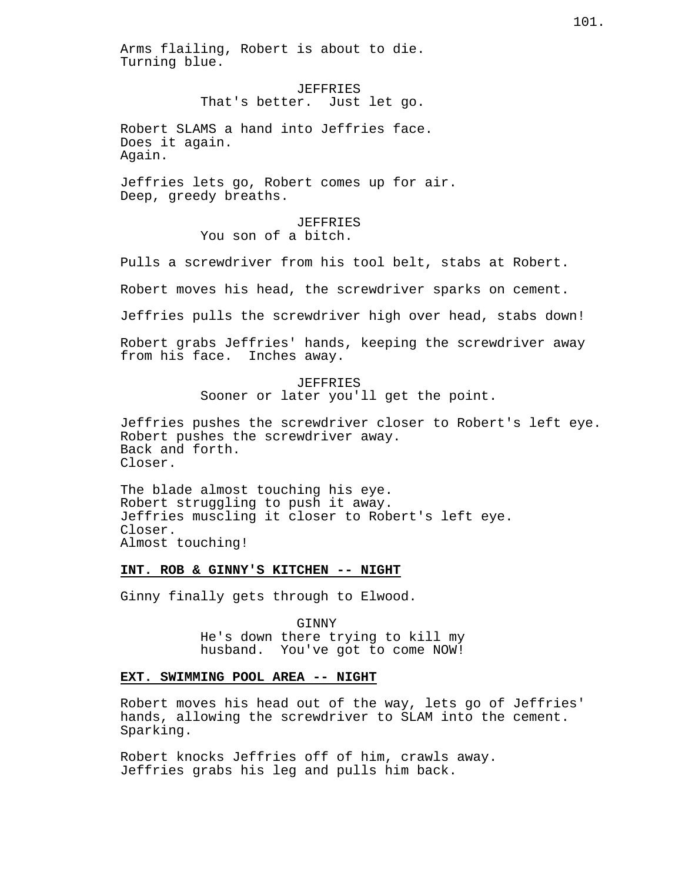Arms flailing, Robert is about to die.
Turning blue.

JEFFRIES
That's better. Just let go.

Robert SLAMS a hand into Jeffries face.
Does it again.
Again.

Jeffries lets go, Robert comes up for air.
Deep, greedy breaths.

JEFFRIES
You son of a bitch.

Pulls a screwdriver from his tool belt, stabs at Robert.

Robert moves his head, the screwdriver sparks on cement.

Jeffries pulls the screwdriver high over head, stabs down!

Robert grabs Jeffries' hands, keeping the screwdriver away from his face. Inches away.

JEFFRIES
Sooner or later you'll get the point.

Jeffries pushes the screwdriver closer to Robert's left eye.
Robert pushes the screwdriver away.
Back and forth.
Closer.

The blade almost touching his eye.
Robert struggling to push it away.
Jeffries muscling it closer to Robert's left eye.
Closer.
Almost touching!

**INT. ROB & GINNY'S KITCHEN -- NIGHT**

Ginny finally gets through to Elwood.

GINNY
He's down there trying to kill my husband. You've got to come NOW!

**EXT. SWIMMING POOL AREA -- NIGHT**

Robert moves his head out of the way, lets go of Jeffries' hands, allowing the screwdriver to SLAM into the cement. Sparking.

Robert knocks Jeffries off of him, crawls away.
Jeffries grabs his leg and pulls him back.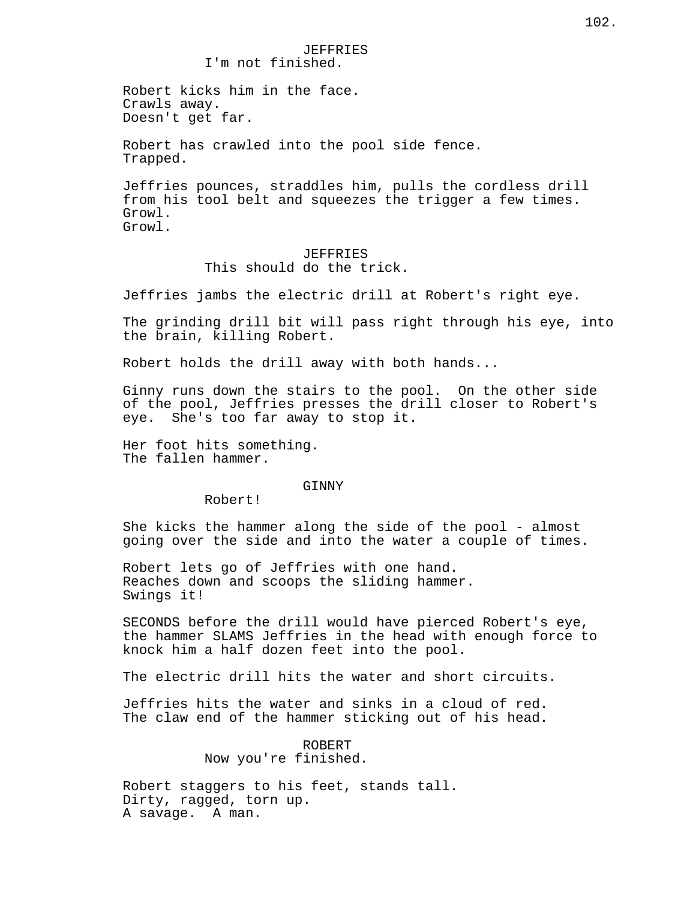JEFFRIES
I'm not finished.

Robert kicks him in the face.
Crawls away.
Doesn't get far.

Robert has crawled into the pool side fence.
Trapped.

Jeffries pounces, straddles him, pulls the cordless drill from his tool belt and squeezes the trigger a few times.
Growl.
Growl.

JEFFRIES
This should do the trick.

Jeffries jambs the electric drill at Robert's right eye.

The grinding drill bit will pass right through his eye, into the brain, killing Robert.

Robert holds the drill away with both hands...

Ginny runs down the stairs to the pool. On the other side of the pool, Jeffries presses the drill closer to Robert's eye. She's too far away to stop it.

Her foot hits something.
The fallen hammer.

GINNY
Robert!

She kicks the hammer along the side of the pool - almost going over the side and into the water a couple of times.

Robert lets go of Jeffries with one hand.
Reaches down and scoops the sliding hammer.
Swings it!

SECONDS before the drill would have pierced Robert's eye, the hammer SLAMS Jeffries in the head with enough force to knock him a half dozen feet into the pool.

The electric drill hits the water and short circuits.

Jeffries hits the water and sinks in a cloud of red.
The claw end of the hammer sticking out of his head.

ROBERT
Now you're finished.

Robert staggers to his feet, stands tall.
Dirty, ragged, torn up.
A savage. A man.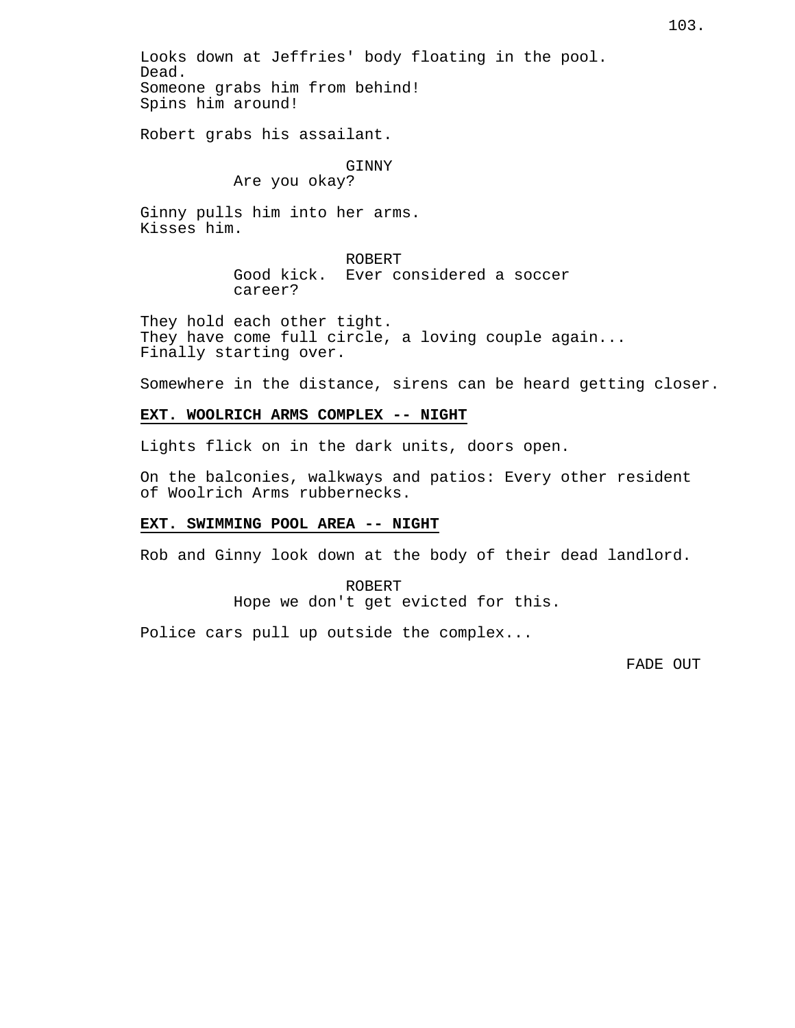Looks down at Jeffries' body floating in the pool.
Dead.
Someone grabs him from behind!
Spins him around!

Robert grabs his assailant.

GINNY
Are you okay?

Ginny pulls him into her arms.
Kisses him.

ROBERT
Good kick. Ever considered a soccer career?

They hold each other tight.
They have come full circle, a loving couple again...
Finally starting over.

Somewhere in the distance, sirens can be heard getting closer.

**EXT. WOOLRICH ARMS COMPLEX -- NIGHT**

Lights flick on in the dark units, doors open.

On the balconies, walkways and patios: Every other resident of Woolrich Arms rubbernecks.

**EXT. SWIMMING POOL AREA -- NIGHT**

Rob and Ginny look down at the body of their dead landlord.

ROBERT
Hope we don't get evicted for this.

Police cars pull up outside the complex...

FADE OUT